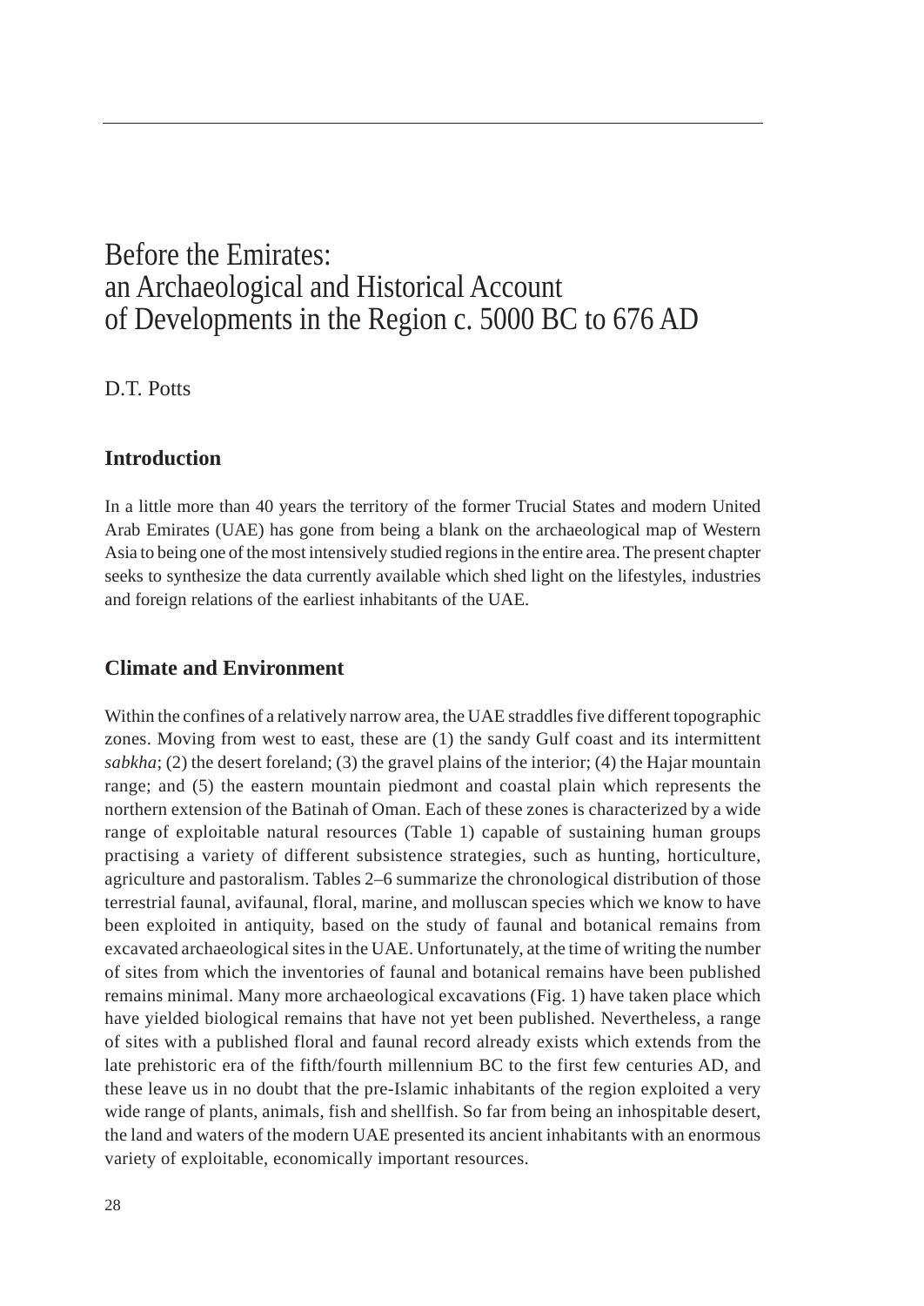# Before the Emirates: an Archaeological and Historical Account of Developments in the Region c. 5000 BC to 676 AD

D.T. Potts

## Introduction

In a little more than 40 years the territory of the former Trucial States and modern United Arab Emirates (UAE) has gone from being a blank on the archaeological map of Western Asia to being one of the most intensively studied regions in the entire area. The present chapter seeks to synthesize the data currently available which shed light on the lifestyles, industries and foreign relations of the earliest inhabitants of the UAE.

## Climate and Environment

Within the confines of a relatively narrow area, the UAE straddles five different topographic zones. Moving from west to east, these are (1) the sandy Gulf coast and its intermittent *sabkha*; (2) the desert foreland; (3) the gravel plains of the interior; (4) the Hajar mountain range; and (5) the eastern mountain piedmont and coastal plain which represents the northern extension of the Batinah of Oman. Each of these zones is characterized by a wide range of exploitable natural resources (Table 1) capable of sustaining human groups practising a variety of different subsistence strategies, such as hunting, horticulture, agriculture and pastoralism. Tables 2–6 summarize the chronological distribution of those terrestrial faunal, avifaunal, floral, marine, and molluscan species which we know to have been exploited in antiquity, based on the study of faunal and botanical remains from excavated archaeological sites in the UAE. Unfortunately, at the time of writing the number of sites from which the inventories of faunal and botanical remains have been published remains minimal. Many more archaeological excavations (Fig. 1) have taken place which have yielded biological remains that have not yet been published. Nevertheless, a range of sites with a published floral and faunal record already exists which extends from the late prehistoric era of the fifth/fourth millennium BC to the first few centuries AD, and these leave us in no doubt that the pre-Islamic inhabitants of the region exploited a very wide range of plants, animals, fish and shellfish. So far from being an inhospitable desert, the land and waters of the modern UAE presented its ancient inhabitants with an enormous variety of exploitable, economically important resources.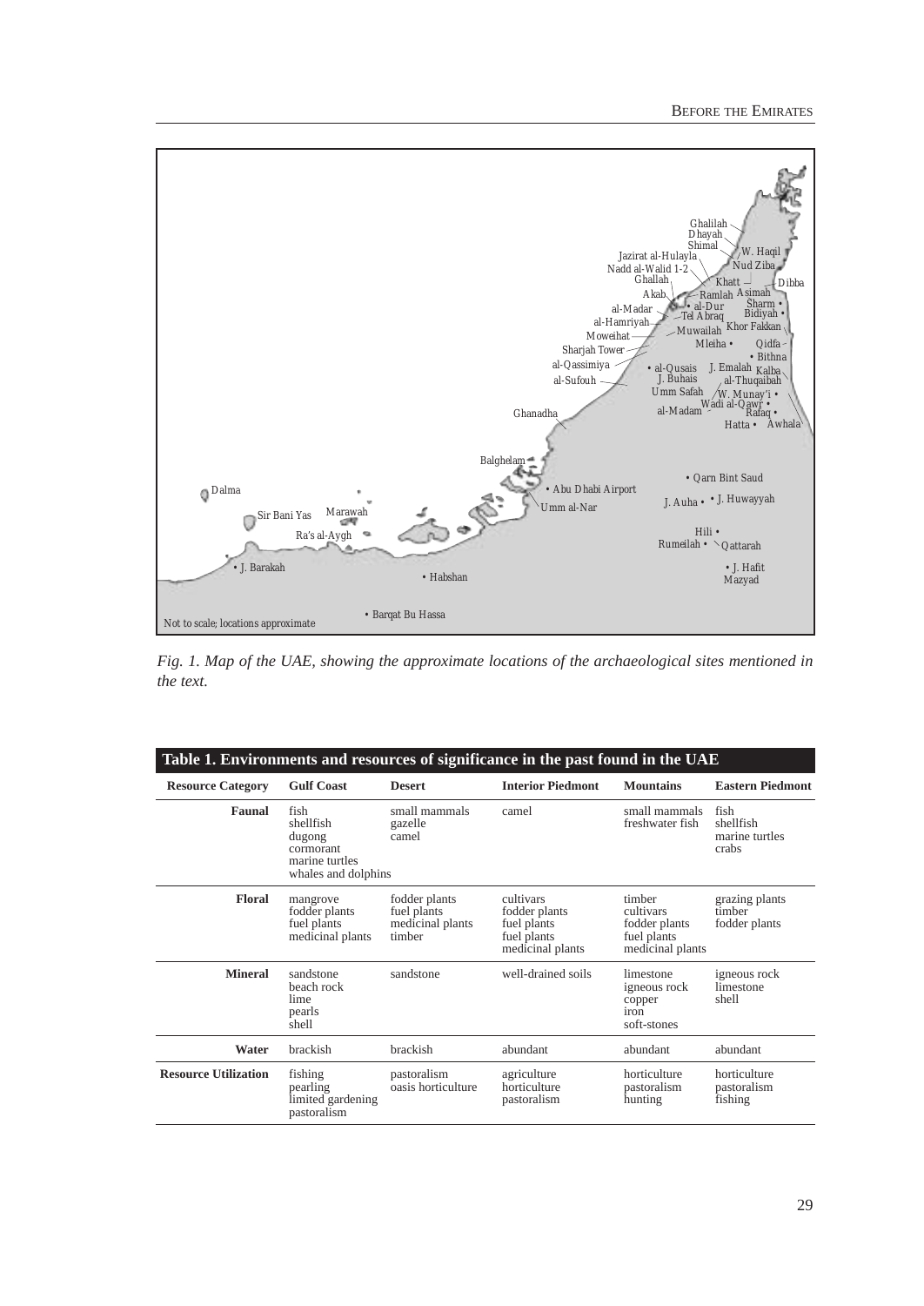*Fig. 1. Map of the UAE, showing the approximate locations of the archaeological sites mentioned in the text.*

**Table 1. Environments and resources of significance in the past found in the UAE**

| Resource Category | Gulf Coast | Desert | Interior Piedmont | Mountains | Eastern Piedmont |
|---|---|---|---|---|---|
| **Faunal** | fish<br>shellfish<br>dugong<br>cormorant<br>marine turtles<br>whales and dolphins | small mammals<br>gazelle<br>camel | camel | small mammals<br>freshwater fish | fish<br>shellfish<br>marine turtles<br>crabs |
| **Floral** | mangrove<br>fodder plants<br>fuel plants<br>medicinal plants | fodder plants<br>fuel plants<br>medicinal plants<br>timber | cultivars<br>fodder plants<br>fuel plants<br>fuel plants<br>medicinal plants | timber<br>cultivars<br>fodder plants<br>fuel plants<br>medicinal plants | grazing plants<br>timber<br>fodder plants |
| **Mineral** | sandstone<br>beach rock<br>lime<br>pearls<br>shell | sandstone | well-drained soils | limestone<br>igneous rock<br>copper<br>iron<br>soft-stones | igneous rock<br>limestone<br>shell |
| **Water** | brackish | brackish | abundant | abundant | abundant |
| **Resource Utilization** | fishing<br>pearling<br>limited gardening<br>pastoralism | pastoralism<br>oasis horticulture | agriculture<br>horticulture<br>pastoralism | horticulture<br>pastoralism<br>hunting | horticulture<br>pastoralism<br>fishing |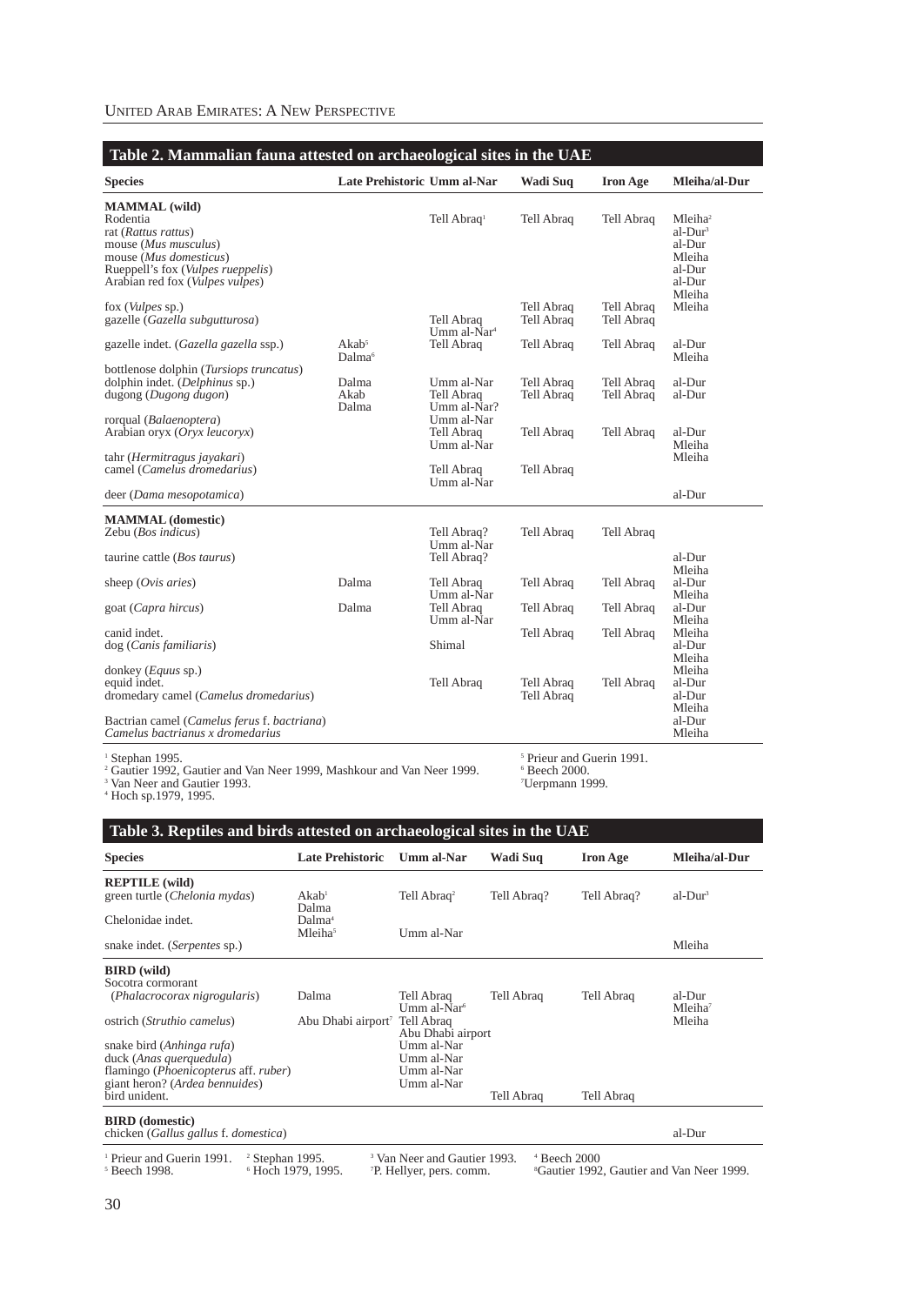## Table 2. Mammalian fauna attested on archaeological sites in the UAE

| Species | Late Prehistoric | Umm al-Nar | Wadi Suq | Iron Age | Mleiha/al-Dur |
|---|---|---|---|---|---|
| **MAMMAL (wild)** | | | | | |
| Rodentia | | Tell Abraq[1] | Tell Abraq | Tell Abraq | Mleiha[2] |
| rat (*Rattus rattus*) | | | | | al-Dur[3] |
| mouse (*Mus musculus*) | | | | | al-Dur |
| mouse (*Mus domesticus*) | | | | | Mleiha |
| Rueppell's fox (*Vulpes rueppelis*) | | | | | al-Dur |
| Arabian red fox (*Vulpes vulpes*) | | | | | al-Dur Mleiha |
| fox (*Vulpes* sp.) | | | Tell Abraq | Tell Abraq | Mleiha |
| gazelle (*Gazella subgutturosa*) | | Tell Abraq Umm al-Nar[4] | Tell Abraq | Tell Abraq | |
| gazelle indet. (*Gazella gazella* ssp.) | Akab[5] Dalma[6] | Tell Abraq | Tell Abraq | Tell Abraq | al-Dur Mleiha |
| bottlenose dolphin (*Tursiops truncatus*) | | | | | |
| dolphin indet. (*Delphinus* sp.) | Dalma | Umm al-Nar | Tell Abraq | Tell Abraq | al-Dur |
| dugong (*Dugong dugon*) | Akab Dalma | Tell Abraq Umm al-Nar? | Tell Abraq | Tell Abraq | al-Dur |
| rorqual (*Balaenoptera*) | | Umm al-Nar | | | |
| Arabian oryx (*Oryx leucoryx*) | | Tell Abraq Umm al-Nar | Tell Abraq | Tell Abraq | al-Dur Mleiha |
| tahr (*Hermitragus jayakari*) | | | | | Mleiha |
| camel (*Camelus dromedarius*) | | Tell Abraq Umm al-Nar | Tell Abraq | | |
| deer (*Dama mesopotamica*) | | | | | al-Dur |
| **MAMMAL (domestic)** | | | | | |
| Zebu (*Bos indicus*) | | Tell Abraq? Umm al-Nar | Tell Abraq | Tell Abraq | |
| taurine cattle (*Bos taurus*) | | Tell Abraq? | | | al-Dur Mleiha |
| sheep (*Ovis aries*) | Dalma | Tell Abraq Umm al-Nar | Tell Abraq | Tell Abraq | al-Dur Mleiha |
| goat (*Capra hircus*) | Dalma | Tell Abraq Umm al-Nar | Tell Abraq | Tell Abraq | al-Dur Mleiha |
| canid indet. | | | Tell Abraq | Tell Abraq | Mleiha |
| dog (*Canis familiaris*) | | Shimal | | | al-Dur Mleiha |
| donkey (*Equus* sp.) | | | | | Mleiha |
| equid indet. | | Tell Abraq | Tell Abraq | Tell Abraq | al-Dur |
| dromedary camel (*Camelus dromedarius*) | | | Tell Abraq | | al-Dur Mleiha |
| Bactrian camel (*Camelus ferus* f. *bactriana*) | | | | | al-Dur |
| *Camelus bactrianus x dromedarius* | | | | | Mleiha |

[1] Stephan 1995.
[2] Gautier 1992, Gautier and Van Neer 1999, Mashkour and Van Neer 1999.
[3] Van Neer and Gautier 1993.
[4] Hoch sp.1979, 1995.
[5] Prieur and Guerin 1991.
[6] Beech 2000.
[7] Uerpmann 1999.

## Table 3. Reptiles and birds attested on archaeological sites in the UAE

| Species | Late Prehistoric | Umm al-Nar | Wadi Suq | Iron Age | Mleiha/al-Dur |
|---|---|---|---|---|---|
| **REPTILE (wild)** | | | | | |
| green turtle (*Chelonia mydas*) | Akab[1] Dalma | Tell Abraq[2] | Tell Abraq? | Tell Abraq? | al-Dur[3] |
| Chelonidae indet. | Dalma[4] Mleiha[5] | Umm al-Nar | | | |
| snake indet. (*Serpentes* sp.) | | | | | Mleiha |
| **BIRD (wild)** | | | | | |
| Socotra cormorant (*Phalacrocorax nigrogularis*) | Dalma | Tell Abraq Umm al-Nar[6] | Tell Abraq | Tell Abraq | al-Dur Mleiha[7] |
| ostrich (*Struthio camelus*) | Abu Dhabi airport[7] | Tell Abraq Abu Dhabi airport | | | Mleiha |
| snake bird (*Anhinga rufa*) | | Umm al-Nar | | | |
| duck (*Anas querquedula*) | | Umm al-Nar | | | |
| flamingo (*Phoenicopterus* aff. *ruber*) | | Umm al-Nar | | | |
| giant heron? (*Ardea bennuides*) | | Umm al-Nar | | | |
| bird unident. | | | Tell Abraq | Tell Abraq | |
| **BIRD (domestic)** | | | | | |
| chicken (*Gallus gallus* f. *domestica*) | | | | | al-Dur |

[1] Prieur and Guerin 1991. [2] Stephan 1995. [3] Van Neer and Gautier 1993. [4] Beech 2000
[5] Beech 1998. [6] Hoch 1979, 1995. [7] P. Hellyer, pers. comm. [8] Gautier 1992, Gautier and Van Neer 1999.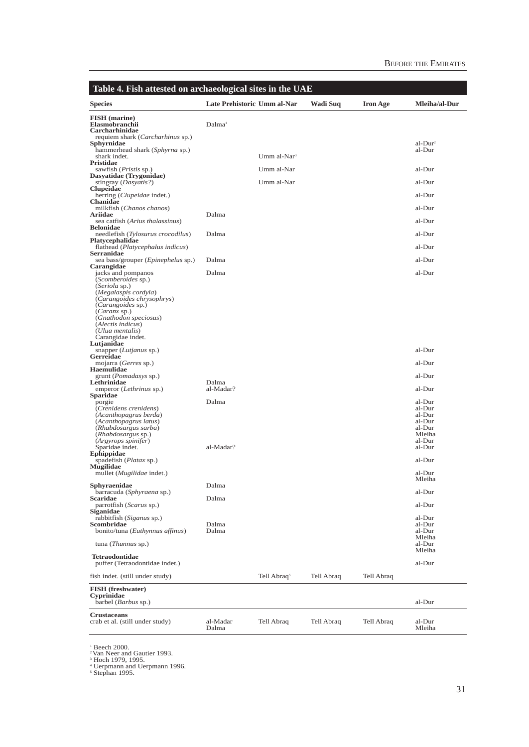## Table 4. Fish attested on archaeological sites in the UAE

| Species | Late Prehistoric | Umm al-Nar | Wadi Suq | Iron Age | Mleiha/al-Dur |
|---|---|---|---|---|---|
| **FISH (marine)** | | | | | |
| **Elasmobranchii** | Dalma[1] | | | | |
| **Carcharhinidae** | | | | | |
| requiem shark (*Carcharhinus* sp.) | | | | | |
| **Sphyrnidae** | | | | | al-Dur[2] |
| hammerhead shark (*Sphyrna* sp.) | | | | | al-Dur |
| shark indet. | | Umm al-Nar[3] | | | |
| **Pristidae** | | | | | |
| sawfish (*Pristis* sp.) | | Umm al-Nar | | | al-Dur |
| **Dasyatidae (Trygonidae)** | | | | | |
| stingray (*Dasyatis?*) | | Umm al-Nar | | | al-Dur |
| **Clupeidae** | | | | | |
| herring (*Clupeidae* indet.) | | | | | al-Dur |
| **Chanidae** | | | | | |
| milkfish (*Chanos chanos*) | | | | | al-Dur |
| **Ariidae** | Dalma | | | | |
| sea catfish (*Arius thalassinus*) | | | | | al-Dur |
| **Belonidae** | | | | | |
| needlefish (*Tylosurus crocodilus*) | Dalma | | | | al-Dur |
| **Platycephalidae** | | | | | |
| flathead (*Platycephalus indicus*) | | | | | al-Dur |
| **Serranidae** | | | | | |
| sea bass/grouper (*Epinephelus* sp.) | Dalma | | | | al-Dur |
| **Carangidae** | | | | | |
| jacks and pompanos | Dalma | | | | al-Dur |
| (*Scomberoides* sp.) | | | | | |
| (*Seriola* sp.) | | | | | |
| (*Megalaspis cordyla*) | | | | | |
| (*Carangoides chrysophrys*) | | | | | |
| (*Carangoides* sp.) | | | | | |
| (*Caranx* sp.) | | | | | |
| (*Gnathodon speciosus*) | | | | | |
| (*Alectis indicus*) | | | | | |
| (*Ulua mentalis*) | | | | | |
| Carangidae indet. | | | | | |
| **Lutjanidae** | | | | | |
| snapper (*Lutjanus* sp.) | | | | | al-Dur |
| **Gerreidae** | | | | | |
| mojarra (*Gerres* sp.) | | | | | al-Dur |
| **Haemulidae** | | | | | |
| grunt (*Pomadasys* sp.) | | | | | al-Dur |
| **Lethrinidae** | Dalma | | | | |
| emperor (*Lethrinus* sp.) | al-Madar? | | | | al-Dur |
| **Sparidae** | | | | | |
| porgie | Dalma | | | | al-Dur |
| (*Crenidens crenidens*) | | | | | al-Dur |
| (*Acanthopagrus berda*) | | | | | al-Dur |
| (*Acanthopagrus latus*) | | | | | al-Dur |
| (*Rhabdosargus sarba*) | | | | | al-Dur |
| (*Rhabdosargus* sp.) | | | | | Mleiha |
| (*Argyrops spinifer*) | | | | | al-Dur |
| Sparidae indet. | al-Madar? | | | | al-Dur |
| **Ephippidae** | | | | | |
| spadefish (*Platax* sp.) | | | | | al-Dur |
| **Mugilidae** | | | | | |
| mullet (*Mugilidae* indet.) | | | | | al-Dur Mleiha |
| **Sphyraenidae** | Dalma | | | | |
| barracuda (*Sphyraena* sp.) | | | | | al-Dur |
| **Scaridae** | Dalma | | | | |
| parrotfish (*Scarus* sp.) | | | | | al-Dur |
| **Siganidae** | | | | | |
| rabbitfish (*Siganus* sp.) | | | | | al-Dur |
| **Scombridae** | Dalma | | | | al-Dur |
| bonito/tuna (*Euthynnus affinus*) | Dalma | | | | al-Dur Mleiha |
| tuna (*Thunnus* sp.) | | | | | al-Dur Mleiha |
| **Tetraodontidae** | | | | | |
| puffer (Tetraodontidae indet.) | | | | | al-Dur |
| fish indet. (still under study) | | Tell Abraq[5] | Tell Abraq | Tell Abraq | |
| **FISH (freshwater)** | | | | | |
| **Cyprinidae** | | | | | |
| barbel (*Barbus* sp.) | | | | | al-Dur |
| **Crustaceans** | | | | | |
| crab et al. (still under study) | al-Madar Dalma | Tell Abraq | Tell Abraq | Tell Abraq | al-Dur Mleiha |

[1] Beech 2000.
[2] Van Neer and Gautier 1993.
[3] Hoch 1979, 1995.
[4] Uerpmann and Uerpmann 1996.
[5] Stephan 1995.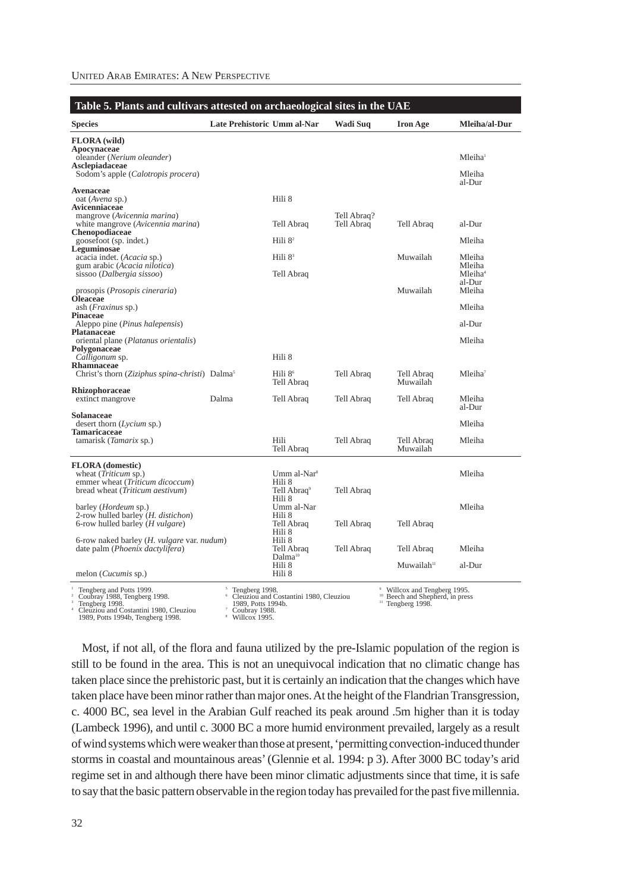**Table 5. Plants and cultivars attested on archaeological sites in the UAE**

| Species | Late Prehistoric | Umm al-Nar | Wadi Suq | Iron Age | Mleiha/al-Dur |
|---|---|---|---|---|---|
| **FLORA (wild)** | | | | | |
| **Apocynaceae** | | | | | |
| oleander (*Nerium oleander*) | | | | | Mleiha[1] |
| **Asclepiadaceae** | | | | | |
| Sodom's apple (*Calotropis procera*) | | | | | Mleiha al-Dur |
| **Avenaceae** | | | | | |
| oat (*Avena* sp.) | | Hili 8 | | | |
| **Avicenniaceae** | | | | | |
| mangrove (*Avicennia marina*) | | | Tell Abraq? | | |
| white mangrove (*Avicennia marina*) | | Tell Abraq | Tell Abraq | Tell Abraq | al-Dur |
| **Chenopodiaceae** | | | | | |
| goosefoot (sp. indet.) | | Hili 8[2] | | | Mleiha |
| **Leguminosae** | | | | | |
| acacia indet. (*Acacia* sp.) | | Hili 8[3] | | Muwailah | Mleiha |
| gum arabic (*Acacia nilotica*) | | | | | Mleiha |
| sissoo (*Dalbergia sissoo*) | | Tell Abraq | | | Mleiha[4] al-Dur |
| prosopis (*Prosopis cineraria*) | | | | Muwailah | Mleiha |
| **Oleaceae** | | | | | |
| ash (*Fraxinus* sp.) | | | | | Mleiha |
| **Pinaceae** | | | | | |
| Aleppo pine (*Pinus halepensis*) | | | | | al-Dur |
| **Platanaceae** | | | | | |
| oriental plane (*Platanus orientalis*) | | | | | Mleiha |
| **Polygonaceae** | | | | | |
| *Calligonum* sp. | | Hili 8 | | | |
| **Rhamnaceae** | | | | | |
| Christ's thorn (*Ziziphus spina-christi*) | Dalma[5] | Hili 8[6] Tell Abraq | Tell Abraq | Tell Abraq Muwailah | Mleiha[7] |
| **Rhizophoraceae** | | | | | |
| extinct mangrove | Dalma | Tell Abraq | Tell Abraq | Tell Abraq | Mleiha al-Dur |
| **Solanaceae** | | | | | |
| desert thorn (*Lycium* sp.) | | | | | Mleiha |
| **Tamaricaceae** | | | | | |
| tamarisk (*Tamarix* sp.) | | Hili Tell Abraq | Tell Abraq | Tell Abraq Muwailah | Mleiha |
| **FLORA (domestic)** | | | | | |
| wheat (*Triticum* sp.) | | Umm al-Nar[8] | | | Mleiha |
| emmer wheat (*Triticum dicoccum*) | | Hili 8 | | | |
| bread wheat (*Triticum aestivum*) | | Tell Abraq[9] Hili 8 | Tell Abraq | | |
| barley (*Hordeum* sp.) | | Umm al-Nar | | | Mleiha |
| 2-row hulled barley (*H. distichon*) | | Hili 8 | | | |
| 6-row hulled barley (*H vulgare*) | | Tell Abraq Hili 8 | Tell Abraq | Tell Abraq | |
| 6-row naked barley (*H. vulgare* var. *nudum*) | | Hili 8 | | | |
| date palm (*Phoenix dactylifera*) | | Tell Abraq Dalma[10] Hili 8 | Tell Abraq | Tell Abraq Muwailah[11] | Mleiha al-Dur |
| melon (*Cucumis* sp.) | | Hili 8 | | | |

[1] Tengberg and Potts 1999.
[2] Coubray 1988, Tengberg 1998.
[3] Tengberg 1998.
[4] Cleuziou and Costantini 1980, Cleuziou 1989, Potts 1994b, Tengberg 1998.
[5] Tengberg 1998.
[6] Cleuziou and Costantini 1980, Cleuziou 1989, Potts 1994b.
[7] Coubray 1988.
[8] Willcox 1995.
[9] Willcox and Tengberg 1995.
[10] Beech and Shepherd, in press
[11] Tengberg 1998.

Most, if not all, of the flora and fauna utilized by the pre-Islamic population of the region is still to be found in the area. This is not an unequivocal indication that no climatic change has taken place since the prehistoric past, but it is certainly an indication that the changes which have taken place have been minor rather than major ones. At the height of the Flandrian Transgression, c. 4000 BC, sea level in the Arabian Gulf reached its peak around .5m higher than it is today (Lambeck 1996), and until c. 3000 BC a more humid environment prevailed, largely as a result of wind systems which were weaker than those at present, 'permitting convection-induced thunder storms in coastal and mountainous areas' (Glennie et al. 1994: p 3). After 3000 BC today's arid regime set in and although there have been minor climatic adjustments since that time, it is safe to say that the basic pattern observable in the region today has prevailed for the past five millennia.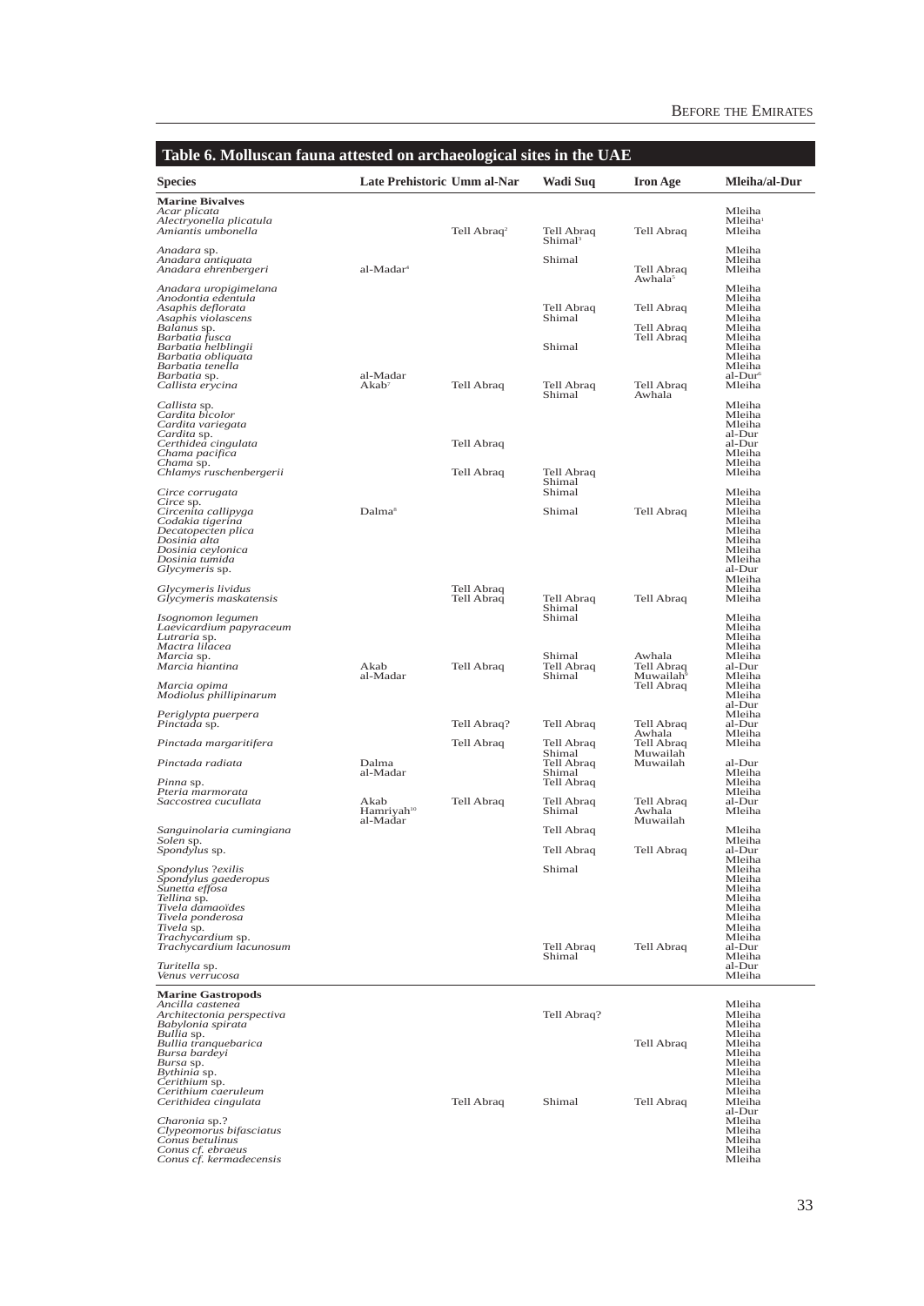## Table 6. Molluscan fauna attested on archaeological sites in the UAE

| Species | Late Prehistoric | Umm al-Nar | Wadi Suq | Iron Age | Mleiha/al-Dur |
|---|---|---|---|---|---|
| **Marine Bivalves** | | | | | |
| *Acar plicata* | | | | | Mleiha |
| *Alectryonella plicatula* | | | | | Mleiha[1] |
| *Amiantis umbonella* | | Tell Abraq[2] | Tell Abraq Shimal[3] | Tell Abraq | Mleiha |
| *Anadara* sp. | | | | | Mleiha |
| *Anadara antiquata* | | | Shimal | | Mleiha |
| *Anadara ehrenbergeri* | al-Madar[4] | | | Tell Abraq Awhala[5] | Mleiha |
| *Anadara uropigimelana* | | | | | Mleiha |
| *Anodontia edentula* | | | | | Mleiha |
| *Asaphis deflorata* | | | Tell Abraq | Tell Abraq | Mleiha |
| *Asaphis violascens* | | | Shimal | | Mleiha |
| *Balanus* sp. | | | | Tell Abraq | Mleiha |
| *Barbatia fusca* | | | | Tell Abraq | Mleiha |
| *Barbatia helblingii* | | | Shimal | | Mleiha |
| *Barbatia obliquata* | | | | | Mleiha |
| *Barbatia tenella* | | | | | Mleiha |
| *Barbatia* sp. | al-Madar | | | | al-Dur[6] |
| *Callista erycina* | Akab[7] | Tell Abraq | Tell Abraq Shimal | Tell Abraq Awhala | Mleiha |
| *Callista* sp. | | | | | Mleiha |
| *Cardita bicolor* | | | | | Mleiha |
| *Cardita variegata* | | | | | Mleiha |
| *Cardita* sp. | | | | | al-Dur |
| *Certhidea cingulata* | | Tell Abraq | | | al-Dur |
| *Chama pacifica* | | | | | Mleiha |
| *Chama* sp. | | | | | Mleiha |
| *Chlamys ruschenbergerii* | | Tell Abraq | Tell Abraq Shimal | | Mleiha |
| *Circe corrugata* | | | Shimal | | Mleiha |
| *Circe* sp. | | | | | Mleiha |
| *Circenita callipyga* | Dalma[8] | | Shimal | Tell Abraq | Mleiha |
| *Codakia tigerina* | | | | | Mleiha |
| *Decatopecten plica* | | | | | Mleiha |
| *Dosinia alta* | | | | | Mleiha |
| *Dosinia ceylonica* | | | | | Mleiha |
| *Dosinia tumida* | | | | | Mleiha |
| *Glycymeris* sp. | | | | | al-Dur Mleiha |
| *Glycymeris lividus* | | Tell Abraq | | | Mleiha |
| *Glycymeris maskatensis* | | Tell Abraq | Tell Abraq Shimal | Tell Abraq | Mleiha |
| *Isognomon legumen* | | | Shimal | | Mleiha |
| *Laevicardium papyraceum* | | | | | Mleiha |
| *Lutraria* sp. | | | | | Mleiha |
| *Mactra lilacea* | | | | | Mleiha |
| *Marcia* sp. | | | Shimal | Awhala | Mleiha |
| *Marcia hiantina* | Akab al-Madar | Tell Abraq | Tell Abraq Shimal | Tell Abraq Muwailah[9] | al-Dur Mleiha |
| *Marcia opima* | | | | Tell Abraq | Mleiha |
| *Modiolus phillipinarum* | | | | | Mleiha al-Dur |
| *Periglypta puerpera* | | | | | Mleiha |
| *Pinctada* sp. | | Tell Abraq? | Tell Abraq | Tell Abraq Awhala | al-Dur Mleiha |
| *Pinctada margaritifera* | | Tell Abraq | Tell Abraq Shimal | Tell Abraq Muwailah | Mleiha |
| *Pinctada radiata* | Dalma al-Madar | | Tell Abraq Shimal | Muwailah | al-Dur Mleiha |
| *Pinna* sp. | | | Tell Abraq | | Mleiha |
| *Pteria marmorata* | | | | | Mleiha |
| *Saccostrea cucullata* | Akab Hamriyah[10] al-Madar | Tell Abraq | Tell Abraq Shimal | Tell Abraq Awhala Muwailah | al-Dur Mleiha |
| *Sanguinolaria cumingiana* | | | Tell Abraq | | Mleiha |
| *Solen* sp. | | | | | Mleiha |
| *Spondylus* sp. | | | Tell Abraq | Tell Abraq | al-Dur Mleiha |
| *Spondylus ?exilis* | | | Shimal | | Mleiha |
| *Spondylus gaederopus* | | | | | Mleiha |
| *Sunetta effosa* | | | | | Mleiha |
| *Tellina* sp. | | | | | Mleiha |
| *Tivela damaoïdes* | | | | | Mleiha |
| *Tivela ponderosa* | | | | | Mleiha |
| *Tivela* sp. | | | | | Mleiha |
| *Trachycardium* sp. | | | | | Mleiha |
| *Trachycardium lacunosum* | | | Tell Abraq Shimal | Tell Abraq | al-Dur Mleiha |
| *Turitella* sp. | | | | | al-Dur |
| *Venus verrucosa* | | | | | Mleiha |
| **Marine Gastropods** | | | | | |
| *Ancilla castenea* | | | | | Mleiha |
| *Architectonia perspectiva* | | | Tell Abraq? | | Mleiha |
| *Babylonia spirata* | | | | | Mleiha |
| *Bullia* sp. | | | | | Mleiha |
| *Bullia tranquebarica* | | | | Tell Abraq | Mleiha |
| *Bursa bardeyi* | | | | | Mleiha |
| *Bursa* sp. | | | | | Mleiha |
| *Bythinia* sp. | | | | | Mleiha |
| *Cerithium* sp. | | | | | Mleiha |
| *Cerithium caeruleum* | | | | | Mleiha |
| *Cerithidea cingulata* | | Tell Abraq | Shimal | Tell Abraq | Mleiha al-Dur |
| *Charonia* sp.? | | | | | Mleiha |
| *Clypeomorus bifasciatus* | | | | | Mleiha |
| *Conus betulinus* | | | | | Mleiha |
| *Conus cf. ebraeus* | | | | | Mleiha |
| *Conus cf. kermadecensis* | | | | | Mleiha |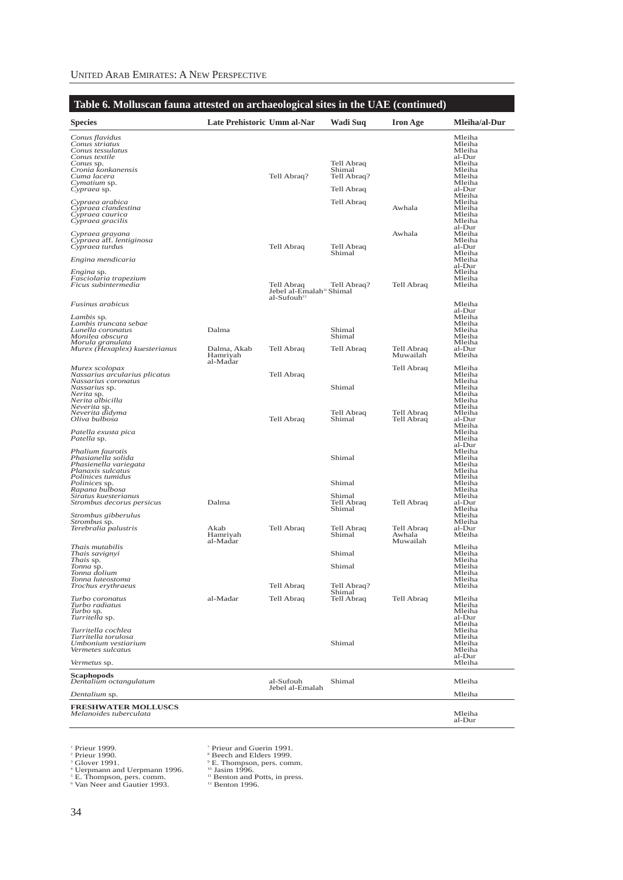## Table 6. Molluscan fauna attested on archaeological sites in the UAE (continued)

| Species | Late Prehistoric | Umm al-Nar | Wadi Suq | Iron Age | Mleiha/al-Dur |
|---|---|---|---|---|---|
| *Conus flavidus* | | | | | Mleiha |
| *Conus striatus* | | | | | Mleiha |
| *Conus tessulatus* | | | | | Mleiha |
| *Conus textile* | | | | | al-Dur |
| *Conus* sp. | | | Tell Abraq | | Mleiha |
| *Cronia konkanensis* | | | Shimal | | Mleiha |
| *Cuma lacera* | | Tell Abraq? | Tell Abraq? | | Mleiha |
| *Cymatium* sp. | | | | | Mleiha |
| *Cypraea* sp. | | | Tell Abraq | | al-Dur Mleiha |
| *Cypraea arabica* | | | Tell Abraq | | Mleiha |
| *Cypraea clandestina* | | | | Awhala | Mleiha |
| *Cypraea caurica* | | | | | Mleiha |
| *Cypraea gracilis* | | | | | Mleiha al-Dur |
| *Cypraea grayana* | | | | Awhala | Mleiha |
| *Cypraea* aff. *lentiginosa* | | | | | Mleiha |
| *Cypraea turdus* | | Tell Abraq | Tell Abraq Shimal | | al-Dur Mleiha |
| *Engina mendicaria* | | | | | Mleiha al-Dur |
| *Engina* sp. | | | | | Mleiha |
| *Fasciolaria trapezium* | | | | | Mleiha |
| *Ficus subintermedia* | | Tell Abraq Jebel al-Emalah[11] al-Sufouh[12] | Tell Abraq? Shimal | Tell Abraq | Mleiha |
| *Fusinus arabicus* | | | | | Mleiha al-Dur |
| *Lambis* sp. | | | | | Mleiha |
| *Lambis truncata sebae* | | | | | Mleiha |
| *Lunella coronatus* | Dalma | | Shimal | | Mleiha |
| *Monilea obscura* | | | Shimal | | Mleiha |
| *Morula granulata* | | | | | Mleiha |
| *Murex (Hexaplex) kuesterianus* | Dalma, Akab Hamriyah al-Madar | Tell Abraq | Tell Abraq | Tell Abraq Muwailah | al-Dur Mleiha |
| *Murex scolopax* | | | | Tell Abraq | Mleiha |
| *Nassarius arcularius plicatus* | | Tell Abraq | | | Mleiha |
| *Nassarius coronatus* | | | | | Mleiha |
| *Nassarius* sp. | | | Shimal | | Mleiha |
| *Nerita* sp. | | | | | Mleiha |
| *Nerita albicilla* | | | | | Mleiha |
| *Neverita* sp. | | | | | Mleiha |
| *Neverita didyma* | | | Tell Abraq | Tell Abraq | Mleiha |
| *Oliva bulbosa* | | Tell Abraq | Shimal | Tell Abraq | al-Dur Mleiha |
| *Patella exusta pica* | | | | | Mleiha |
| *Patella* sp. | | | | | Mleiha al-Dur |
| *Phalium faurotis* | | | | | Mleiha |
| *Phasianella solida* | | | Shimal | | Mleiha |
| *Phasienella variegata* | | | | | Mleiha |
| *Planaxis sulcatus* | | | | | Mleiha |
| *Polinices tumidus* | | | | | Mleiha |
| *Polinices* sp. | | | Shimal | | Mleiha |
| *Rapana bulbosa* | | | | | Mleiha |
| *Siratus kuesterianus* | | | Shimal | | Mleiha |
| *Strombus decorus persicus* | Dalma | | Tell Abraq Shimal | Tell Abraq | al-Dur Mleiha |
| *Strombus gibberulus* | | | | | Mleiha |
| *Strombus* sp. | | | | | Mleiha |
| *Terebralia palustris* | Akab Hamriyah al-Madar | Tell Abraq | Tell Abraq Shimal | Tell Abraq Awhala Muwailah | al-Dur Mleiha |
| *Thais mutabilis* | | | | | Mleiha |
| *Thais savignyi* | | | Shimal | | Mleiha |
| *Thais* sp. | | | | | Mleiha |
| *Tonna* sp. | | | Shimal | | Mleiha |
| *Tonna dolium* | | | | | Mleiha |
| *Tonna luteostoma* | | | | | Mleiha |
| *Trochus erythraeus* | | Tell Abraq | Tell Abraq? Shimal | | Mleiha |
| *Turbo coronatus* | al-Madar | Tell Abraq | Tell Abraq | Tell Abraq | Mleiha |
| *Turbo radiatus* | | | | | Mleiha |
| *Turbo* sp. | | | | | Mleiha |
| *Turritella* sp. | | | | | al-Dur Mleiha |
| *Turritella cochlea* | | | | | Mleiha |
| *Turritella torulosa* | | | | | Mleiha |
| *Umbonium vestiarium* | | | Shimal | | Mleiha |
| *Vermetes sulcatus* | | | | | Mleiha al-Dur |
| *Vermetus* sp. | | | | | Mleiha |
| **Scaphopods** | | | | | |
| *Dentalium octangulatum* | | al-Sufouh Jebel al-Emalah | Shimal | | Mleiha |
| *Dentalium* sp. | | | | | Mleiha |
| **FRESHWATER MOLLUSCS** | | | | | |
| *Melanoides tuberculata* | | | | | Mleiha al-Dur |

[1] Prieur 1999.
[2] Prieur 1990.
[3] Glover 1991.
[4] Uerpmann and Uerpmann 1996.
[5] E. Thompson, pers. comm.
[6] Van Neer and Gautier 1993.
[7] Prieur and Guerin 1991.
[8] Beech and Elders 1999.
[9] E. Thompson, pers. comm.
[10] Jasim 1996.
[11] Benton and Potts, in press.
[12] Benton 1996.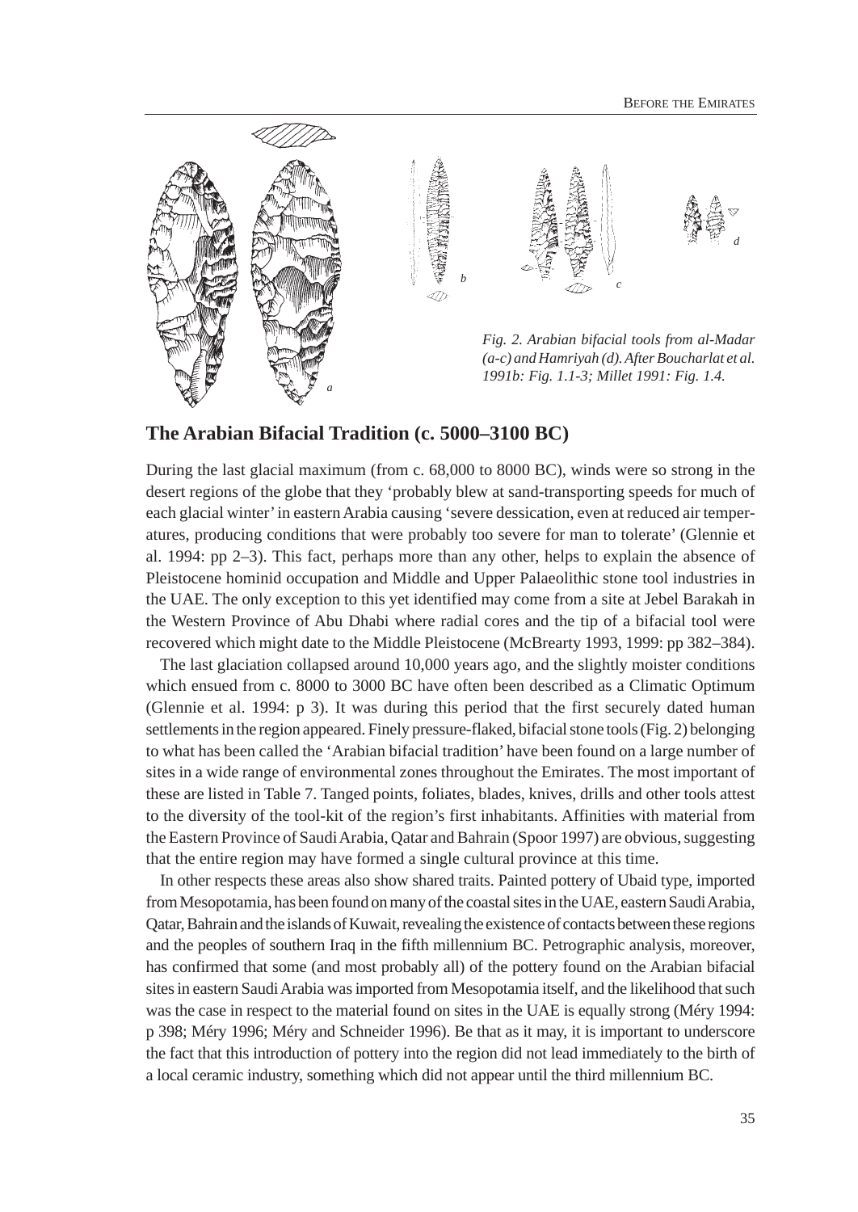*Fig. 2. Arabian bifacial tools from al-Madar (a-c) and Hamriyah (d). After Boucharlat et al. 1991b: Fig. 1.1-3; Millet 1991: Fig. 1.4.*

## The Arabian Bifacial Tradition (c. 5000–3100 BC)

During the last glacial maximum (from c. 68,000 to 8000 BC), winds were so strong in the desert regions of the globe that they 'probably blew at sand-transporting speeds for much of each glacial winter' in eastern Arabia causing 'severe dessication, even at reduced air temperatures, producing conditions that were probably too severe for man to tolerate' (Glennie et al. 1994: pp 2–3). This fact, perhaps more than any other, helps to explain the absence of Pleistocene hominid occupation and Middle and Upper Palaeolithic stone tool industries in the UAE. The only exception to this yet identified may come from a site at Jebel Barakah in the Western Province of Abu Dhabi where radial cores and the tip of a bifacial tool were recovered which might date to the Middle Pleistocene (McBrearty 1993, 1999: pp 382–384).

The last glaciation collapsed around 10,000 years ago, and the slightly moister conditions which ensued from c. 8000 to 3000 BC have often been described as a Climatic Optimum (Glennie et al. 1994: p 3). It was during this period that the first securely dated human settlements in the region appeared. Finely pressure-flaked, bifacial stone tools (Fig. 2) belonging to what has been called the 'Arabian bifacial tradition' have been found on a large number of sites in a wide range of environmental zones throughout the Emirates. The most important of these are listed in Table 7. Tanged points, foliates, blades, knives, drills and other tools attest to the diversity of the tool-kit of the region's first inhabitants. Affinities with material from the Eastern Province of Saudi Arabia, Qatar and Bahrain (Spoor 1997) are obvious, suggesting that the entire region may have formed a single cultural province at this time.

In other respects these areas also show shared traits. Painted pottery of Ubaid type, imported from Mesopotamia, has been found on many of the coastal sites in the UAE, eastern Saudi Arabia, Qatar, Bahrain and the islands of Kuwait, revealing the existence of contacts between these regions and the peoples of southern Iraq in the fifth millennium BC. Petrographic analysis, moreover, has confirmed that some (and most probably all) of the pottery found on the Arabian bifacial sites in eastern Saudi Arabia was imported from Mesopotamia itself, and the likelihood that such was the case in respect to the material found on sites in the UAE is equally strong (Méry 1994: p 398; Méry 1996; Méry and Schneider 1996). Be that as it may, it is important to underscore the fact that this introduction of pottery into the region did not lead immediately to the birth of a local ceramic industry, something which did not appear until the third millennium BC.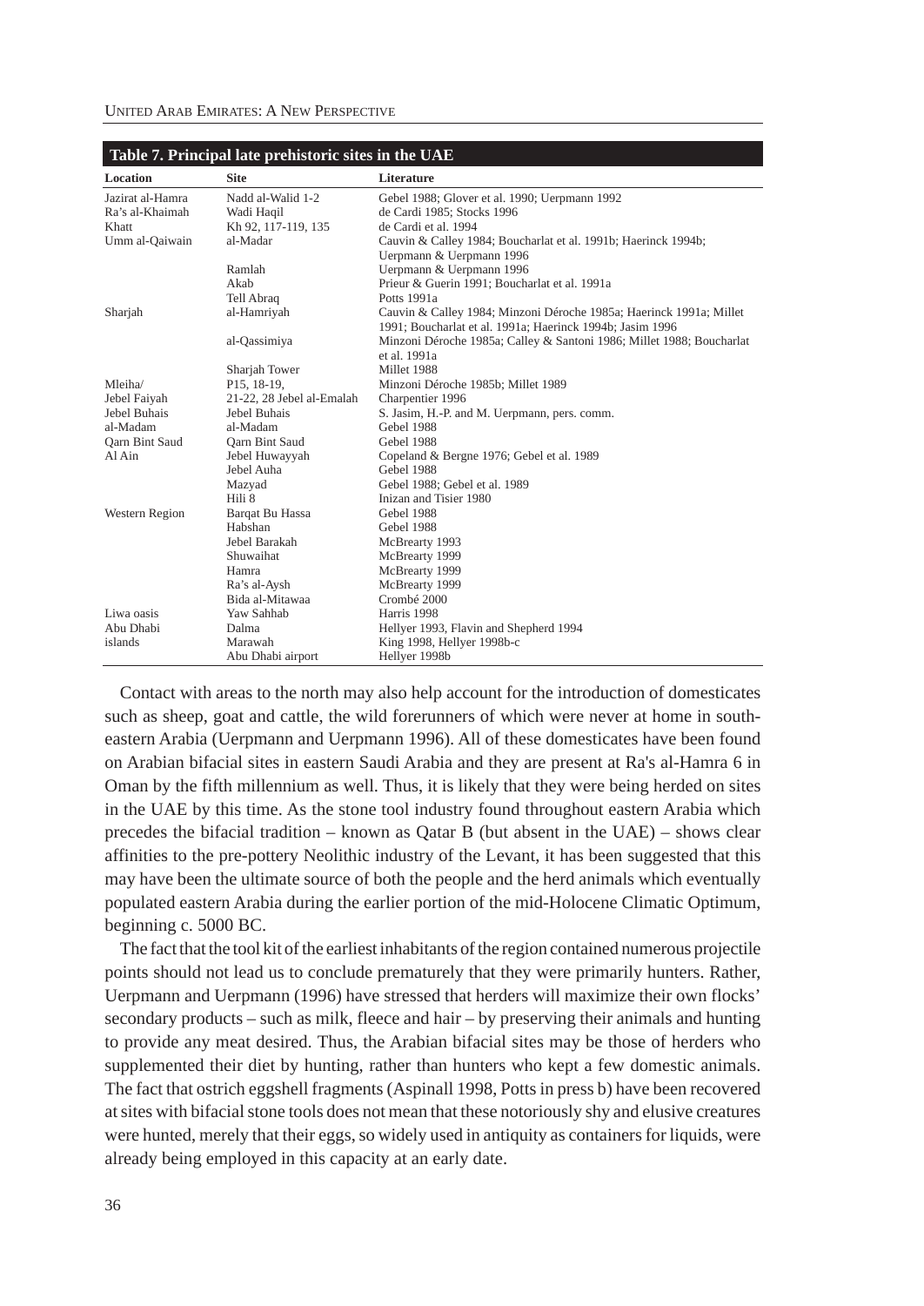**Table 7. Principal late prehistoric sites in the UAE**

| Location | Site | Literature |
|---|---|---|
| Jazirat al-Hamra | Nadd al-Walid 1-2 | Gebel 1988; Glover et al. 1990; Uerpmann 1992 |
| Ra's al-Khaimah | Wadi Haqil | de Cardi 1985; Stocks 1996 |
| Khatt | Kh 92, 117-119, 135 | de Cardi et al. 1994 |
| Umm al-Qaiwain | al-Madar | Cauvin & Calley 1984; Boucharlat et al. 1991b; Haerinck 1994b; Uerpmann & Uerpmann 1996 |
| | Ramlah | Uerpmann & Uerpmann 1996 |
| | Akab | Prieur & Guerin 1991; Boucharlat et al. 1991a |
| | Tell Abraq | Potts 1991a |
| Sharjah | al-Hamriyah | Cauvin & Calley 1984; Minzoni Déroche 1985a; Haerinck 1991a; Millet 1991; Boucharlat et al. 1991a; Haerinck 1994b; Jasim 1996 |
| | al-Qassimiya | Minzoni Déroche 1985a; Calley & Santoni 1986; Millet 1988; Boucharlat et al. 1991a |
| | Sharjah Tower | Millet 1988 |
| Mleiha/ | P15, 18-19, | Minzoni Déroche 1985b; Millet 1989 |
| Jebel Faiyah | 21-22, 28 Jebel al-Emalah | Charpentier 1996 |
| Jebel Buhais | Jebel Buhais | S. Jasim, H.-P. and M. Uerpmann, pers. comm. |
| al-Madam | al-Madam | Gebel 1988 |
| Qarn Bint Saud | Qarn Bint Saud | Gebel 1988 |
| Al Ain | Jebel Huwayyah | Copeland & Bergne 1976; Gebel et al. 1989 |
| | Jebel Auha | Gebel 1988 |
| | Mazyad | Gebel 1988; Gebel et al. 1989 |
| | Hili 8 | Inizan and Tisier 1980 |
| Western Region | Barqat Bu Hassa | Gebel 1988 |
| | Habshan | Gebel 1988 |
| | Jebel Barakah | McBrearty 1993 |
| | Shuwaihat | McBrearty 1999 |
| | Hamra | McBrearty 1999 |
| | Ra's al-Aysh | McBrearty 1999 |
| | Bida al-Mitawaa | Crombé 2000 |
| Liwa oasis | Yaw Sahhab | Harris 1998 |
| Abu Dhabi | Dalma | Hellyer 1993, Flavin and Shepherd 1994 |
| islands | Marawah | King 1998, Hellyer 1998b-c |
| | Abu Dhabi airport | Hellyer 1998b |

Contact with areas to the north may also help account for the introduction of domesticates such as sheep, goat and cattle, the wild forerunners of which were never at home in south-eastern Arabia (Uerpmann and Uerpmann 1996). All of these domesticates have been found on Arabian bifacial sites in eastern Saudi Arabia and they are present at Ra's al-Hamra 6 in Oman by the fifth millennium as well. Thus, it is likely that they were being herded on sites in the UAE by this time. As the stone tool industry found throughout eastern Arabia which precedes the bifacial tradition – known as Qatar B (but absent in the UAE) – shows clear affinities to the pre-pottery Neolithic industry of the Levant, it has been suggested that this may have been the ultimate source of both the people and the herd animals which eventually populated eastern Arabia during the earlier portion of the mid-Holocene Climatic Optimum, beginning c. 5000 BC.

The fact that the tool kit of the earliest inhabitants of the region contained numerous projectile points should not lead us to conclude prematurely that they were primarily hunters. Rather, Uerpmann and Uerpmann (1996) have stressed that herders will maximize their own flocks' secondary products – such as milk, fleece and hair – by preserving their animals and hunting to provide any meat desired. Thus, the Arabian bifacial sites may be those of herders who supplemented their diet by hunting, rather than hunters who kept a few domestic animals. The fact that ostrich eggshell fragments (Aspinall 1998, Potts in press b) have been recovered at sites with bifacial stone tools does not mean that these notoriously shy and elusive creatures were hunted, merely that their eggs, so widely used in antiquity as containers for liquids, were already being employed in this capacity at an early date.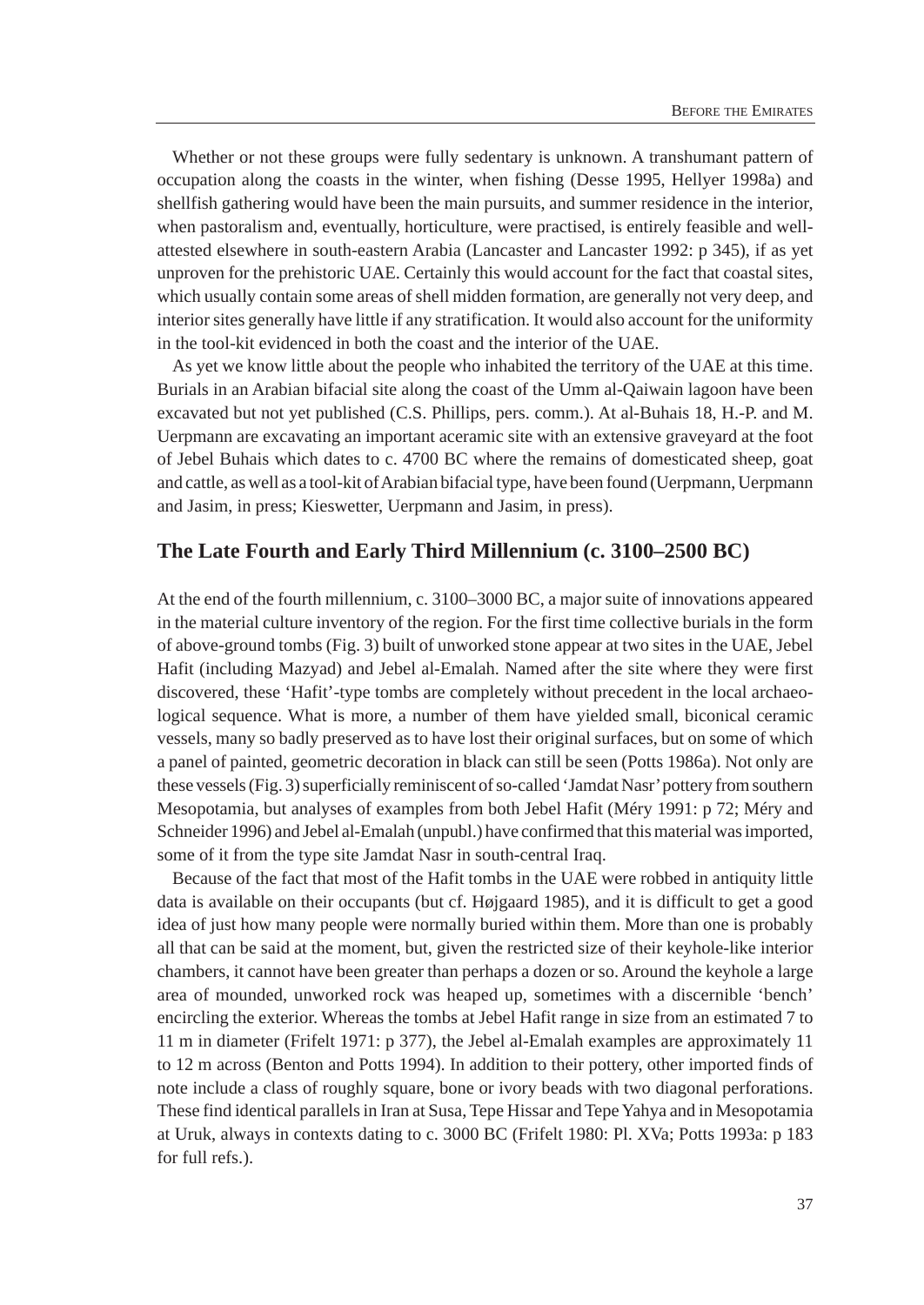Whether or not these groups were fully sedentary is unknown. A transhumant pattern of occupation along the coasts in the winter, when fishing (Desse 1995, Hellyer 1998a) and shellfish gathering would have been the main pursuits, and summer residence in the interior, when pastoralism and, eventually, horticulture, were practised, is entirely feasible and well-attested elsewhere in south-eastern Arabia (Lancaster and Lancaster 1992: p 345), if as yet unproven for the prehistoric UAE. Certainly this would account for the fact that coastal sites, which usually contain some areas of shell midden formation, are generally not very deep, and interior sites generally have little if any stratification. It would also account for the uniformity in the tool-kit evidenced in both the coast and the interior of the UAE.

As yet we know little about the people who inhabited the territory of the UAE at this time. Burials in an Arabian bifacial site along the coast of the Umm al-Qaiwain lagoon have been excavated but not yet published (C.S. Phillips, pers. comm.). At al-Buhais 18, H.-P. and M. Uerpmann are excavating an important aceramic site with an extensive graveyard at the foot of Jebel Buhais which dates to c. 4700 BC where the remains of domesticated sheep, goat and cattle, as well as a tool-kit of Arabian bifacial type, have been found (Uerpmann, Uerpmann and Jasim, in press; Kieswetter, Uerpmann and Jasim, in press).

## The Late Fourth and Early Third Millennium (c. 3100–2500 BC)

At the end of the fourth millennium, c. 3100–3000 BC, a major suite of innovations appeared in the material culture inventory of the region. For the first time collective burials in the form of above-ground tombs (Fig. 3) built of unworked stone appear at two sites in the UAE, Jebel Hafit (including Mazyad) and Jebel al-Emalah. Named after the site where they were first discovered, these 'Hafit'-type tombs are completely without precedent in the local archaeological sequence. What is more, a number of them have yielded small, biconical ceramic vessels, many so badly preserved as to have lost their original surfaces, but on some of which a panel of painted, geometric decoration in black can still be seen (Potts 1986a). Not only are these vessels (Fig. 3) superficially reminiscent of so-called 'Jamdat Nasr' pottery from southern Mesopotamia, but analyses of examples from both Jebel Hafit (Méry 1991: p 72; Méry and Schneider 1996) and Jebel al-Emalah (unpubl.) have confirmed that this material was imported, some of it from the type site Jamdat Nasr in south-central Iraq.

Because of the fact that most of the Hafit tombs in the UAE were robbed in antiquity little data is available on their occupants (but cf. Højgaard 1985), and it is difficult to get a good idea of just how many people were normally buried within them. More than one is probably all that can be said at the moment, but, given the restricted size of their keyhole-like interior chambers, it cannot have been greater than perhaps a dozen or so. Around the keyhole a large area of mounded, unworked rock was heaped up, sometimes with a discernible 'bench' encircling the exterior. Whereas the tombs at Jebel Hafit range in size from an estimated 7 to 11 m in diameter (Frifelt 1971: p 377), the Jebel al-Emalah examples are approximately 11 to 12 m across (Benton and Potts 1994). In addition to their pottery, other imported finds of note include a class of roughly square, bone or ivory beads with two diagonal perforations. These find identical parallels in Iran at Susa, Tepe Hissar and Tepe Yahya and in Mesopotamia at Uruk, always in contexts dating to c. 3000 BC (Frifelt 1980: Pl. XVa; Potts 1993a: p 183 for full refs.).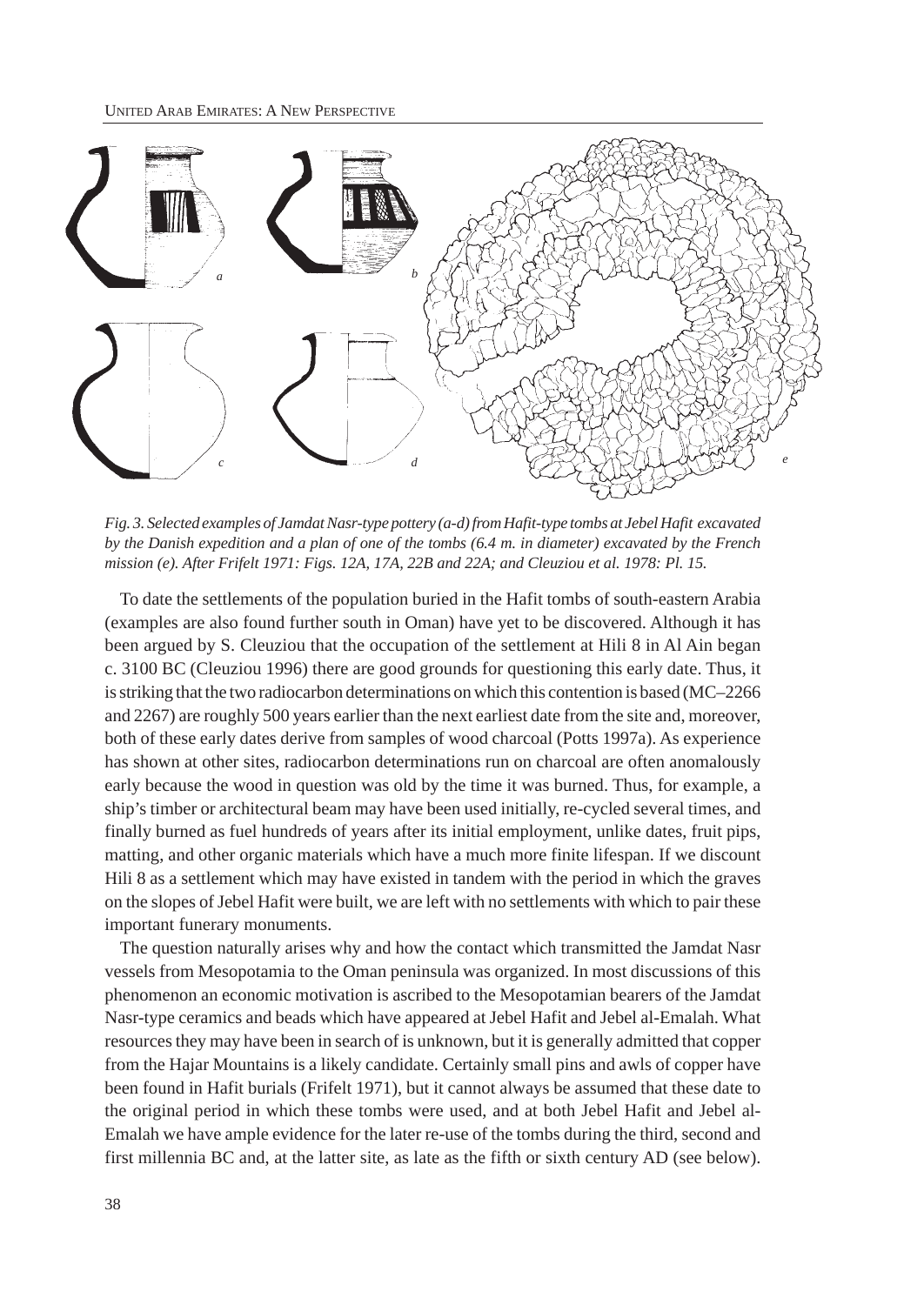*Fig. 3. Selected examples of Jamdat Nasr-type pottery (a-d) from Hafit-type tombs at Jebel Hafit excavated by the Danish expedition and a plan of one of the tombs (6.4 m. in diameter) excavated by the French mission (e). After Frifelt 1971: Figs. 12A, 17A, 22B and 22A; and Cleuziou et al. 1978: Pl. 15.*

To date the settlements of the population buried in the Hafit tombs of south-eastern Arabia (examples are also found further south in Oman) have yet to be discovered. Although it has been argued by S. Cleuziou that the occupation of the settlement at Hili 8 in Al Ain began c. 3100 BC (Cleuziou 1996) there are good grounds for questioning this early date. Thus, it is striking that the two radiocarbon determinations on which this contention is based (MC–2266 and 2267) are roughly 500 years earlier than the next earliest date from the site and, moreover, both of these early dates derive from samples of wood charcoal (Potts 1997a). As experience has shown at other sites, radiocarbon determinations run on charcoal are often anomalously early because the wood in question was old by the time it was burned. Thus, for example, a ship's timber or architectural beam may have been used initially, re-cycled several times, and finally burned as fuel hundreds of years after its initial employment, unlike dates, fruit pips, matting, and other organic materials which have a much more finite lifespan. If we discount Hili 8 as a settlement which may have existed in tandem with the period in which the graves on the slopes of Jebel Hafit were built, we are left with no settlements with which to pair these important funerary monuments.

The question naturally arises why and how the contact which transmitted the Jamdat Nasr vessels from Mesopotamia to the Oman peninsula was organized. In most discussions of this phenomenon an economic motivation is ascribed to the Mesopotamian bearers of the Jamdat Nasr-type ceramics and beads which have appeared at Jebel Hafit and Jebel al-Emalah. What resources they may have been in search of is unknown, but it is generally admitted that copper from the Hajar Mountains is a likely candidate. Certainly small pins and awls of copper have been found in Hafit burials (Frifelt 1971), but it cannot always be assumed that these date to the original period in which these tombs were used, and at both Jebel Hafit and Jebel al-Emalah we have ample evidence for the later re-use of the tombs during the third, second and first millennia BC and, at the latter site, as late as the fifth or sixth century AD (see below).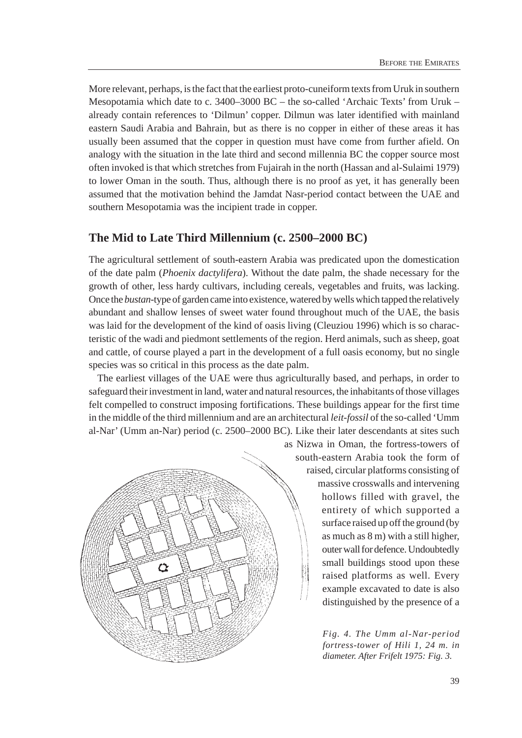More relevant, perhaps, is the fact that the earliest proto-cuneiform texts from Uruk in southern Mesopotamia which date to c. 3400–3000 BC – the so-called 'Archaic Texts' from Uruk – already contain references to 'Dilmun' copper. Dilmun was later identified with mainland eastern Saudi Arabia and Bahrain, but as there is no copper in either of these areas it has usually been assumed that the copper in question must have come from further afield. On analogy with the situation in the late third and second millennia BC the copper source most often invoked is that which stretches from Fujairah in the north (Hassan and al-Sulaimi 1979) to lower Oman in the south. Thus, although there is no proof as yet, it has generally been assumed that the motivation behind the Jamdat Nasr-period contact between the UAE and southern Mesopotamia was the incipient trade in copper.

## The Mid to Late Third Millennium (c. 2500–2000 BC)

The agricultural settlement of south-eastern Arabia was predicated upon the domestication of the date palm (*Phoenix dactylifera*). Without the date palm, the shade necessary for the growth of other, less hardy cultivars, including cereals, vegetables and fruits, was lacking. Once the *bustan*-type of garden came into existence, watered by wells which tapped the relatively abundant and shallow lenses of sweet water found throughout much of the UAE, the basis was laid for the development of the kind of oasis living (Cleuziou 1996) which is so characteristic of the wadi and piedmont settlements of the region. Herd animals, such as sheep, goat and cattle, of course played a part in the development of a full oasis economy, but no single species was so critical in this process as the date palm.

The earliest villages of the UAE were thus agriculturally based, and perhaps, in order to safeguard their investment in land, water and natural resources, the inhabitants of those villages felt compelled to construct imposing fortifications. These buildings appear for the first time in the middle of the third millennium and are an architectural *leit-fossil* of the so-called 'Umm al-Nar' (Umm an-Nar) period (c. 2500–2000 BC). Like their later descendants at sites such as Nizwa in Oman, the fortress-towers of south-eastern Arabia took the form of raised, circular platforms consisting of massive crosswalls and intervening hollows filled with gravel, the entirety of which supported a surface raised up off the ground (by as much as 8 m) with a still higher, outer wall for defence. Undoubtedly small buildings stood upon these raised platforms as well. Every example excavated to date is also distinguished by the presence of a

*Fig. 4. The Umm al-Nar-period fortress-tower of Hili 1, 24 m. in diameter. After Frifelt 1975: Fig. 3.*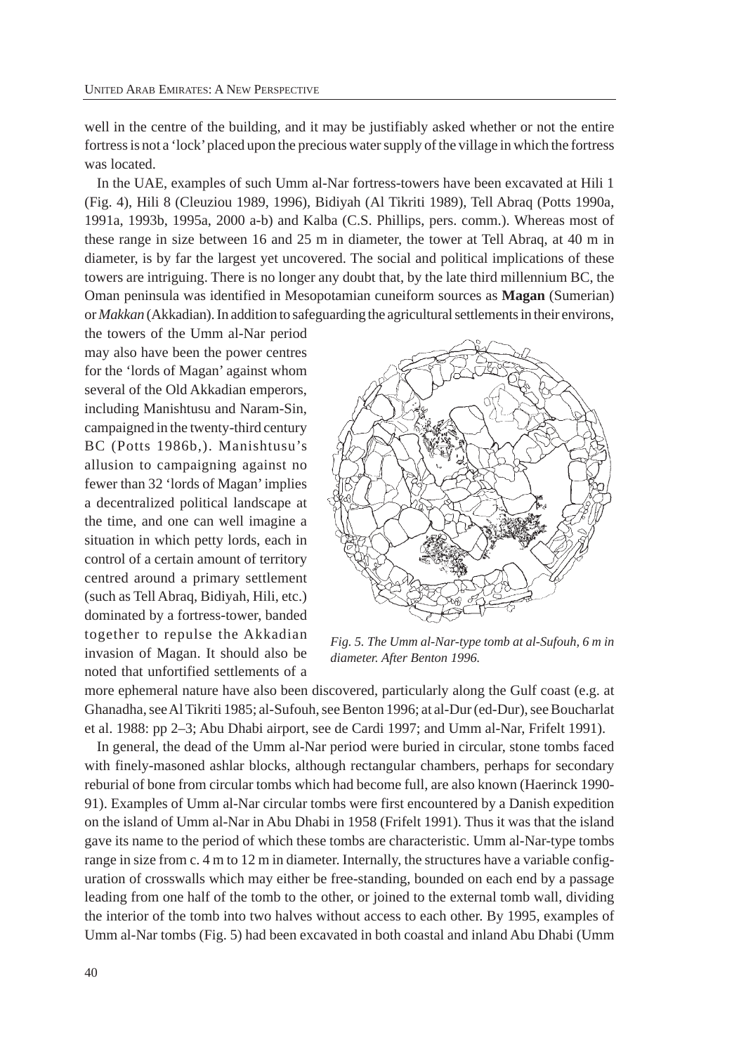well in the centre of the building, and it may be justifiably asked whether or not the entire fortress is not a 'lock' placed upon the precious water supply of the village in which the fortress was located.

In the UAE, examples of such Umm al-Nar fortress-towers have been excavated at Hili 1 (Fig. 4), Hili 8 (Cleuziou 1989, 1996), Bidiyah (Al Tikriti 1989), Tell Abraq (Potts 1990a, 1991a, 1993b, 1995a, 2000 a-b) and Kalba (C.S. Phillips, pers. comm.). Whereas most of these range in size between 16 and 25 m in diameter, the tower at Tell Abraq, at 40 m in diameter, is by far the largest yet uncovered. The social and political implications of these towers are intriguing. There is no longer any doubt that, by the late third millennium BC, the Oman peninsula was identified in Mesopotamian cuneiform sources as **Magan** (Sumerian) or *Makkan* (Akkadian). In addition to safeguarding the agricultural settlements in their environs, the towers of the Umm al-Nar period may also have been the power centres for the 'lords of Magan' against whom several of the Old Akkadian emperors, including Manishtusu and Naram-Sin, campaigned in the twenty-third century BC (Potts 1986b,). Manishtusu's allusion to campaigning against no fewer than 32 'lords of Magan' implies a decentralized political landscape at the time, and one can well imagine a situation in which petty lords, each in control of a certain amount of territory centred around a primary settlement (such as Tell Abraq, Bidiyah, Hili, etc.) dominated by a fortress-tower, banded together to repulse the Akkadian invasion of Magan. It should also be noted that unfortified settlements of a more ephemeral nature have also been discovered, particularly along the Gulf coast (e.g. at Ghanadha, see Al Tikriti 1985; al-Sufouh, see Benton 1996; at al-Dur (ed-Dur), see Boucharlat et al. 1988: pp 2–3; Abu Dhabi airport, see de Cardi 1997; and Umm al-Nar, Frifelt 1991).

*Fig. 5. The Umm al-Nar-type tomb at al-Sufouh, 6 m in diameter. After Benton 1996.*

In general, the dead of the Umm al-Nar period were buried in circular, stone tombs faced with finely-masoned ashlar blocks, although rectangular chambers, perhaps for secondary reburial of bone from circular tombs which had become full, are also known (Haerinck 1990-91). Examples of Umm al-Nar circular tombs were first encountered by a Danish expedition on the island of Umm al-Nar in Abu Dhabi in 1958 (Frifelt 1991). Thus it was that the island gave its name to the period of which these tombs are characteristic. Umm al-Nar-type tombs range in size from c. 4 m to 12 m in diameter. Internally, the structures have a variable configuration of crosswalls which may either be free-standing, bounded on each end by a passage leading from one half of the tomb to the other, or joined to the external tomb wall, dividing the interior of the tomb into two halves without access to each other. By 1995, examples of Umm al-Nar tombs (Fig. 5) had been excavated in both coastal and inland Abu Dhabi (Umm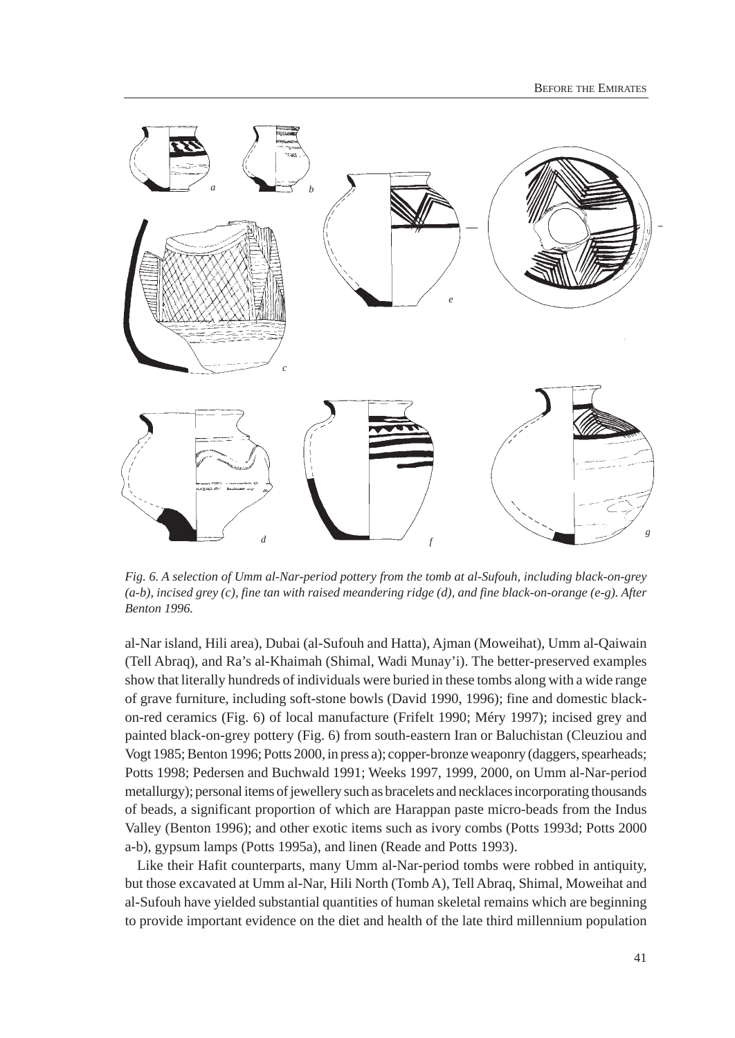*Fig. 6. A selection of Umm al-Nar-period pottery from the tomb at al-Sufouh, including black-on-grey (a-b), incised grey (c), fine tan with raised meandering ridge (d), and fine black-on-orange (e-g). After Benton 1996.*

al-Nar island, Hili area), Dubai (al-Sufouh and Hatta), Ajman (Moweihat), Umm al-Qaiwain (Tell Abraq), and Ra's al-Khaimah (Shimal, Wadi Munay'i). The better-preserved examples show that literally hundreds of individuals were buried in these tombs along with a wide range of grave furniture, including soft-stone bowls (David 1990, 1996); fine and domestic black-on-red ceramics (Fig. 6) of local manufacture (Frifelt 1990; Méry 1997); incised grey and painted black-on-grey pottery (Fig. 6) from south-eastern Iran or Baluchistan (Cleuziou and Vogt 1985; Benton 1996; Potts 2000, in press a); copper-bronze weaponry (daggers, spearheads; Potts 1998; Pedersen and Buchwald 1991; Weeks 1997, 1999, 2000, on Umm al-Nar-period metallurgy); personal items of jewellery such as bracelets and necklaces incorporating thousands of beads, a significant proportion of which are Harappan paste micro-beads from the Indus Valley (Benton 1996); and other exotic items such as ivory combs (Potts 1993d; Potts 2000 a-b), gypsum lamps (Potts 1995a), and linen (Reade and Potts 1993).

Like their Hafit counterparts, many Umm al-Nar-period tombs were robbed in antiquity, but those excavated at Umm al-Nar, Hili North (Tomb A), Tell Abraq, Shimal, Moweihat and al-Sufouh have yielded substantial quantities of human skeletal remains which are beginning to provide important evidence on the diet and health of the late third millennium population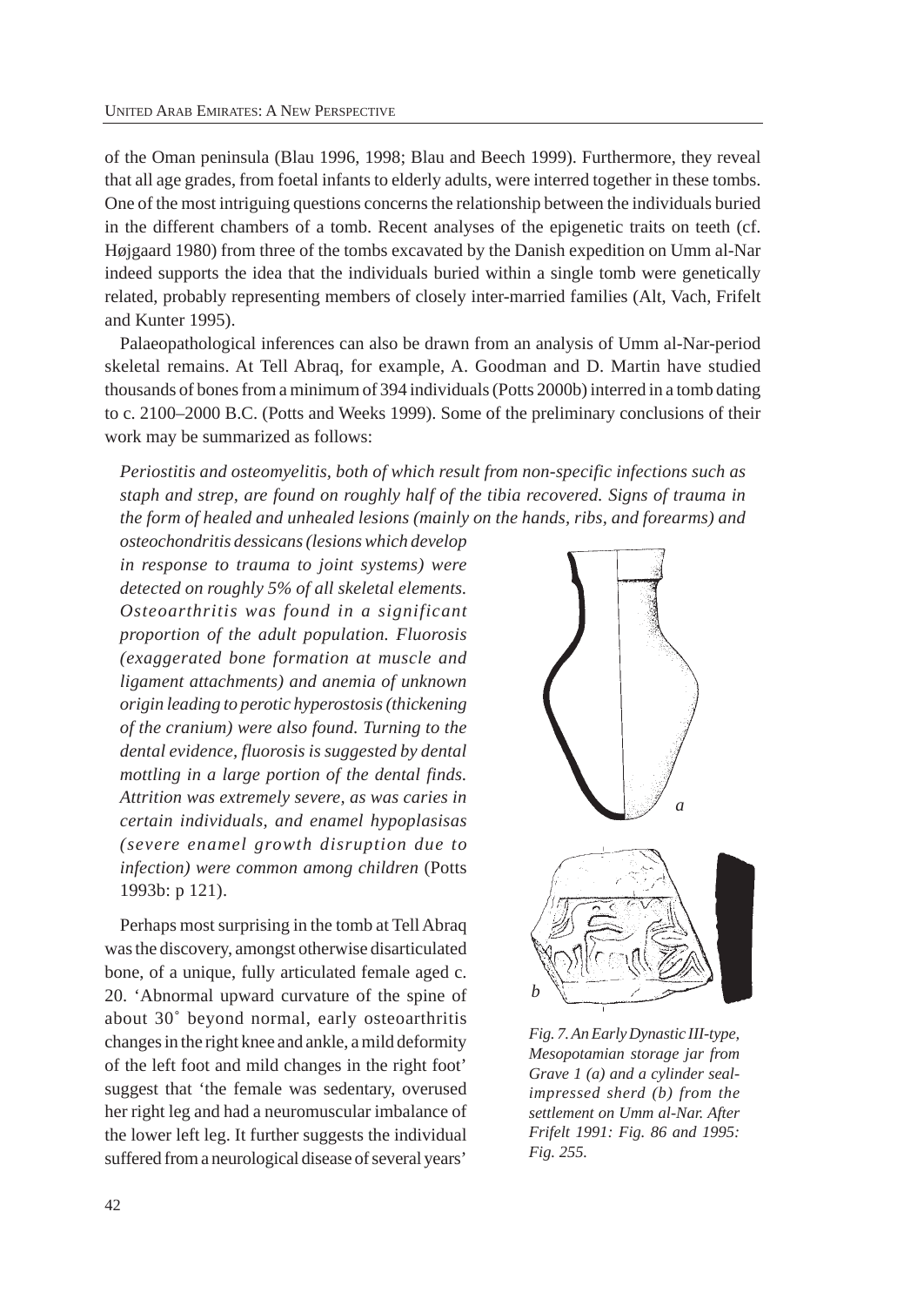of the Oman peninsula (Blau 1996, 1998; Blau and Beech 1999). Furthermore, they reveal that all age grades, from foetal infants to elderly adults, were interred together in these tombs. One of the most intriguing questions concerns the relationship between the individuals buried in the different chambers of a tomb. Recent analyses of the epigenetic traits on teeth (cf. Højgaard 1980) from three of the tombs excavated by the Danish expedition on Umm al-Nar indeed supports the idea that the individuals buried within a single tomb were genetically related, probably representing members of closely inter-married families (Alt, Vach, Frifelt and Kunter 1995).

Palaeopathological inferences can also be drawn from an analysis of Umm al-Nar-period skeletal remains. At Tell Abraq, for example, A. Goodman and D. Martin have studied thousands of bones from a minimum of 394 individuals (Potts 2000b) interred in a tomb dating to c. 2100–2000 B.C. (Potts and Weeks 1999). Some of the preliminary conclusions of their work may be summarized as follows:

*Periostitis and osteomyelitis, both of which result from non-specific infections such as staph and strep, are found on roughly half of the tibia recovered. Signs of trauma in the form of healed and unhealed lesions (mainly on the hands, ribs, and forearms) and osteochondritis dessicans (lesions which develop in response to trauma to joint systems) were detected on roughly 5% of all skeletal elements. Osteoarthritis was found in a significant proportion of the adult population. Fluorosis (exaggerated bone formation at muscle and ligament attachments) and anemia of unknown origin leading to perotic hyperostosis (thickening of the cranium) were also found. Turning to the dental evidence, fluorosis is suggested by dental mottling in a large portion of the dental finds. Attrition was extremely severe, as was caries in certain individuals, and enamel hypoplasisas (severe enamel growth disruption due to infection) were common among children* (Potts 1993b: p 121).

Perhaps most surprising in the tomb at Tell Abraq was the discovery, amongst otherwise disarticulated bone, of a unique, fully articulated female aged c. 20. 'Abnormal upward curvature of the spine of about 30˚ beyond normal, early osteoarthritis changes in the right knee and ankle, a mild deformity of the left foot and mild changes in the right foot' suggest that 'the female was sedentary, overused her right leg and had a neuromuscular imbalance of the lower left leg. It further suggests the individual suffered from a neurological disease of several years'

*Fig. 7. An Early Dynastic III-type, Mesopotamian storage jar from Grave 1 (a) and a cylinder seal-impressed sherd (b) from the settlement on Umm al-Nar. After Frifelt 1991: Fig. 86 and 1995: Fig. 255.*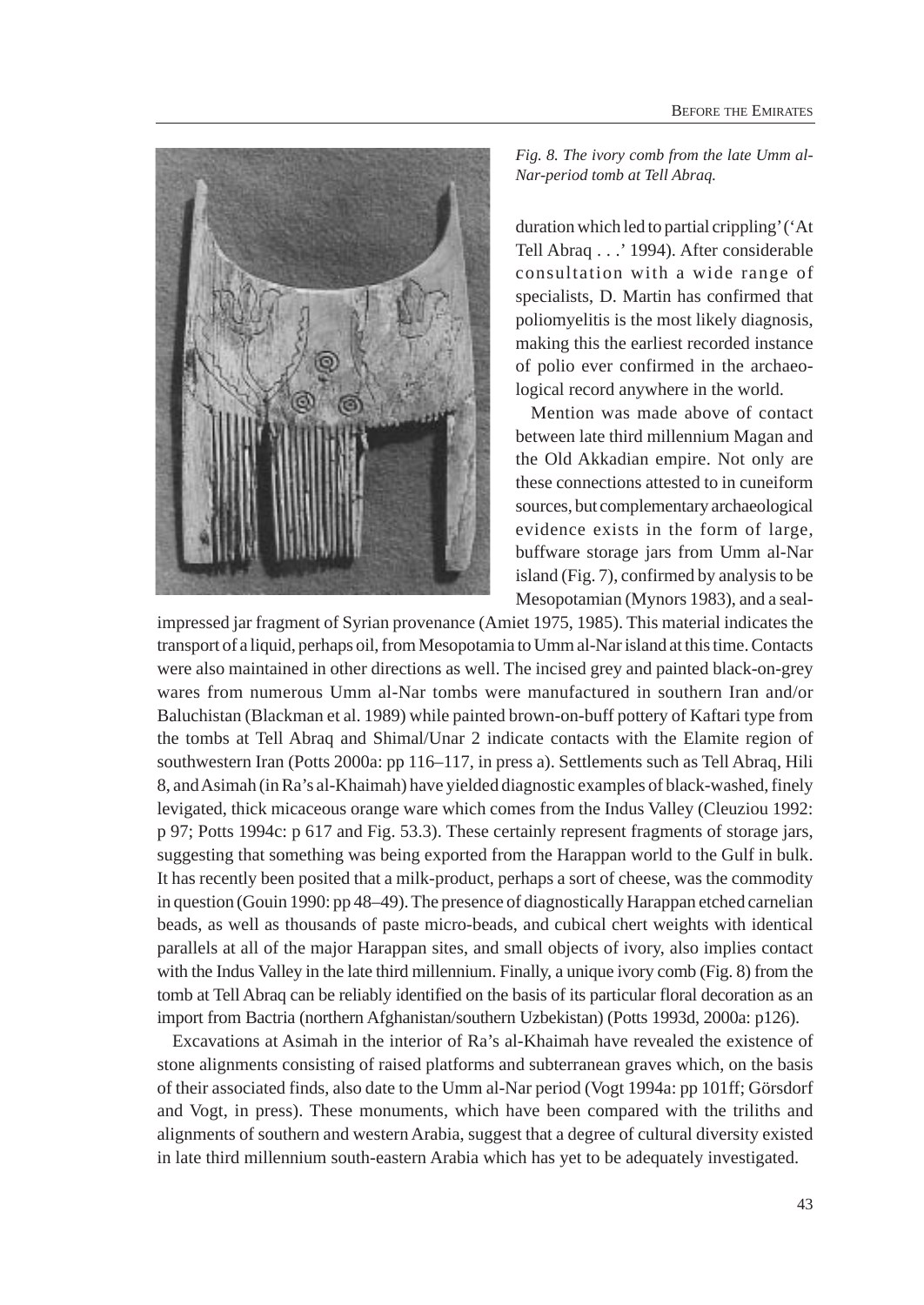*Fig. 8. The ivory comb from the late Umm al-Nar-period tomb at Tell Abraq.*

duration which led to partial crippling' ('At Tell Abraq . . .' 1994). After considerable consultation with a wide range of specialists, D. Martin has confirmed that poliomyelitis is the most likely diagnosis, making this the earliest recorded instance of polio ever confirmed in the archaeological record anywhere in the world.

Mention was made above of contact between late third millennium Magan and the Old Akkadian empire. Not only are these connections attested to in cuneiform sources, but complementary archaeological evidence exists in the form of large, buffware storage jars from Umm al-Nar island (Fig. 7), confirmed by analysis to be Mesopotamian (Mynors 1983), and a seal-impressed jar fragment of Syrian provenance (Amiet 1975, 1985). This material indicates the transport of a liquid, perhaps oil, from Mesopotamia to Umm al-Nar island at this time. Contacts were also maintained in other directions as well. The incised grey and painted black-on-grey wares from numerous Umm al-Nar tombs were manufactured in southern Iran and/or Baluchistan (Blackman et al. 1989) while painted brown-on-buff pottery of Kaftari type from the tombs at Tell Abraq and Shimal/Unar 2 indicate contacts with the Elamite region of southwestern Iran (Potts 2000a: pp 116–117, in press a). Settlements such as Tell Abraq, Hili 8, and Asimah (in Ra's al-Khaimah) have yielded diagnostic examples of black-washed, finely levigated, thick micaceous orange ware which comes from the Indus Valley (Cleuziou 1992: p 97; Potts 1994c: p 617 and Fig. 53.3). These certainly represent fragments of storage jars, suggesting that something was being exported from the Harappan world to the Gulf in bulk. It has recently been posited that a milk-product, perhaps a sort of cheese, was the commodity in question (Gouin 1990: pp 48–49). The presence of diagnostically Harappan etched carnelian beads, as well as thousands of paste micro-beads, and cubical chert weights with identical parallels at all of the major Harappan sites, and small objects of ivory, also implies contact with the Indus Valley in the late third millennium. Finally, a unique ivory comb (Fig. 8) from the tomb at Tell Abraq can be reliably identified on the basis of its particular floral decoration as an import from Bactria (northern Afghanistan/southern Uzbekistan) (Potts 1993d, 2000a: p126).

Excavations at Asimah in the interior of Ra's al-Khaimah have revealed the existence of stone alignments consisting of raised platforms and subterranean graves which, on the basis of their associated finds, also date to the Umm al-Nar period (Vogt 1994a: pp 101ff; Görsdorf and Vogt, in press). These monuments, which have been compared with the triliths and alignments of southern and western Arabia, suggest that a degree of cultural diversity existed in late third millennium south-eastern Arabia which has yet to be adequately investigated.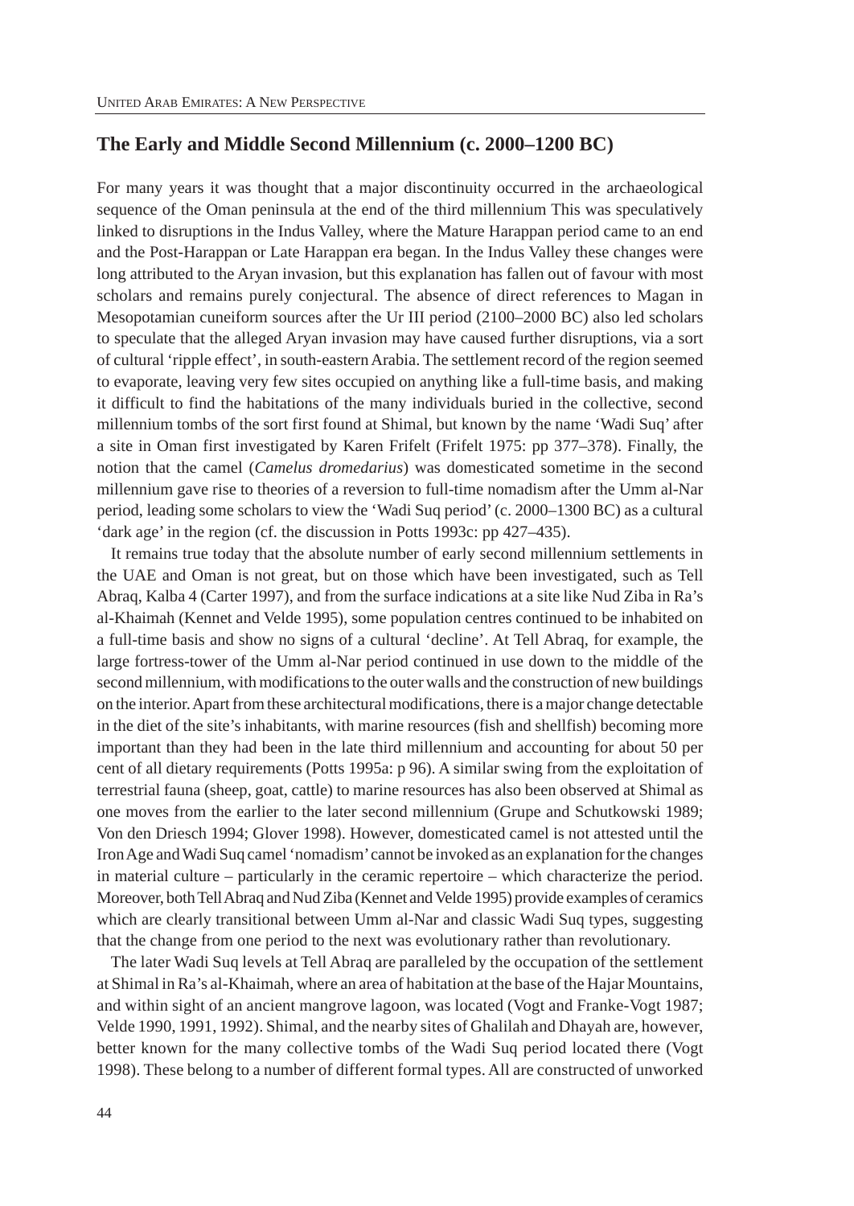## The Early and Middle Second Millennium (c. 2000–1200 BC)

For many years it was thought that a major discontinuity occurred in the archaeological sequence of the Oman peninsula at the end of the third millennium This was speculatively linked to disruptions in the Indus Valley, where the Mature Harappan period came to an end and the Post-Harappan or Late Harappan era began. In the Indus Valley these changes were long attributed to the Aryan invasion, but this explanation has fallen out of favour with most scholars and remains purely conjectural. The absence of direct references to Magan in Mesopotamian cuneiform sources after the Ur III period (2100–2000 BC) also led scholars to speculate that the alleged Aryan invasion may have caused further disruptions, via a sort of cultural 'ripple effect', in south-eastern Arabia. The settlement record of the region seemed to evaporate, leaving very few sites occupied on anything like a full-time basis, and making it difficult to find the habitations of the many individuals buried in the collective, second millennium tombs of the sort first found at Shimal, but known by the name 'Wadi Suq' after a site in Oman first investigated by Karen Frifelt (Frifelt 1975: pp 377–378). Finally, the notion that the camel (*Camelus dromedarius*) was domesticated sometime in the second millennium gave rise to theories of a reversion to full-time nomadism after the Umm al-Nar period, leading some scholars to view the 'Wadi Suq period' (c. 2000–1300 BC) as a cultural 'dark age' in the region (cf. the discussion in Potts 1993c: pp 427–435).

It remains true today that the absolute number of early second millennium settlements in the UAE and Oman is not great, but on those which have been investigated, such as Tell Abraq, Kalba 4 (Carter 1997), and from the surface indications at a site like Nud Ziba in Ra's al-Khaimah (Kennet and Velde 1995), some population centres continued to be inhabited on a full-time basis and show no signs of a cultural 'decline'. At Tell Abraq, for example, the large fortress-tower of the Umm al-Nar period continued in use down to the middle of the second millennium, with modifications to the outer walls and the construction of new buildings on the interior. Apart from these architectural modifications, there is a major change detectable in the diet of the site's inhabitants, with marine resources (fish and shellfish) becoming more important than they had been in the late third millennium and accounting for about 50 per cent of all dietary requirements (Potts 1995a: p 96). A similar swing from the exploitation of terrestrial fauna (sheep, goat, cattle) to marine resources has also been observed at Shimal as one moves from the earlier to the later second millennium (Grupe and Schutkowski 1989; Von den Driesch 1994; Glover 1998). However, domesticated camel is not attested until the Iron Age and Wadi Suq camel 'nomadism' cannot be invoked as an explanation for the changes in material culture – particularly in the ceramic repertoire – which characterize the period. Moreover, both Tell Abraq and Nud Ziba (Kennet and Velde 1995) provide examples of ceramics which are clearly transitional between Umm al-Nar and classic Wadi Suq types, suggesting that the change from one period to the next was evolutionary rather than revolutionary.

The later Wadi Suq levels at Tell Abraq are paralleled by the occupation of the settlement at Shimal in Ra's al-Khaimah, where an area of habitation at the base of the Hajar Mountains, and within sight of an ancient mangrove lagoon, was located (Vogt and Franke-Vogt 1987; Velde 1990, 1991, 1992). Shimal, and the nearby sites of Ghalilah and Dhayah are, however, better known for the many collective tombs of the Wadi Suq period located there (Vogt 1998). These belong to a number of different formal types. All are constructed of unworked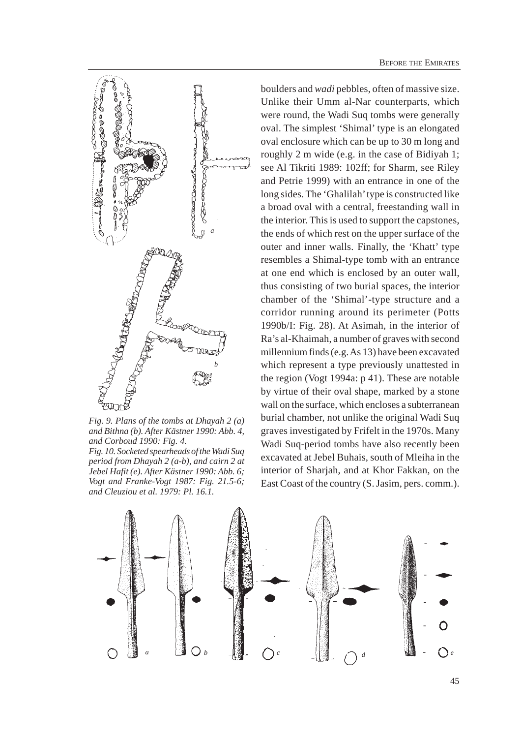*Fig. 9. Plans of the tombs at Dhayah 2 (a) and Bithna (b). After Kästner 1990: Abb. 4, and Corboud 1990: Fig. 4.*

*Fig. 10. Socketed spearheads of the Wadi Suq period from Dhayah 2 (a-b), and cairn 2 at Jebel Hafit (e). After Kästner 1990: Abb. 6; Vogt and Franke-Vogt 1987: Fig. 21.5-6; and Cleuziou et al. 1979: Pl. 16.1.*

boulders and *wadi* pebbles, often of massive size. Unlike their Umm al-Nar counterparts, which were round, the Wadi Suq tombs were generally oval. The simplest 'Shimal' type is an elongated oval enclosure which can be up to 30 m long and roughly 2 m wide (e.g. in the case of Bidiyah 1; see Al Tikriti 1989: 102ff; for Sharm, see Riley and Petrie 1999) with an entrance in one of the long sides. The 'Ghalilah' type is constructed like a broad oval with a central, freestanding wall in the interior. This is used to support the capstones, the ends of which rest on the upper surface of the outer and inner walls. Finally, the 'Khatt' type resembles a Shimal-type tomb with an entrance at one end which is enclosed by an outer wall, thus consisting of two burial spaces, the interior chamber of the 'Shimal'-type structure and a corridor running around its perimeter (Potts 1990b/I: Fig. 28). At Asimah, in the interior of Ra's al-Khaimah, a number of graves with second millennium finds (e.g. As 13) have been excavated which represent a type previously unattested in the region (Vogt 1994a: p 41). These are notable by virtue of their oval shape, marked by a stone wall on the surface, which encloses a subterranean burial chamber, not unlike the original Wadi Suq graves investigated by Frifelt in the 1970s. Many Wadi Suq-period tombs have also recently been excavated at Jebel Buhais, south of Mleiha in the interior of Sharjah, and at Khor Fakkan, on the East Coast of the country (S. Jasim, pers. comm.).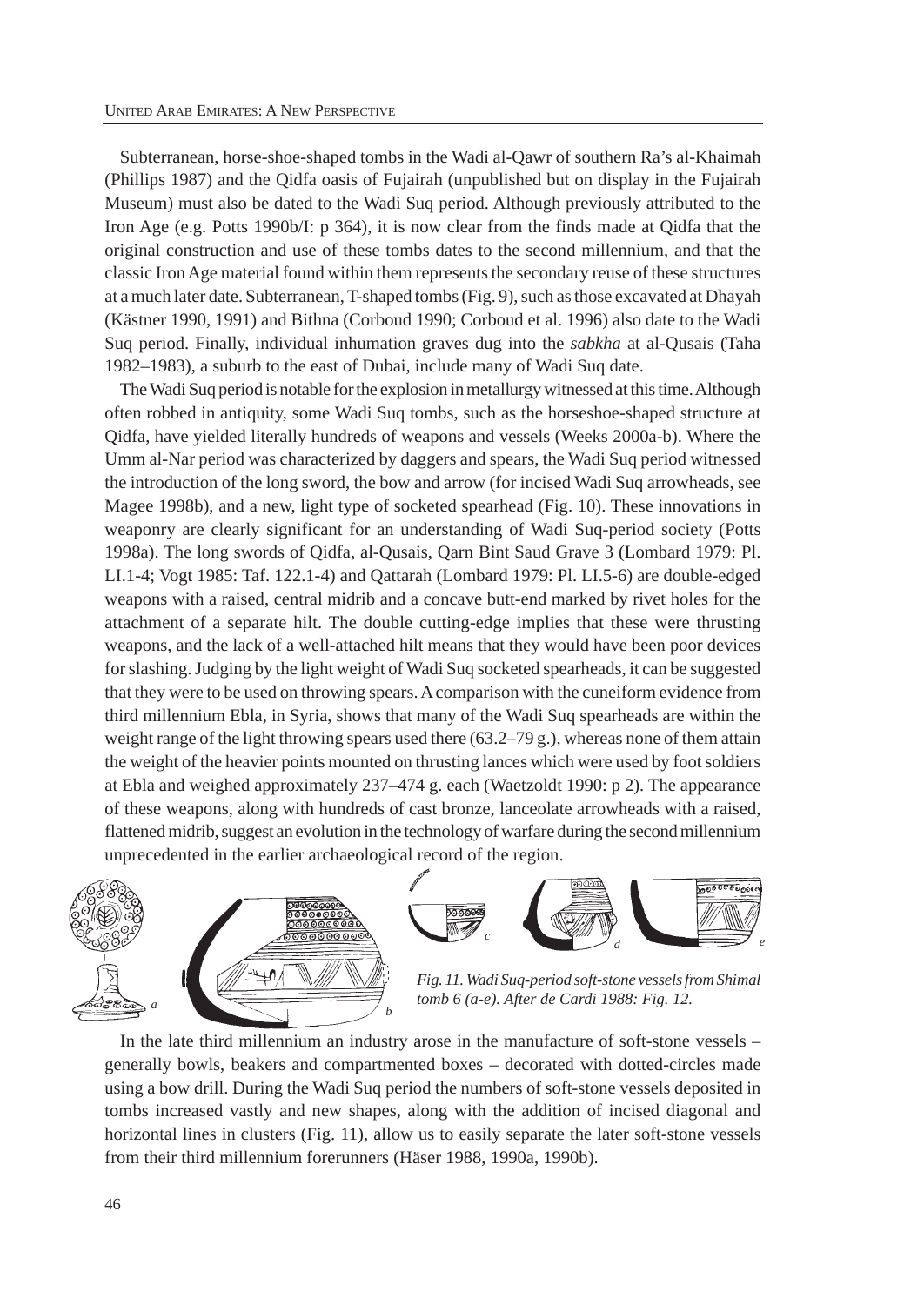Subterranean, horse-shoe-shaped tombs in the Wadi al-Qawr of southern Ra's al-Khaimah (Phillips 1987) and the Qidfa oasis of Fujairah (unpublished but on display in the Fujairah Museum) must also be dated to the Wadi Suq period. Although previously attributed to the Iron Age (e.g. Potts 1990b/I: p 364), it is now clear from the finds made at Qidfa that the original construction and use of these tombs dates to the second millennium, and that the classic Iron Age material found within them represents the secondary reuse of these structures at a much later date. Subterranean, T-shaped tombs (Fig. 9), such as those excavated at Dhayah (Kästner 1990, 1991) and Bithna (Corboud 1990; Corboud et al. 1996) also date to the Wadi Suq period. Finally, individual inhumation graves dug into the *sabkha* at al-Qusais (Taha 1982–1983), a suburb to the east of Dubai, include many of Wadi Suq date.

The Wadi Suq period is notable for the explosion in metallurgy witnessed at this time. Although often robbed in antiquity, some Wadi Suq tombs, such as the horseshoe-shaped structure at Qidfa, have yielded literally hundreds of weapons and vessels (Weeks 2000a-b). Where the Umm al-Nar period was characterized by daggers and spears, the Wadi Suq period witnessed the introduction of the long sword, the bow and arrow (for incised Wadi Suq arrowheads, see Magee 1998b), and a new, light type of socketed spearhead (Fig. 10). These innovations in weaponry are clearly significant for an understanding of Wadi Suq-period society (Potts 1998a). The long swords of Qidfa, al-Qusais, Qarn Bint Saud Grave 3 (Lombard 1979: Pl. LI.1-4; Vogt 1985: Taf. 122.1-4) and Qattarah (Lombard 1979: Pl. LI.5-6) are double-edged weapons with a raised, central midrib and a concave butt-end marked by rivet holes for the attachment of a separate hilt. The double cutting-edge implies that these were thrusting weapons, and the lack of a well-attached hilt means that they would have been poor devices for slashing. Judging by the light weight of Wadi Suq socketed spearheads, it can be suggested that they were to be used on throwing spears. A comparison with the cuneiform evidence from third millennium Ebla, in Syria, shows that many of the Wadi Suq spearheads are within the weight range of the light throwing spears used there (63.2–79 g.), whereas none of them attain the weight of the heavier points mounted on thrusting lances which were used by foot soldiers at Ebla and weighed approximately 237–474 g. each (Waetzoldt 1990: p 2). The appearance of these weapons, along with hundreds of cast bronze, lanceolate arrowheads with a raised, flattened midrib, suggest an evolution in the technology of warfare during the second millennium unprecedented in the earlier archaeological record of the region.

*Fig. 11. Wadi Suq-period soft-stone vessels from Shimal tomb 6 (a-e). After de Cardi 1988: Fig. 12.*

In the late third millennium an industry arose in the manufacture of soft-stone vessels – generally bowls, beakers and compartmented boxes – decorated with dotted-circles made using a bow drill. During the Wadi Suq period the numbers of soft-stone vessels deposited in tombs increased vastly and new shapes, along with the addition of incised diagonal and horizontal lines in clusters (Fig. 11), allow us to easily separate the later soft-stone vessels from their third millennium forerunners (Häser 1988, 1990a, 1990b).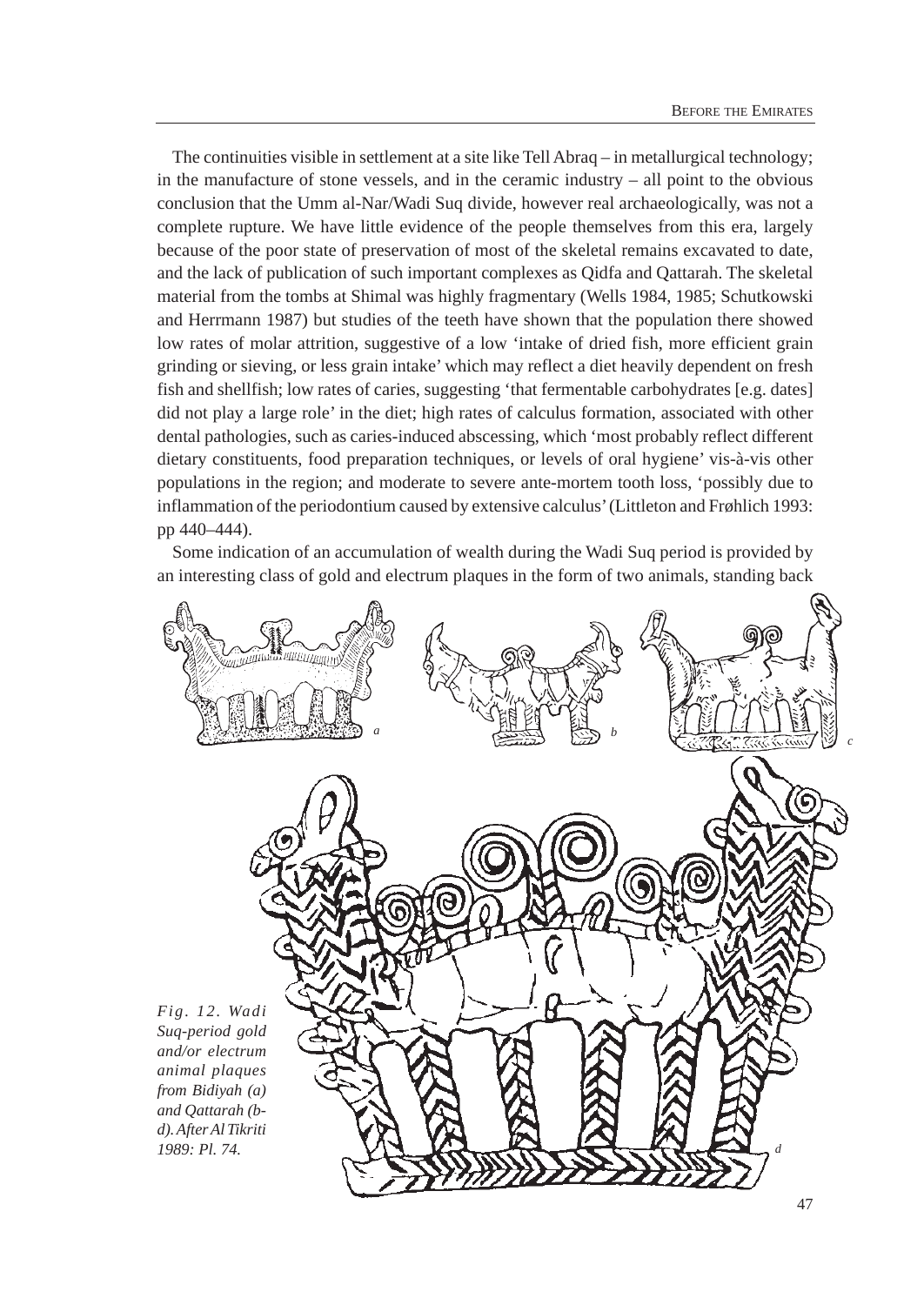The continuities visible in settlement at a site like Tell Abraq – in metallurgical technology; in the manufacture of stone vessels, and in the ceramic industry – all point to the obvious conclusion that the Umm al-Nar/Wadi Suq divide, however real archaeologically, was not a complete rupture. We have little evidence of the people themselves from this era, largely because of the poor state of preservation of most of the skeletal remains excavated to date, and the lack of publication of such important complexes as Qidfa and Qattarah. The skeletal material from the tombs at Shimal was highly fragmentary (Wells 1984, 1985; Schutkowski and Herrmann 1987) but studies of the teeth have shown that the population there showed low rates of molar attrition, suggestive of a low 'intake of dried fish, more efficient grain grinding or sieving, or less grain intake' which may reflect a diet heavily dependent on fresh fish and shellfish; low rates of caries, suggesting 'that fermentable carbohydrates [e.g. dates] did not play a large role' in the diet; high rates of calculus formation, associated with other dental pathologies, such as caries-induced abscessing, which 'most probably reflect different dietary constituents, food preparation techniques, or levels of oral hygiene' vis-à-vis other populations in the region; and moderate to severe ante-mortem tooth loss, 'possibly due to inflammation of the periodontium caused by extensive calculus' (Littleton and Frøhlich 1993: pp 440–444).

Some indication of an accumulation of wealth during the Wadi Suq period is provided by an interesting class of gold and electrum plaques in the form of two animals, standing back

*Fig. 12. Wadi Suq-period gold and/or electrum animal plaques from Bidiyah (a) and Qattarah (b-d). After Al Tikriti 1989: Pl. 74.*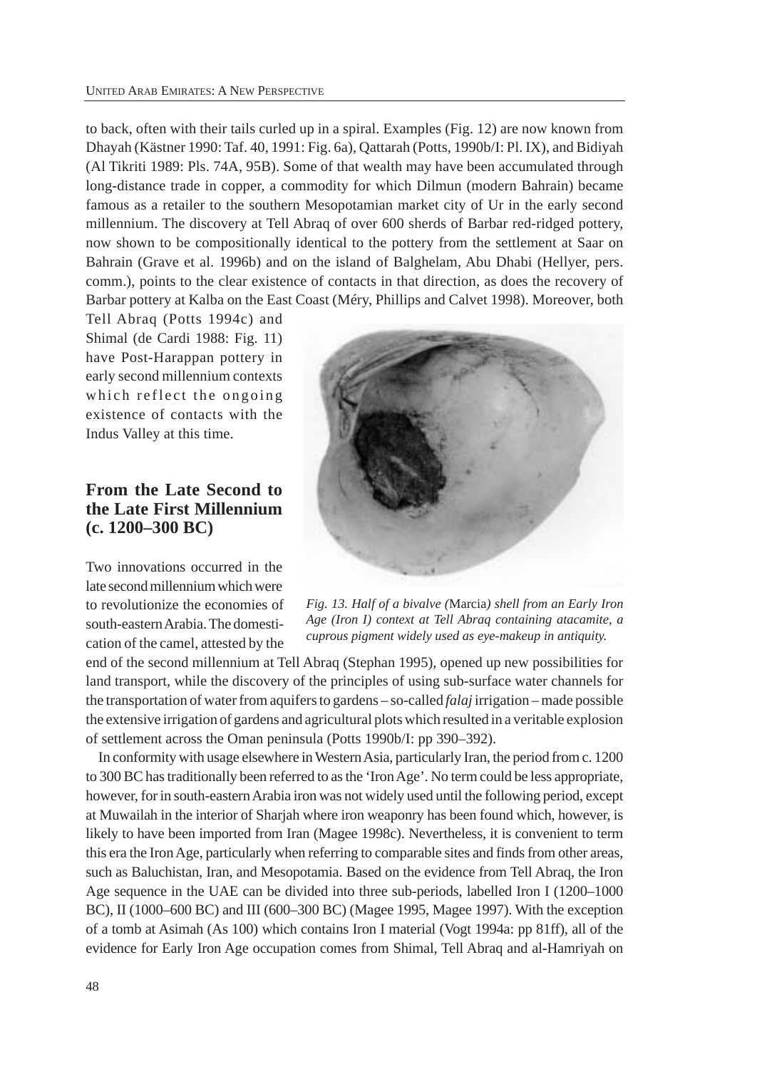to back, often with their tails curled up in a spiral. Examples (Fig. 12) are now known from Dhayah (Kästner 1990: Taf. 40, 1991: Fig. 6a), Qattarah (Potts, 1990b/I: Pl. IX), and Bidiyah (Al Tikriti 1989: Pls. 74A, 95B). Some of that wealth may have been accumulated through long-distance trade in copper, a commodity for which Dilmun (modern Bahrain) became famous as a retailer to the southern Mesopotamian market city of Ur in the early second millennium. The discovery at Tell Abraq of over 600 sherds of Barbar red-ridged pottery, now shown to be compositionally identical to the pottery from the settlement at Saar on Bahrain (Grave et al. 1996b) and on the island of Balghelam, Abu Dhabi (Hellyer, pers. comm.), points to the clear existence of contacts in that direction, as does the recovery of Barbar pottery at Kalba on the East Coast (Méry, Phillips and Calvet 1998). Moreover, both Tell Abraq (Potts 1994c) and Shimal (de Cardi 1988: Fig. 11) have Post-Harappan pottery in early second millennium contexts which reflect the ongoing existence of contacts with the Indus Valley at this time.

## From the Late Second to the Late First Millennium (c. 1200–300 BC)

Two innovations occurred in the late second millennium which were to revolutionize the economies of south-eastern Arabia. The domestication of the camel, attested by the end of the second millennium at Tell Abraq (Stephan 1995), opened up new possibilities for land transport, while the discovery of the principles of using sub-surface water channels for the transportation of water from aquifers to gardens – so-called *falaj* irrigation – made possible the extensive irrigation of gardens and agricultural plots which resulted in a veritable explosion of settlement across the Oman peninsula (Potts 1990b/I: pp 390–392).

*Fig. 13. Half of a bivalve (*Marcia*) shell from an Early Iron Age (Iron I) context at Tell Abraq containing atacamite, a cuprous pigment widely used as eye-makeup in antiquity.*

In conformity with usage elsewhere in Western Asia, particularly Iran, the period from c. 1200 to 300 BC has traditionally been referred to as the 'Iron Age'. No term could be less appropriate, however, for in south-eastern Arabia iron was not widely used until the following period, except at Muwailah in the interior of Sharjah where iron weaponry has been found which, however, is likely to have been imported from Iran (Magee 1998c). Nevertheless, it is convenient to term this era the Iron Age, particularly when referring to comparable sites and finds from other areas, such as Baluchistan, Iran, and Mesopotamia. Based on the evidence from Tell Abraq, the Iron Age sequence in the UAE can be divided into three sub-periods, labelled Iron I (1200–1000 BC), II (1000–600 BC) and III (600–300 BC) (Magee 1995, Magee 1997). With the exception of a tomb at Asimah (As 100) which contains Iron I material (Vogt 1994a: pp 81ff), all of the evidence for Early Iron Age occupation comes from Shimal, Tell Abraq and al-Hamriyah on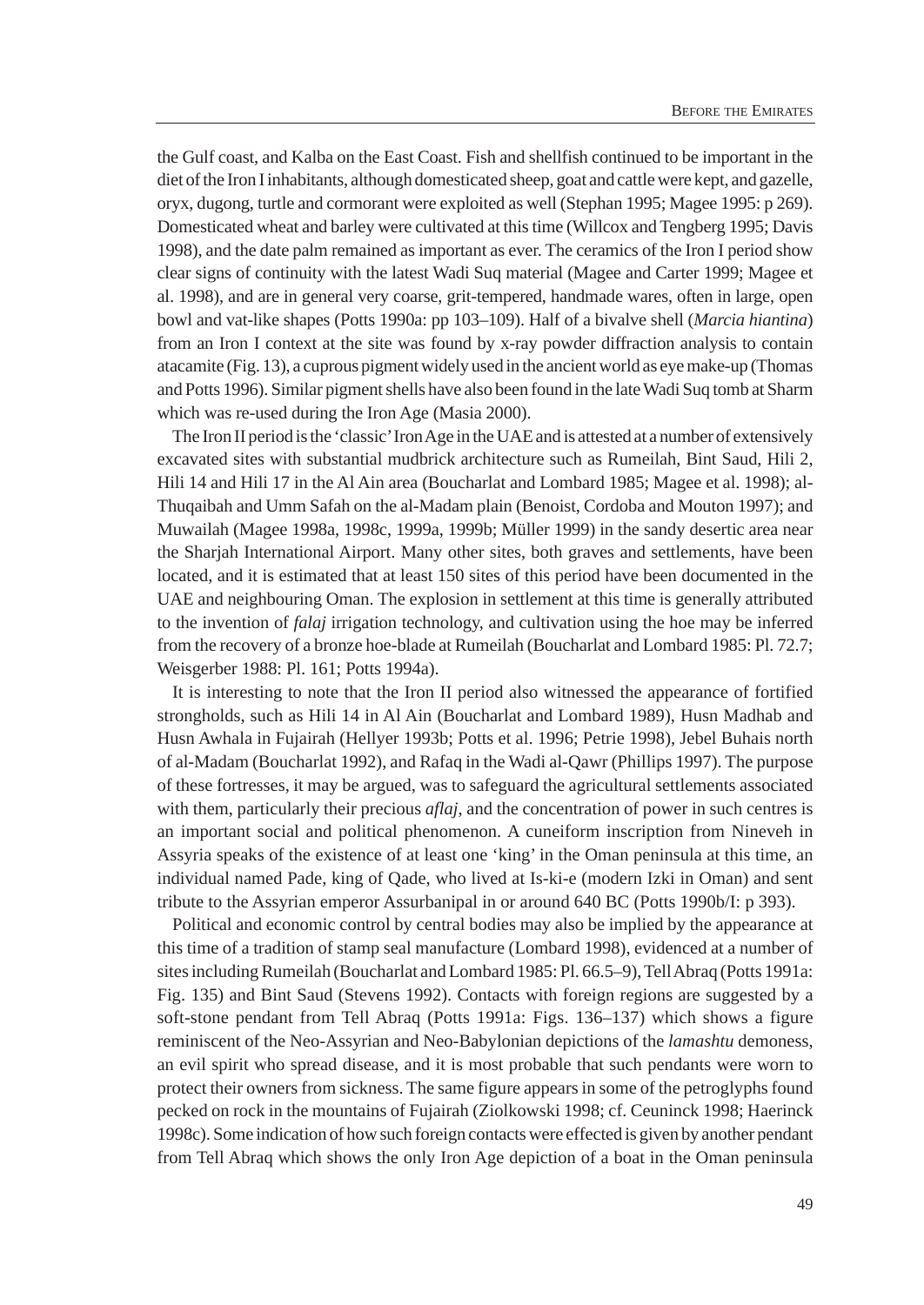the Gulf coast, and Kalba on the East Coast. Fish and shellfish continued to be important in the diet of the Iron I inhabitants, although domesticated sheep, goat and cattle were kept, and gazelle, oryx, dugong, turtle and cormorant were exploited as well (Stephan 1995; Magee 1995: p 269). Domesticated wheat and barley were cultivated at this time (Willcox and Tengberg 1995; Davis 1998), and the date palm remained as important as ever. The ceramics of the Iron I period show clear signs of continuity with the latest Wadi Suq material (Magee and Carter 1999; Magee et al. 1998), and are in general very coarse, grit-tempered, handmade wares, often in large, open bowl and vat-like shapes (Potts 1990a: pp 103–109). Half of a bivalve shell (*Marcia hiantina*) from an Iron I context at the site was found by x-ray powder diffraction analysis to contain atacamite (Fig. 13), a cuprous pigment widely used in the ancient world as eye make-up (Thomas and Potts 1996). Similar pigment shells have also been found in the late Wadi Suq tomb at Sharm which was re-used during the Iron Age (Masia 2000).

The Iron II period is the 'classic' Iron Age in the UAE and is attested at a number of extensively excavated sites with substantial mudbrick architecture such as Rumeilah, Bint Saud, Hili 2, Hili 14 and Hili 17 in the Al Ain area (Boucharlat and Lombard 1985; Magee et al. 1998); al-Thuqaibah and Umm Safah on the al-Madam plain (Benoist, Cordoba and Mouton 1997); and Muwailah (Magee 1998a, 1998c, 1999a, 1999b; Müller 1999) in the sandy desertic area near the Sharjah International Airport. Many other sites, both graves and settlements, have been located, and it is estimated that at least 150 sites of this period have been documented in the UAE and neighbouring Oman. The explosion in settlement at this time is generally attributed to the invention of *falaj* irrigation technology, and cultivation using the hoe may be inferred from the recovery of a bronze hoe-blade at Rumeilah (Boucharlat and Lombard 1985: Pl. 72.7; Weisgerber 1988: Pl. 161; Potts 1994a).

It is interesting to note that the Iron II period also witnessed the appearance of fortified strongholds, such as Hili 14 in Al Ain (Boucharlat and Lombard 1989), Husn Madhab and Husn Awhala in Fujairah (Hellyer 1993b; Potts et al. 1996; Petrie 1998), Jebel Buhais north of al-Madam (Boucharlat 1992), and Rafaq in the Wadi al-Qawr (Phillips 1997). The purpose of these fortresses, it may be argued, was to safeguard the agricultural settlements associated with them, particularly their precious *aflaj*, and the concentration of power in such centres is an important social and political phenomenon. A cuneiform inscription from Nineveh in Assyria speaks of the existence of at least one 'king' in the Oman peninsula at this time, an individual named Pade, king of Qade, who lived at Is-ki-e (modern Izki in Oman) and sent tribute to the Assyrian emperor Assurbanipal in or around 640 BC (Potts 1990b/I: p 393).

Political and economic control by central bodies may also be implied by the appearance at this time of a tradition of stamp seal manufacture (Lombard 1998), evidenced at a number of sites including Rumeilah (Boucharlat and Lombard 1985: Pl. 66.5–9), Tell Abraq (Potts 1991a: Fig. 135) and Bint Saud (Stevens 1992). Contacts with foreign regions are suggested by a soft-stone pendant from Tell Abraq (Potts 1991a: Figs. 136–137) which shows a figure reminiscent of the Neo-Assyrian and Neo-Babylonian depictions of the *lamashtu* demoness, an evil spirit who spread disease, and it is most probable that such pendants were worn to protect their owners from sickness. The same figure appears in some of the petroglyphs found pecked on rock in the mountains of Fujairah (Ziolkowski 1998; cf. Ceuninck 1998; Haerinck 1998c). Some indication of how such foreign contacts were effected is given by another pendant from Tell Abraq which shows the only Iron Age depiction of a boat in the Oman peninsula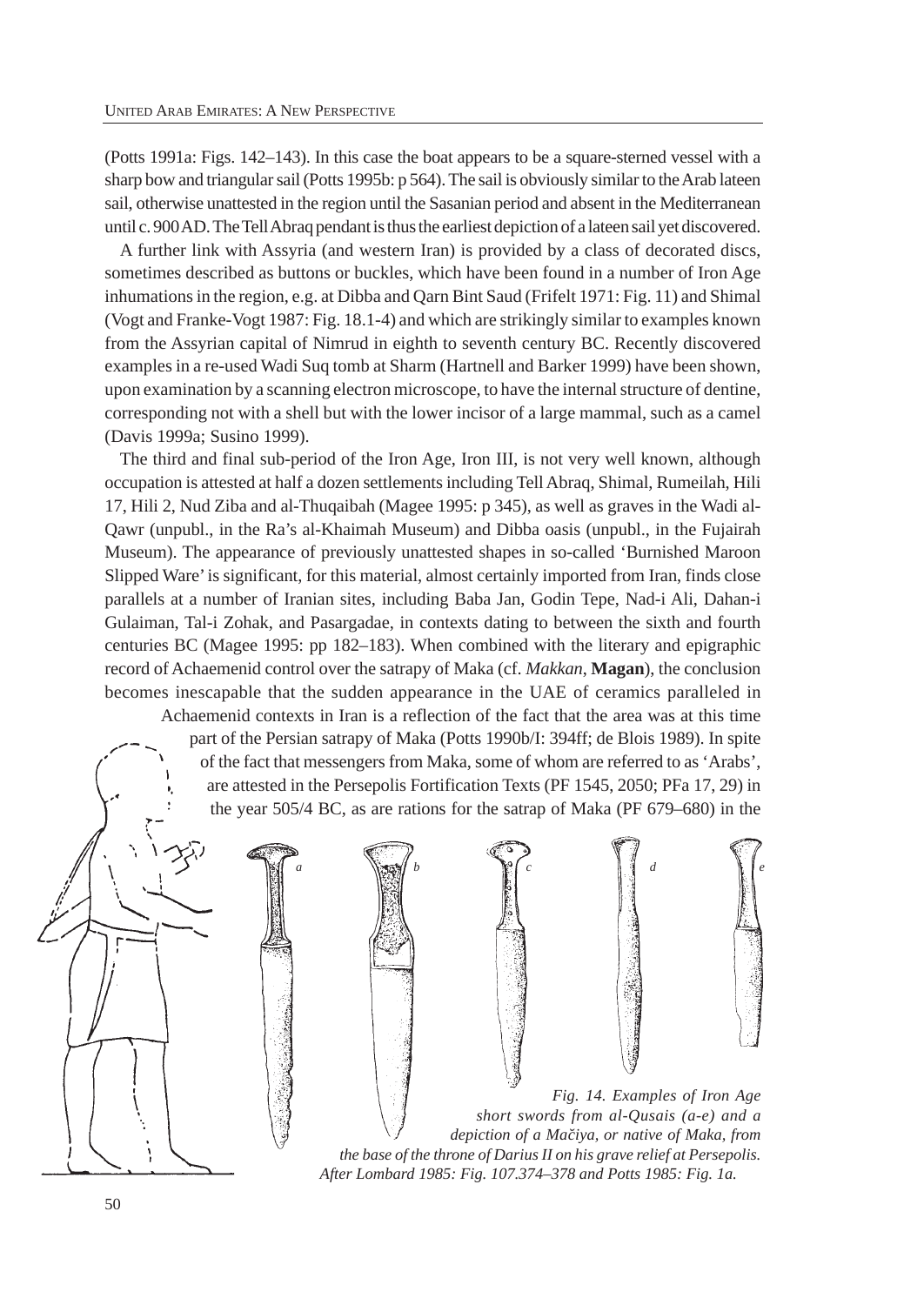(Potts 1991a: Figs. 142–143). In this case the boat appears to be a square-sterned vessel with a sharp bow and triangular sail (Potts 1995b: p 564). The sail is obviously similar to the Arab lateen sail, otherwise unattested in the region until the Sasanian period and absent in the Mediterranean until c. 900 AD. The Tell Abraq pendant is thus the earliest depiction of a lateen sail yet discovered.

A further link with Assyria (and western Iran) is provided by a class of decorated discs, sometimes described as buttons or buckles, which have been found in a number of Iron Age inhumations in the region, e.g. at Dibba and Qarn Bint Saud (Frifelt 1971: Fig. 11) and Shimal (Vogt and Franke-Vogt 1987: Fig. 18.1-4) and which are strikingly similar to examples known from the Assyrian capital of Nimrud in eighth to seventh century BC. Recently discovered examples in a re-used Wadi Suq tomb at Sharm (Hartnell and Barker 1999) have been shown, upon examination by a scanning electron microscope, to have the internal structure of dentine, corresponding not with a shell but with the lower incisor of a large mammal, such as a camel (Davis 1999a; Susino 1999).

The third and final sub-period of the Iron Age, Iron III, is not very well known, although occupation is attested at half a dozen settlements including Tell Abraq, Shimal, Rumeilah, Hili 17, Hili 2, Nud Ziba and al-Thuqaibah (Magee 1995: p 345), as well as graves in the Wadi al-Qawr (unpubl., in the Ra's al-Khaimah Museum) and Dibba oasis (unpubl., in the Fujairah Museum). The appearance of previously unattested shapes in so-called 'Burnished Maroon Slipped Ware' is significant, for this material, almost certainly imported from Iran, finds close parallels at a number of Iranian sites, including Baba Jan, Godin Tepe, Nad-i Ali, Dahan-i Gulaiman, Tal-i Zohak, and Pasargadae, in contexts dating to between the sixth and fourth centuries BC (Magee 1995: pp 182–183). When combined with the literary and epigraphic record of Achaemenid control over the satrapy of Maka (cf. *Makkan*, **Magan**), the conclusion becomes inescapable that the sudden appearance in the UAE of ceramics paralleled in Achaemenid contexts in Iran is a reflection of the fact that the area was at this time part of the Persian satrapy of Maka (Potts 1990b/I: 394ff; de Blois 1989). In spite of the fact that messengers from Maka, some of whom are referred to as 'Arabs', are attested in the Persepolis Fortification Texts (PF 1545, 2050; PFa 17, 29) in the year 505/4 BC, as are rations for the satrap of Maka (PF 679–680) in the

*Fig. 14. Examples of Iron Age short swords from al-Qusais (a-e) and a depiction of a Mačiya, or native of Maka, from the base of the throne of Darius II on his grave relief at Persepolis. After Lombard 1985: Fig. 107.374–378 and Potts 1985: Fig. 1a.*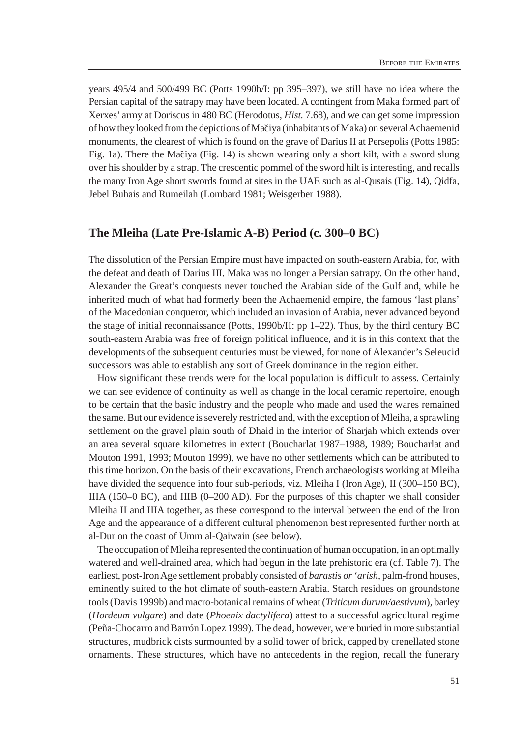years 495/4 and 500/499 BC (Potts 1990b/I: pp 395–397), we still have no idea where the Persian capital of the satrapy may have been located. A contingent from Maka formed part of Xerxes' army at Doriscus in 480 BC (Herodotus, *Hist.* 7.68), and we can get some impression of how they looked from the depictions of Mačiya (inhabitants of Maka) on several Achaemenid monuments, the clearest of which is found on the grave of Darius II at Persepolis (Potts 1985: Fig. 1a). There the Mačiya (Fig. 14) is shown wearing only a short kilt, with a sword slung over his shoulder by a strap. The crescentic pommel of the sword hilt is interesting, and recalls the many Iron Age short swords found at sites in the UAE such as al-Qusais (Fig. 14), Qidfa, Jebel Buhais and Rumeilah (Lombard 1981; Weisgerber 1988).

## The Mleiha (Late Pre-Islamic A-B) Period (c. 300–0 BC)

The dissolution of the Persian Empire must have impacted on south-eastern Arabia, for, with the defeat and death of Darius III, Maka was no longer a Persian satrapy. On the other hand, Alexander the Great's conquests never touched the Arabian side of the Gulf and, while he inherited much of what had formerly been the Achaemenid empire, the famous 'last plans' of the Macedonian conqueror, which included an invasion of Arabia, never advanced beyond the stage of initial reconnaissance (Potts, 1990b/II: pp 1–22). Thus, by the third century BC south-eastern Arabia was free of foreign political influence, and it is in this context that the developments of the subsequent centuries must be viewed, for none of Alexander's Seleucid successors was able to establish any sort of Greek dominance in the region either.

How significant these trends were for the local population is difficult to assess. Certainly we can see evidence of continuity as well as change in the local ceramic repertoire, enough to be certain that the basic industry and the people who made and used the wares remained the same. But our evidence is severely restricted and, with the exception of Mleiha, a sprawling settlement on the gravel plain south of Dhaid in the interior of Sharjah which extends over an area several square kilometres in extent (Boucharlat 1987–1988, 1989; Boucharlat and Mouton 1991, 1993; Mouton 1999), we have no other settlements which can be attributed to this time horizon. On the basis of their excavations, French archaeologists working at Mleiha have divided the sequence into four sub-periods, viz. Mleiha I (Iron Age), II (300–150 BC), IIIA (150–0 BC), and IIIB (0–200 AD). For the purposes of this chapter we shall consider Mleiha II and IIIA together, as these correspond to the interval between the end of the Iron Age and the appearance of a different cultural phenomenon best represented further north at al-Dur on the coast of Umm al-Qaiwain (see below).

The occupation of Mleiha represented the continuation of human occupation, in an optimally watered and well-drained area, which had begun in the late prehistoric era (cf. Table 7). The earliest, post-Iron Age settlement probably consisted of *barastis or 'arish*, palm-frond houses, eminently suited to the hot climate of south-eastern Arabia. Starch residues on groundstone tools (Davis 1999b) and macro-botanical remains of wheat (*Triticum durum/aestivum*), barley (*Hordeum vulgare*) and date (*Phoenix dactylifera*) attest to a successful agricultural regime (Peña-Chocarro and Barrón Lopez 1999). The dead, however, were buried in more substantial structures, mudbrick cists surmounted by a solid tower of brick, capped by crenellated stone ornaments. These structures, which have no antecedents in the region, recall the funerary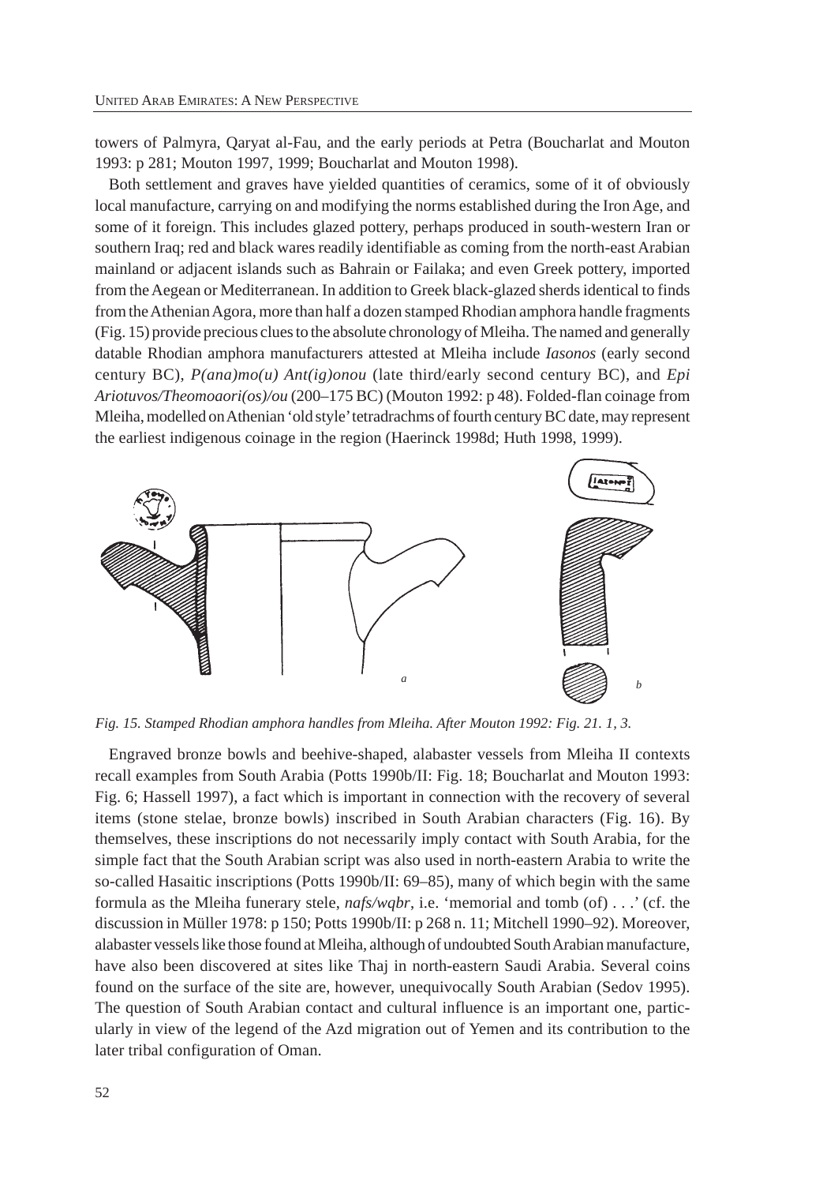towers of Palmyra, Qaryat al-Fau, and the early periods at Petra (Boucharlat and Mouton 1993: p 281; Mouton 1997, 1999; Boucharlat and Mouton 1998).

Both settlement and graves have yielded quantities of ceramics, some of it of obviously local manufacture, carrying on and modifying the norms established during the Iron Age, and some of it foreign. This includes glazed pottery, perhaps produced in south-western Iran or southern Iraq; red and black wares readily identifiable as coming from the north-east Arabian mainland or adjacent islands such as Bahrain or Failaka; and even Greek pottery, imported from the Aegean or Mediterranean. In addition to Greek black-glazed sherds identical to finds from the Athenian Agora, more than half a dozen stamped Rhodian amphora handle fragments (Fig. 15) provide precious clues to the absolute chronology of Mleiha. The named and generally datable Rhodian amphora manufacturers attested at Mleiha include *Iasonos* (early second century BC), *P(ana)mo(u) Ant(ig)onou* (late third/early second century BC), and *Epi Ariotuvos/Theomoaori(os)/ou* (200–175 BC) (Mouton 1992: p 48). Folded-flan coinage from Mleiha, modelled on Athenian 'old style' tetradrachms of fourth century BC date, may represent the earliest indigenous coinage in the region (Haerinck 1998d; Huth 1998, 1999).

*Fig. 15. Stamped Rhodian amphora handles from Mleiha. After Mouton 1992: Fig. 21. 1, 3.*

Engraved bronze bowls and beehive-shaped, alabaster vessels from Mleiha II contexts recall examples from South Arabia (Potts 1990b/II: Fig. 18; Boucharlat and Mouton 1993: Fig. 6; Hassell 1997), a fact which is important in connection with the recovery of several items (stone stelae, bronze bowls) inscribed in South Arabian characters (Fig. 16). By themselves, these inscriptions do not necessarily imply contact with South Arabia, for the simple fact that the South Arabian script was also used in north-eastern Arabia to write the so-called Hasaitic inscriptions (Potts 1990b/II: 69–85), many of which begin with the same formula as the Mleiha funerary stele, *nafs/wqbr*, i.e. 'memorial and tomb (of) . . .' (cf. the discussion in Müller 1978: p 150; Potts 1990b/II: p 268 n. 11; Mitchell 1990–92). Moreover, alabaster vessels like those found at Mleiha, although of undoubted South Arabian manufacture, have also been discovered at sites like Thaj in north-eastern Saudi Arabia. Several coins found on the surface of the site are, however, unequivocally South Arabian (Sedov 1995). The question of South Arabian contact and cultural influence is an important one, particularly in view of the legend of the Azd migration out of Yemen and its contribution to the later tribal configuration of Oman.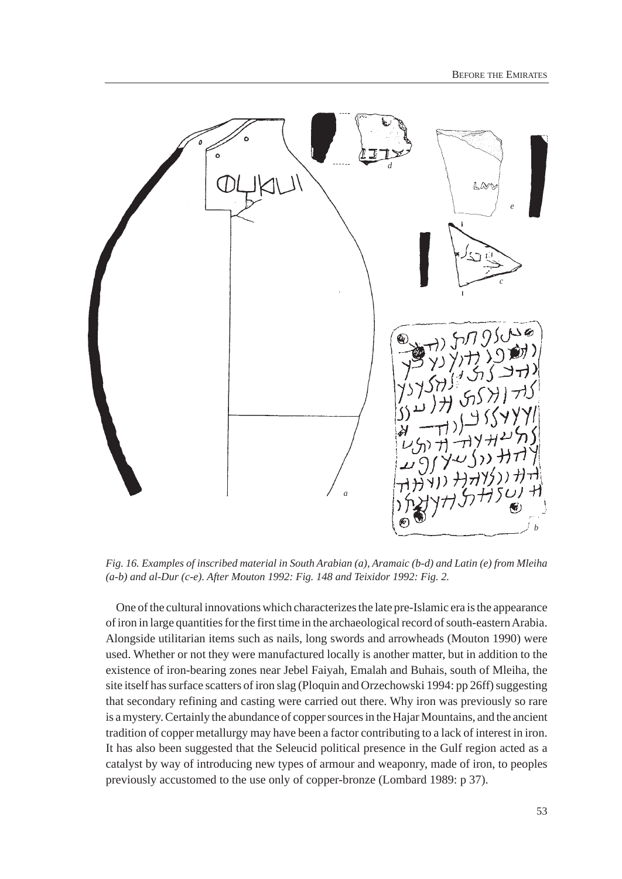*Fig. 16. Examples of inscribed material in South Arabian (a), Aramaic (b-d) and Latin (e) from Mleiha (a-b) and al-Dur (c-e). After Mouton 1992: Fig. 148 and Teixidor 1992: Fig. 2.*

One of the cultural innovations which characterizes the late pre-Islamic era is the appearance of iron in large quantities for the first time in the archaeological record of south-eastern Arabia. Alongside utilitarian items such as nails, long swords and arrowheads (Mouton 1990) were used. Whether or not they were manufactured locally is another matter, but in addition to the existence of iron-bearing zones near Jebel Faiyah, Emalah and Buhais, south of Mleiha, the site itself has surface scatters of iron slag (Ploquin and Orzechowski 1994: pp 26ff) suggesting that secondary refining and casting were carried out there. Why iron was previously so rare is a mystery. Certainly the abundance of copper sources in the Hajar Mountains, and the ancient tradition of copper metallurgy may have been a factor contributing to a lack of interest in iron. It has also been suggested that the Seleucid political presence in the Gulf region acted as a catalyst by way of introducing new types of armour and weaponry, made of iron, to peoples previously accustomed to the use only of copper-bronze (Lombard 1989: p 37).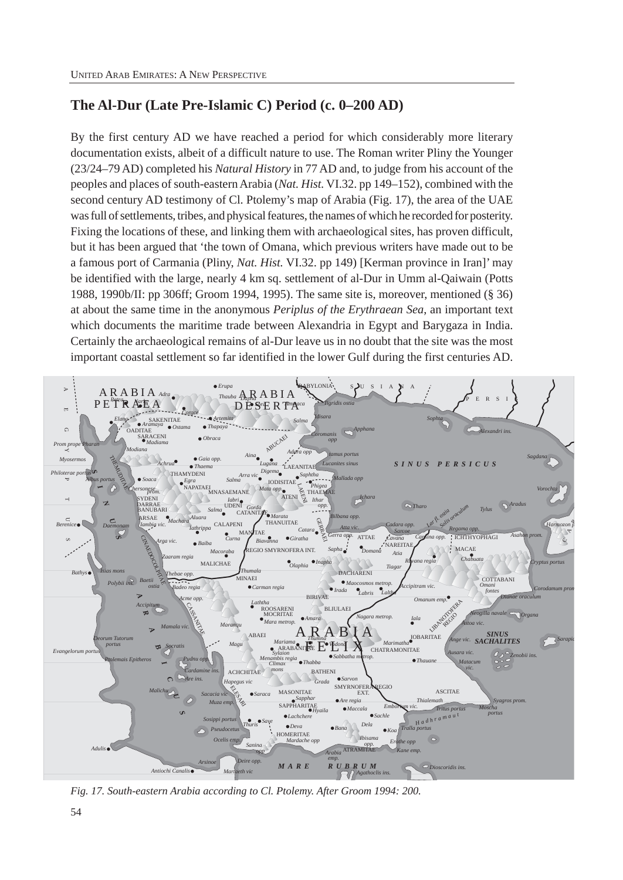## The Al-Dur (Late Pre-Islamic C) Period (c. 0–200 AD)

By the first century AD we have reached a period for which considerably more literary documentation exists, albeit of a difficult nature to use. The Roman writer Pliny the Younger (23/24–79 AD) completed his *Natural History* in 77 AD and, to judge from his account of the peoples and places of south-eastern Arabia (*Nat. Hist.* VI.32. pp 149–152), combined with the second century AD testimony of Cl. Ptolemy's map of Arabia (Fig. 17), the area of the UAE was full of settlements, tribes, and physical features, the names of which he recorded for posterity. Fixing the locations of these, and linking them with archaeological sites, has proven difficult, but it has been argued that 'the town of Omana, which previous writers have made out to be a famous port of Carmania (Pliny, *Nat. Hist.* VI.32. pp 149) [Kerman province in Iran]' may be identified with the large, nearly 4 km sq. settlement of al-Dur in Umm al-Qaiwain (Potts 1988, 1990b/II: pp 306ff; Groom 1994, 1995). The same site is, moreover, mentioned (§ 36) at about the same time in the anonymous *Periplus of the Erythraean Sea*, an important text which documents the maritime trade between Alexandria in Egypt and Barygaza in India. Certainly the archaeological remains of al-Dur leave us in no doubt that the site was the most important coastal settlement so far identified in the lower Gulf during the first centuries AD.

*Fig. 17. South-eastern Arabia according to Cl. Ptolemy. After Groom 1994: 200.*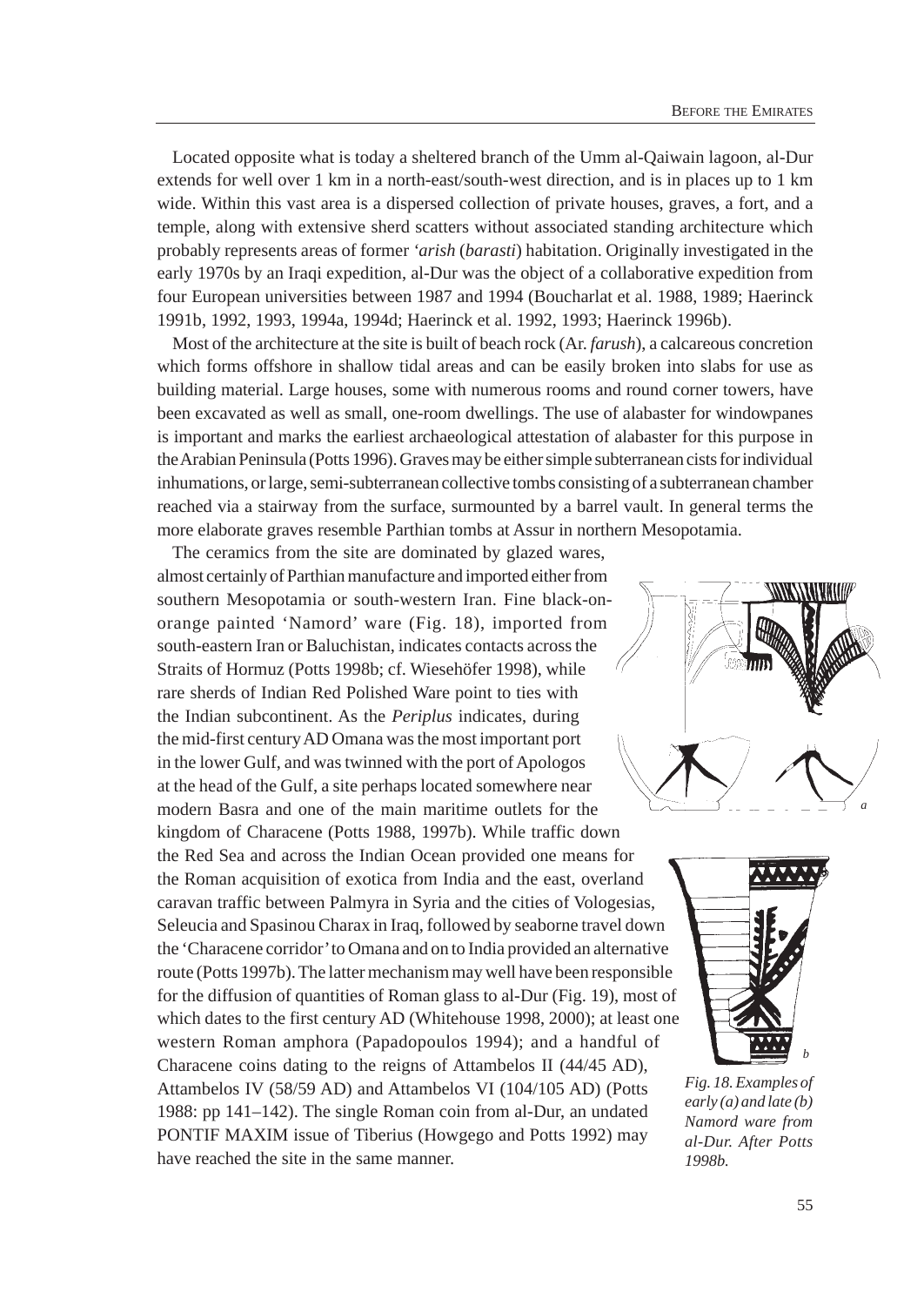Located opposite what is today a sheltered branch of the Umm al-Qaiwain lagoon, al-Dur extends for well over 1 km in a north-east/south-west direction, and is in places up to 1 km wide. Within this vast area is a dispersed collection of private houses, graves, a fort, and a temple, along with extensive sherd scatters without associated standing architecture which probably represents areas of former *'arish* (*barasti*) habitation. Originally investigated in the early 1970s by an Iraqi expedition, al-Dur was the object of a collaborative expedition from four European universities between 1987 and 1994 (Boucharlat et al. 1988, 1989; Haerinck 1991b, 1992, 1993, 1994a, 1994d; Haerinck et al. 1992, 1993; Haerinck 1996b).

Most of the architecture at the site is built of beach rock (Ar. *farush*), a calcareous concretion which forms offshore in shallow tidal areas and can be easily broken into slabs for use as building material. Large houses, some with numerous rooms and round corner towers, have been excavated as well as small, one-room dwellings. The use of alabaster for windowpanes is important and marks the earliest archaeological attestation of alabaster for this purpose in the Arabian Peninsula (Potts 1996). Graves may be either simple subterranean cists for individual inhumations, or large, semi-subterranean collective tombs consisting of a subterranean chamber reached via a stairway from the surface, surmounted by a barrel vault. In general terms the more elaborate graves resemble Parthian tombs at Assur in northern Mesopotamia.

The ceramics from the site are dominated by glazed wares, almost certainly of Parthian manufacture and imported either from southern Mesopotamia or south-western Iran. Fine black-on-orange painted 'Namord' ware (Fig. 18), imported from south-eastern Iran or Baluchistan, indicates contacts across the Straits of Hormuz (Potts 1998b; cf. Wiesehöfer 1998), while rare sherds of Indian Red Polished Ware point to ties with the Indian subcontinent. As the *Periplus* indicates, during the mid-first century AD Omana was the most important port in the lower Gulf, and was twinned with the port of Apologos at the head of the Gulf, a site perhaps located somewhere near modern Basra and one of the main maritime outlets for the kingdom of Characene (Potts 1988, 1997b). While traffic down the Red Sea and across the Indian Ocean provided one means for the Roman acquisition of exotica from India and the east, overland caravan traffic between Palmyra in Syria and the cities of Vologesias, Seleucia and Spasinou Charax in Iraq, followed by seaborne travel down the 'Characene corridor' to Omana and on to India provided an alternative route (Potts 1997b). The latter mechanism may well have been responsible for the diffusion of quantities of Roman glass to al-Dur (Fig. 19), most of which dates to the first century AD (Whitehouse 1998, 2000); at least one western Roman amphora (Papadopoulos 1994); and a handful of Characene coins dating to the reigns of Attambelos II (44/45 AD), Attambelos IV (58/59 AD) and Attambelos VI (104/105 AD) (Potts 1988: pp 141–142). The single Roman coin from al-Dur, an undated PONTIF MAXIM issue of Tiberius (Howgego and Potts 1992) may have reached the site in the same manner.

a

b

*Fig. 18. Examples of early (a) and late (b) Namord ware from al-Dur. After Potts 1998b.*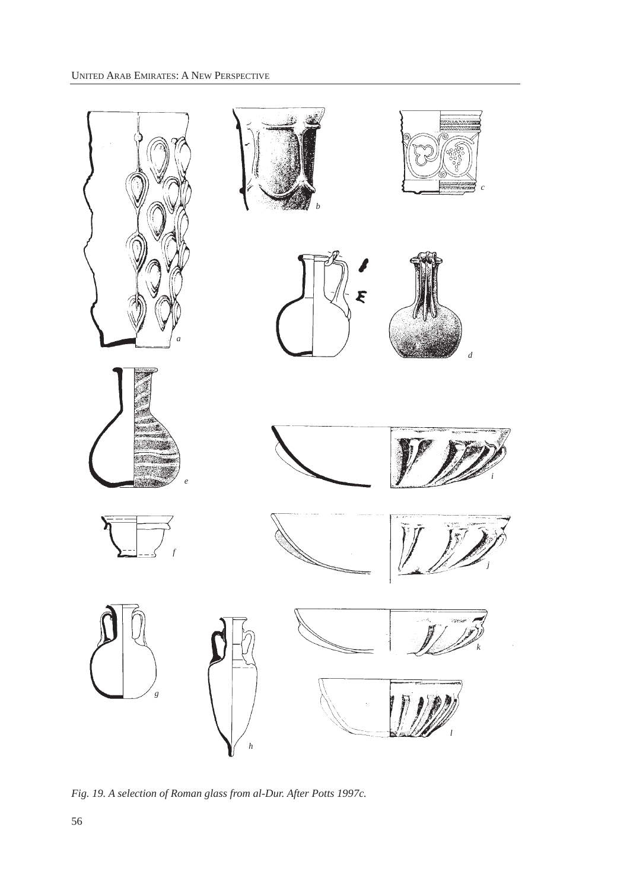*Fig. 19. A selection of Roman glass from al-Dur. After Potts 1997c.*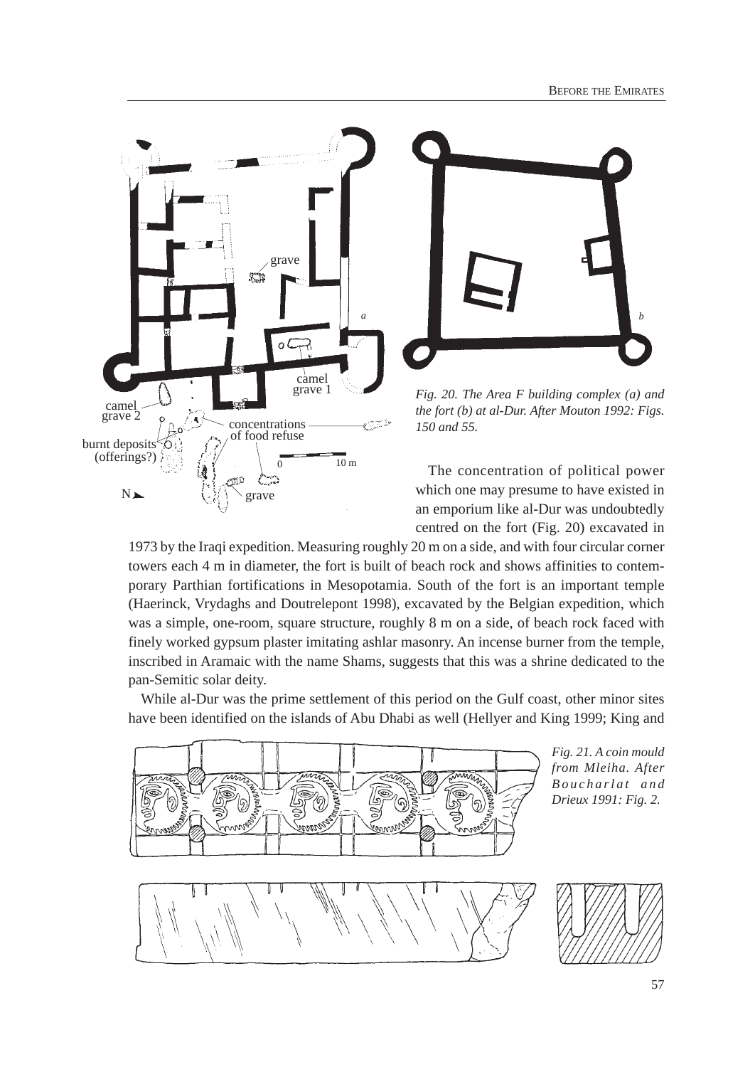*Fig. 20. The Area F building complex (a) and the fort (b) at al-Dur. After Mouton 1992: Figs. 150 and 55.*

The concentration of political power which one may presume to have existed in an emporium like al-Dur was undoubtedly centred on the fort (Fig. 20) excavated in 1973 by the Iraqi expedition. Measuring roughly 20 m on a side, and with four circular corner towers each 4 m in diameter, the fort is built of beach rock and shows affinities to contemporary Parthian fortifications in Mesopotamia. South of the fort is an important temple (Haerinck, Vrydaghs and Doutrelepont 1998), excavated by the Belgian expedition, which was a simple, one-room, square structure, roughly 8 m on a side, of beach rock faced with finely worked gypsum plaster imitating ashlar masonry. An incense burner from the temple, inscribed in Aramaic with the name Shams, suggests that this was a shrine dedicated to the pan-Semitic solar deity.

While al-Dur was the prime settlement of this period on the Gulf coast, other minor sites have been identified on the islands of Abu Dhabi as well (Hellyer and King 1999; King and

*Fig. 21. A coin mould from Mleiha. After Boucharlat and Drieux 1991: Fig. 2.*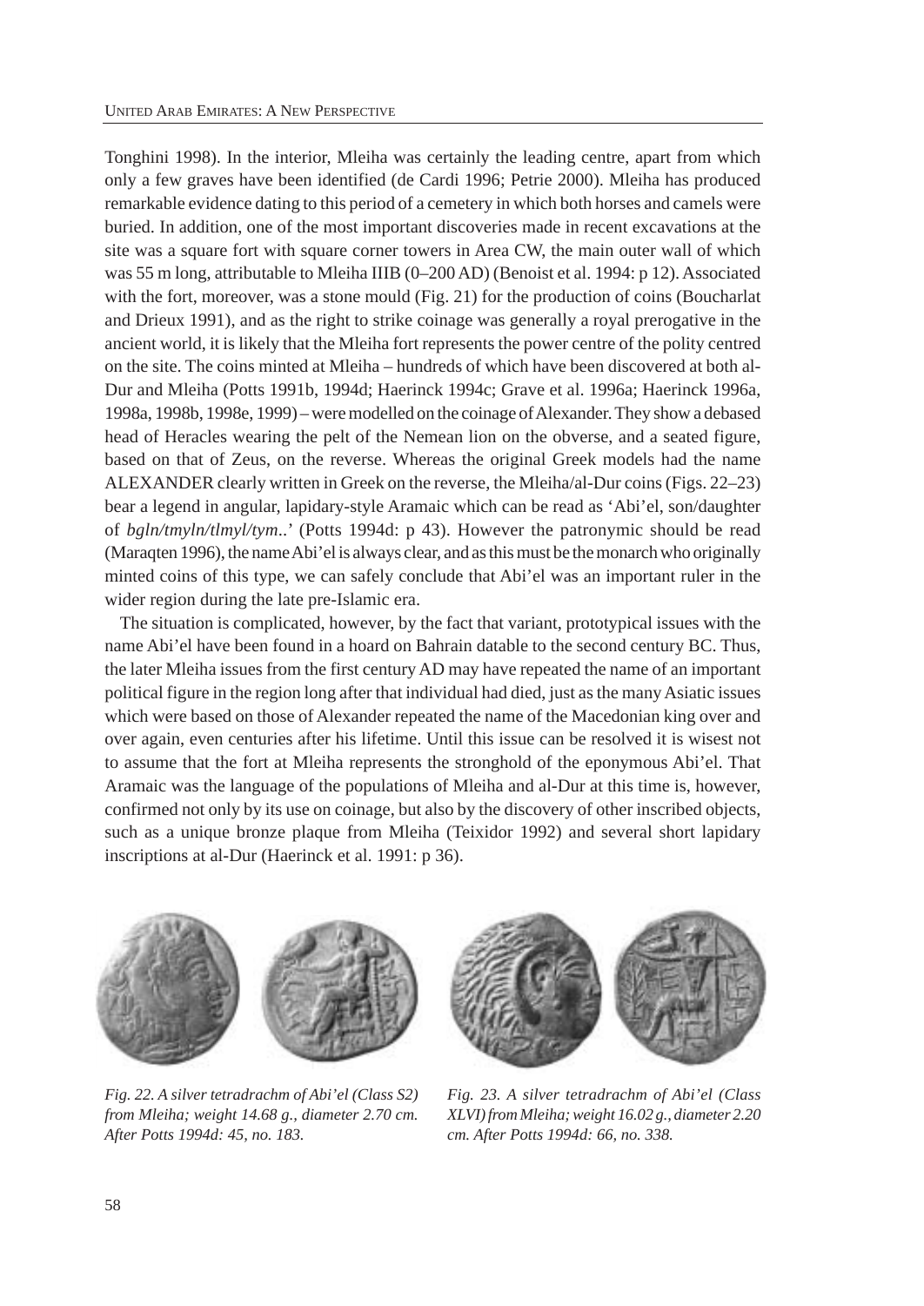Tonghini 1998). In the interior, Mleiha was certainly the leading centre, apart from which only a few graves have been identified (de Cardi 1996; Petrie 2000). Mleiha has produced remarkable evidence dating to this period of a cemetery in which both horses and camels were buried. In addition, one of the most important discoveries made in recent excavations at the site was a square fort with square corner towers in Area CW, the main outer wall of which was 55 m long, attributable to Mleiha IIIB (0–200 AD) (Benoist et al. 1994: p 12). Associated with the fort, moreover, was a stone mould (Fig. 21) for the production of coins (Boucharlat and Drieux 1991), and as the right to strike coinage was generally a royal prerogative in the ancient world, it is likely that the Mleiha fort represents the power centre of the polity centred on the site. The coins minted at Mleiha – hundreds of which have been discovered at both al-Dur and Mleiha (Potts 1991b, 1994d; Haerinck 1994c; Grave et al. 1996a; Haerinck 1996a, 1998a, 1998b, 1998e, 1999) – were modelled on the coinage of Alexander. They show a debased head of Heracles wearing the pelt of the Nemean lion on the obverse, and a seated figure, based on that of Zeus, on the reverse. Whereas the original Greek models had the name ALEXANDER clearly written in Greek on the reverse, the Mleiha/al-Dur coins (Figs. 22–23) bear a legend in angular, lapidary-style Aramaic which can be read as 'Abi'el, son/daughter of *bgln/tmyln/tlmyl/tym*..' (Potts 1994d: p 43). However the patronymic should be read (Maraqten 1996), the name Abi'el is always clear, and as this must be the monarch who originally minted coins of this type, we can safely conclude that Abi'el was an important ruler in the wider region during the late pre-Islamic era.

The situation is complicated, however, by the fact that variant, prototypical issues with the name Abi'el have been found in a hoard on Bahrain datable to the second century BC. Thus, the later Mleiha issues from the first century AD may have repeated the name of an important political figure in the region long after that individual had died, just as the many Asiatic issues which were based on those of Alexander repeated the name of the Macedonian king over and over again, even centuries after his lifetime. Until this issue can be resolved it is wisest not to assume that the fort at Mleiha represents the stronghold of the eponymous Abi'el. That Aramaic was the language of the populations of Mleiha and al-Dur at this time is, however, confirmed not only by its use on coinage, but also by the discovery of other inscribed objects, such as a unique bronze plaque from Mleiha (Teixidor 1992) and several short lapidary inscriptions at al-Dur (Haerinck et al. 1991: p 36).

*Fig. 22. A silver tetradrachm of Abi'el (Class S2) from Mleiha; weight 14.68 g., diameter 2.70 cm. After Potts 1994d: 45, no. 183.*

*Fig. 23. A silver tetradrachm of Abi'el (Class XLVI) from Mleiha; weight 16.02 g., diameter 2.20 cm. After Potts 1994d: 66, no. 338.*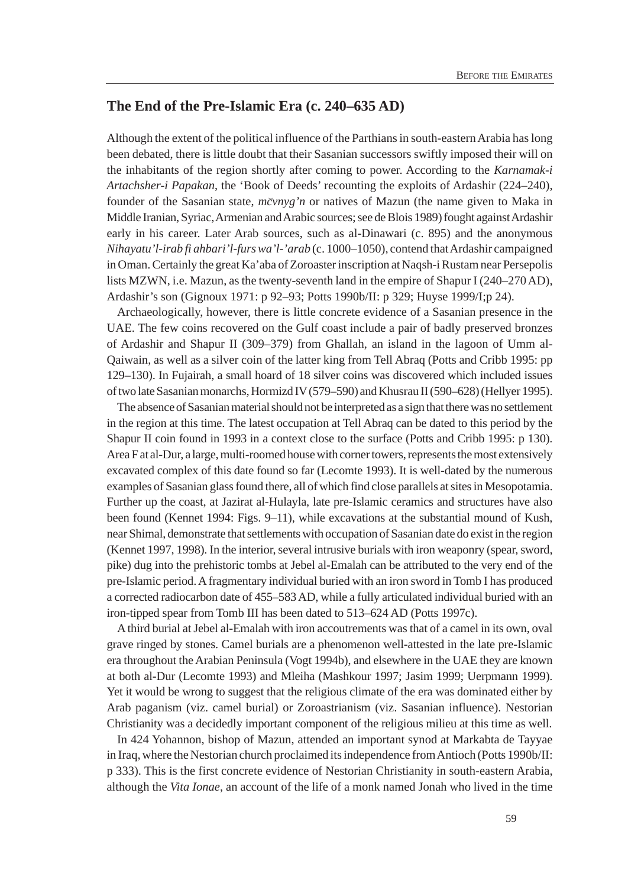## The End of the Pre-Islamic Era (c. 240–635 AD)

Although the extent of the political influence of the Parthians in south-eastern Arabia has long been debated, there is little doubt that their Sasanian successors swiftly imposed their will on the inhabitants of the region shortly after coming to power. According to the *Karnamak-i Artachsher-i Papakan*, the 'Book of Deeds' recounting the exploits of Ardashir (224–240), founder of the Sasanian state, *mčvnyg'n* or natives of Mazun (the name given to Maka in Middle Iranian, Syriac, Armenian and Arabic sources; see de Blois 1989) fought against Ardashir early in his career. Later Arab sources, such as al-Dinawari (c. 895) and the anonymous *Nihayatu'l-irab fi ahbari'l-furs wa'l-'arab* (c. 1000–1050), contend that Ardashir campaigned in Oman. Certainly the great Ka'aba of Zoroaster inscription at Naqsh-i Rustam near Persepolis lists MZWN, i.e. Mazun, as the twenty-seventh land in the empire of Shapur I (240–270 AD), Ardashir's son (Gignoux 1971: p 92–93; Potts 1990b/II: p 329; Huyse 1999/I;p 24).

Archaeologically, however, there is little concrete evidence of a Sasanian presence in the UAE. The few coins recovered on the Gulf coast include a pair of badly preserved bronzes of Ardashir and Shapur II (309–379) from Ghallah, an island in the lagoon of Umm al-Qaiwain, as well as a silver coin of the latter king from Tell Abraq (Potts and Cribb 1995: pp 129–130). In Fujairah, a small hoard of 18 silver coins was discovered which included issues of two late Sasanian monarchs, Hormizd IV (579–590) and Khusrau II (590–628) (Hellyer 1995).

The absence of Sasanian material should not be interpreted as a sign that there was no settlement in the region at this time. The latest occupation at Tell Abraq can be dated to this period by the Shapur II coin found in 1993 in a context close to the surface (Potts and Cribb 1995: p 130). Area F at al-Dur, a large, multi-roomed house with corner towers, represents the most extensively excavated complex of this date found so far (Lecomte 1993). It is well-dated by the numerous examples of Sasanian glass found there, all of which find close parallels at sites in Mesopotamia. Further up the coast, at Jazirat al-Hulayla, late pre-Islamic ceramics and structures have also been found (Kennet 1994: Figs. 9–11), while excavations at the substantial mound of Kush, near Shimal, demonstrate that settlements with occupation of Sasanian date do exist in the region (Kennet 1997, 1998). In the interior, several intrusive burials with iron weaponry (spear, sword, pike) dug into the prehistoric tombs at Jebel al-Emalah can be attributed to the very end of the pre-Islamic period. A fragmentary individual buried with an iron sword in Tomb I has produced a corrected radiocarbon date of 455–583 AD, while a fully articulated individual buried with an iron-tipped spear from Tomb III has been dated to 513–624 AD (Potts 1997c).

A third burial at Jebel al-Emalah with iron accoutrements was that of a camel in its own, oval grave ringed by stones. Camel burials are a phenomenon well-attested in the late pre-Islamic era throughout the Arabian Peninsula (Vogt 1994b), and elsewhere in the UAE they are known at both al-Dur (Lecomte 1993) and Mleiha (Mashkour 1997; Jasim 1999; Uerpmann 1999). Yet it would be wrong to suggest that the religious climate of the era was dominated either by Arab paganism (viz. camel burial) or Zoroastrianism (viz. Sasanian influence). Nestorian Christianity was a decidedly important component of the religious milieu at this time as well.

In 424 Yohannon, bishop of Mazun, attended an important synod at Markabta de Tayyae in Iraq, where the Nestorian church proclaimed its independence from Antioch (Potts 1990b/II: p 333). This is the first concrete evidence of Nestorian Christianity in south-eastern Arabia, although the *Vita Ionae*, an account of the life of a monk named Jonah who lived in the time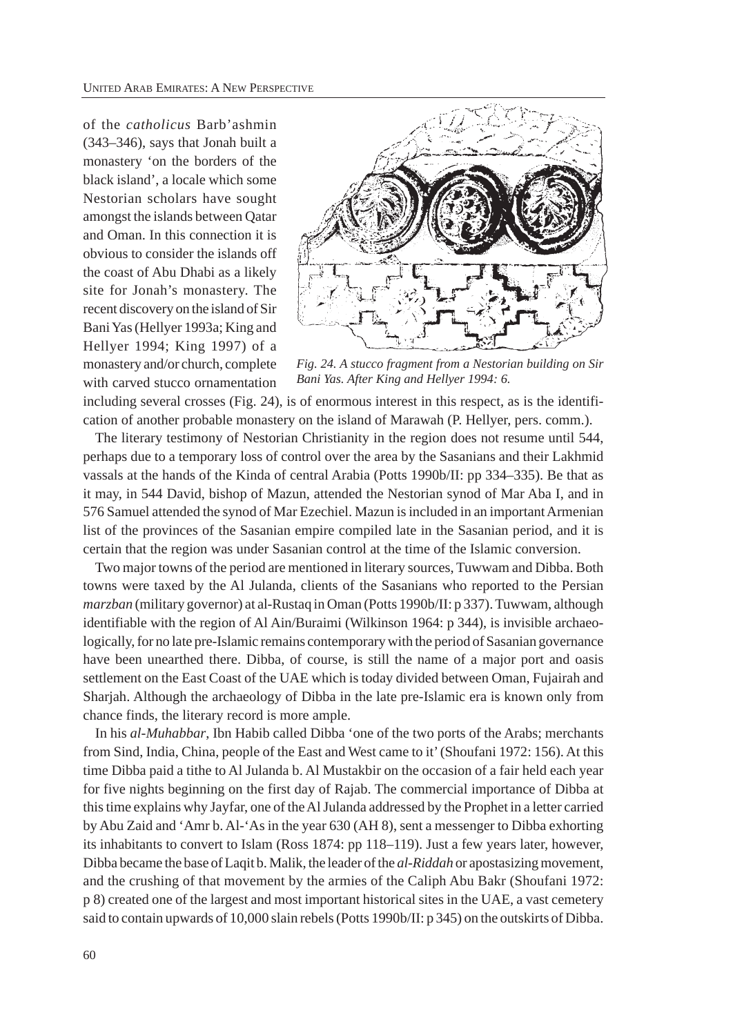of the *catholicus* Barb'ashmin (343–346), says that Jonah built a monastery 'on the borders of the black island', a locale which some Nestorian scholars have sought amongst the islands between Qatar and Oman. In this connection it is obvious to consider the islands off the coast of Abu Dhabi as a likely site for Jonah's monastery. The recent discovery on the island of Sir Bani Yas (Hellyer 1993a; King and Hellyer 1994; King 1997) of a monastery and/or church, complete with carved stucco ornamentation including several crosses (Fig. 24), is of enormous interest in this respect, as is the identification of another probable monastery on the island of Marawah (P. Hellyer, pers. comm.).

*Fig. 24. A stucco fragment from a Nestorian building on Sir Bani Yas. After King and Hellyer 1994: 6.*

The literary testimony of Nestorian Christianity in the region does not resume until 544, perhaps due to a temporary loss of control over the area by the Sasanians and their Lakhmid vassals at the hands of the Kinda of central Arabia (Potts 1990b/II: pp 334–335). Be that as it may, in 544 David, bishop of Mazun, attended the Nestorian synod of Mar Aba I, and in 576 Samuel attended the synod of Mar Ezechiel. Mazun is included in an important Armenian list of the provinces of the Sasanian empire compiled late in the Sasanian period, and it is certain that the region was under Sasanian control at the time of the Islamic conversion.

Two major towns of the period are mentioned in literary sources, Tuwwam and Dibba. Both towns were taxed by the Al Julanda, clients of the Sasanians who reported to the Persian *marzban* (military governor) at al-Rustaq in Oman (Potts 1990b/II: p 337). Tuwwam, although identifiable with the region of Al Ain/Buraimi (Wilkinson 1964: p 344), is invisible archaeologically, for no late pre-Islamic remains contemporary with the period of Sasanian governance have been unearthed there. Dibba, of course, is still the name of a major port and oasis settlement on the East Coast of the UAE which is today divided between Oman, Fujairah and Sharjah. Although the archaeology of Dibba in the late pre-Islamic era is known only from chance finds, the literary record is more ample.

In his *al-Muhabbar*, Ibn Habib called Dibba 'one of the two ports of the Arabs; merchants from Sind, India, China, people of the East and West came to it' (Shoufani 1972: 156). At this time Dibba paid a tithe to Al Julanda b. Al Mustakbir on the occasion of a fair held each year for five nights beginning on the first day of Rajab. The commercial importance of Dibba at this time explains why Jayfar, one of the Al Julanda addressed by the Prophet in a letter carried by Abu Zaid and 'Amr b. Al-'As in the year 630 (AH 8), sent a messenger to Dibba exhorting its inhabitants to convert to Islam (Ross 1874: pp 118–119). Just a few years later, however, Dibba became the base of Laqit b. Malik, the leader of the *al-Riddah* or apostasizing movement, and the crushing of that movement by the armies of the Caliph Abu Bakr (Shoufani 1972: p 8) created one of the largest and most important historical sites in the UAE, a vast cemetery said to contain upwards of 10,000 slain rebels (Potts 1990b/II: p 345) on the outskirts of Dibba.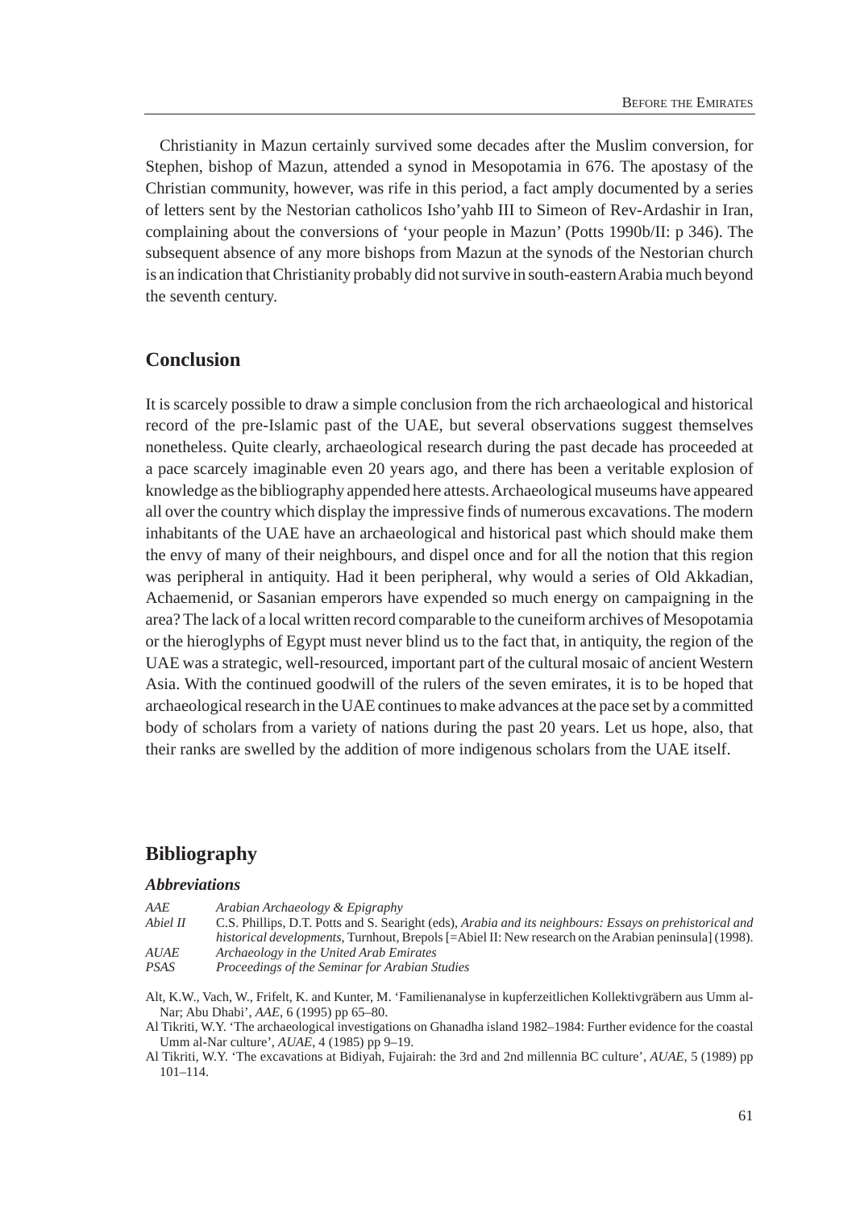Christianity in Mazun certainly survived some decades after the Muslim conversion, for Stephen, bishop of Mazun, attended a synod in Mesopotamia in 676. The apostasy of the Christian community, however, was rife in this period, a fact amply documented by a series of letters sent by the Nestorian catholicos Isho'yahb III to Simeon of Rev-Ardashir in Iran, complaining about the conversions of 'your people in Mazun' (Potts 1990b/II: p 346). The subsequent absence of any more bishops from Mazun at the synods of the Nestorian church is an indication that Christianity probably did not survive in south-eastern Arabia much beyond the seventh century.

## Conclusion

It is scarcely possible to draw a simple conclusion from the rich archaeological and historical record of the pre-Islamic past of the UAE, but several observations suggest themselves nonetheless. Quite clearly, archaeological research during the past decade has proceeded at a pace scarcely imaginable even 20 years ago, and there has been a veritable explosion of knowledge as the bibliography appended here attests. Archaeological museums have appeared all over the country which display the impressive finds of numerous excavations. The modern inhabitants of the UAE have an archaeological and historical past which should make them the envy of many of their neighbours, and dispel once and for all the notion that this region was peripheral in antiquity. Had it been peripheral, why would a series of Old Akkadian, Achaemenid, or Sasanian emperors have expended so much energy on campaigning in the area? The lack of a local written record comparable to the cuneiform archives of Mesopotamia or the hieroglyphs of Egypt must never blind us to the fact that, in antiquity, the region of the UAE was a strategic, well-resourced, important part of the cultural mosaic of ancient Western Asia. With the continued goodwill of the rulers of the seven emirates, it is to be hoped that archaeological research in the UAE continues to make advances at the pace set by a committed body of scholars from a variety of nations during the past 20 years. Let us hope, also, that their ranks are swelled by the addition of more indigenous scholars from the UAE itself.

## Bibliography

### *Abbreviations*

*AAE* — *Arabian Archaeology & Epigraphy*

*Abiel II* — C.S. Phillips, D.T. Potts and S. Searight (eds), *Arabia and its neighbours: Essays on prehistorical and historical developments*, Turnhout, Brepols [=Abiel II: New research on the Arabian peninsula] (1998).

*AUAE* — *Archaeology in the United Arab Emirates*

*PSAS* — *Proceedings of the Seminar for Arabian Studies*

Alt, K.W., Vach, W., Frifelt, K. and Kunter, M. 'Familienanalyse in kupferzeitlichen Kollektivgräbern aus Umm al-Nar; Abu Dhabi', *AAE*, 6 (1995) pp 65–80.

Al Tikriti, W.Y. 'The archaeological investigations on Ghanadha island 1982–1984: Further evidence for the coastal Umm al-Nar culture', *AUAE*, 4 (1985) pp 9–19.

Al Tikriti, W.Y. 'The excavations at Bidiyah, Fujairah: the 3rd and 2nd millennia BC culture', *AUAE*, 5 (1989) pp 101–114.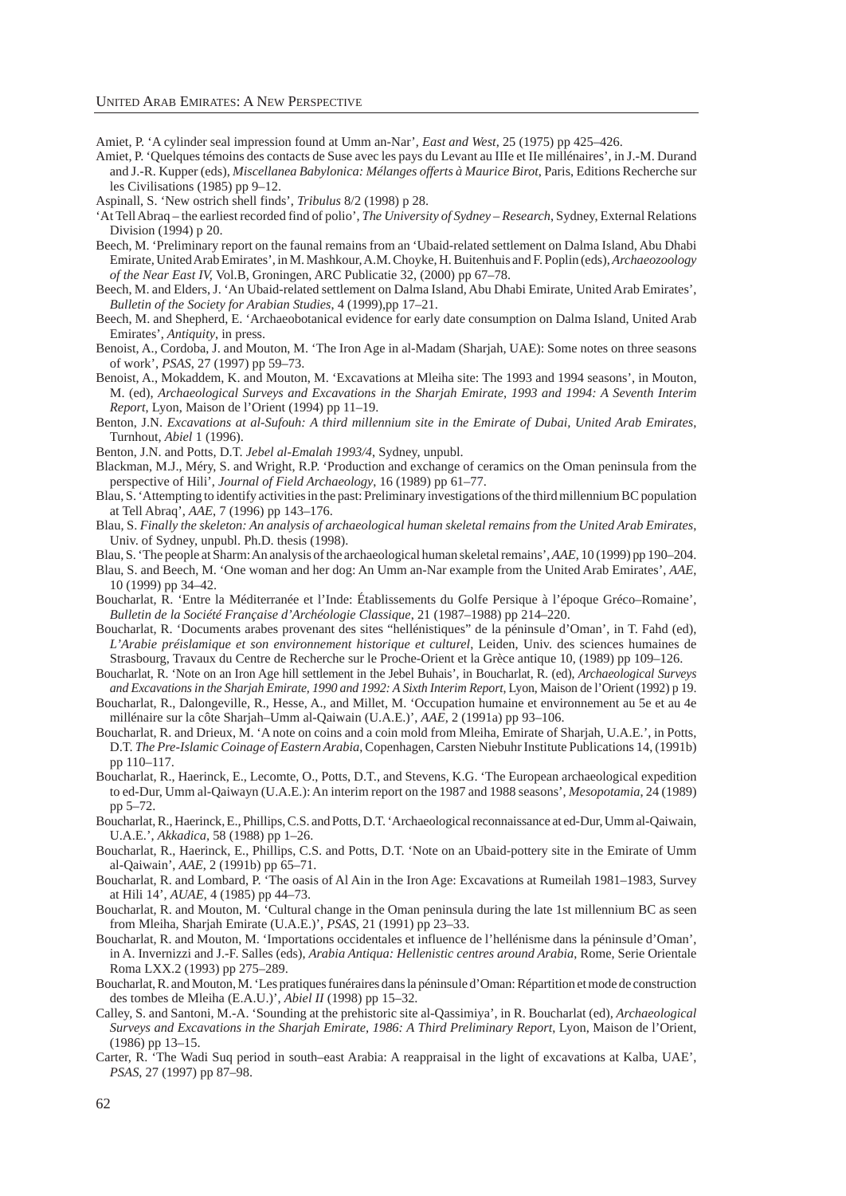Amiet, P. 'A cylinder seal impression found at Umm an-Nar', *East and West*, 25 (1975) pp 425–426.

Amiet, P. 'Quelques témoins des contacts de Suse avec les pays du Levant au IIIe et IIe millénaires', in J.-M. Durand and J.-R. Kupper (eds), *Miscellanea Babylonica: Mélanges offerts à Maurice Birot*, Paris, Editions Recherche sur les Civilisations (1985) pp 9–12.

Aspinall, S. 'New ostrich shell finds', *Tribulus* 8/2 (1998) p 28.

'At Tell Abraq – the earliest recorded find of polio', *The University of Sydney – Research*, Sydney, External Relations Division (1994) p 20.

Beech, M. 'Preliminary report on the faunal remains from an 'Ubaid-related settlement on Dalma Island, Abu Dhabi Emirate, United Arab Emirates', in M. Mashkour, A.M. Choyke, H. Buitenhuis and F. Poplin (eds), *Archaeozoology of the Near East IV*, Vol.B, Groningen, ARC Publicatie 32, (2000) pp 67–78.

Beech, M. and Elders, J. 'An Ubaid-related settlement on Dalma Island, Abu Dhabi Emirate, United Arab Emirates', *Bulletin of the Society for Arabian Studies*, 4 (1999),pp 17–21.

Beech, M. and Shepherd, E. 'Archaeobotanical evidence for early date consumption on Dalma Island, United Arab Emirates', *Antiquity*, in press.

Benoist, A., Cordoba, J. and Mouton, M. 'The Iron Age in al-Madam (Sharjah, UAE): Some notes on three seasons of work', *PSAS*, 27 (1997) pp 59–73.

Benoist, A., Mokaddem, K. and Mouton, M. 'Excavations at Mleiha site: The 1993 and 1994 seasons', in Mouton, M. (ed), *Archaeological Surveys and Excavations in the Sharjah Emirate, 1993 and 1994: A Seventh Interim Report*, Lyon, Maison de l'Orient (1994) pp 11–19.

Benton, J.N. *Excavations at al-Sufouh: A third millennium site in the Emirate of Dubai, United Arab Emirates*, Turnhout, *Abiel* 1 (1996).

Benton, J.N. and Potts, D.T. *Jebel al-Emalah 1993/4*, Sydney, unpubl.

Blackman, M.J., Méry, S. and Wright, R.P. 'Production and exchange of ceramics on the Oman peninsula from the perspective of Hili', *Journal of Field Archaeology*, 16 (1989) pp 61–77.

Blau, S. 'Attempting to identify activities in the past: Preliminary investigations of the third millennium BC population at Tell Abraq', *AAE*, 7 (1996) pp 143–176.

Blau, S. *Finally the skeleton: An analysis of archaeological human skeletal remains from the United Arab Emirates*, Univ. of Sydney, unpubl. Ph.D. thesis (1998).

Blau, S. 'The people at Sharm: An analysis of the archaeological human skeletal remains', *AAE*, 10 (1999) pp 190–204.

Blau, S. and Beech, M. 'One woman and her dog: An Umm an-Nar example from the United Arab Emirates', *AAE*, 10 (1999) pp 34–42.

Boucharlat, R. 'Entre la Méditerranée et l'Inde: Établissements du Golfe Persique à l'époque Gréco–Romaine', *Bulletin de la Société Française d'Archéologie Classique*, 21 (1987–1988) pp 214–220.

Boucharlat, R. 'Documents arabes provenant des sites "hellénistiques" de la péninsule d'Oman', in T. Fahd (ed), *L'Arabie préislamique et son environnement historique et culturel*, Leiden, Univ. des sciences humaines de Strasbourg, Travaux du Centre de Recherche sur le Proche-Orient et la Grèce antique 10, (1989) pp 109–126.

Boucharlat, R. 'Note on an Iron Age hill settlement in the Jebel Buhais', in Boucharlat, R. (ed), *Archaeological Surveys and Excavations in the Sharjah Emirate, 1990 and 1992: A Sixth Interim Report*, Lyon, Maison de l'Orient (1992) p 19.

Boucharlat, R., Dalongeville, R., Hesse, A., and Millet, M. 'Occupation humaine et environnement au 5e et au 4e millénaire sur la côte Sharjah–Umm al-Qaiwain (U.A.E.)', *AAE*, 2 (1991a) pp 93–106.

Boucharlat, R. and Drieux, M. 'A note on coins and a coin mold from Mleiha, Emirate of Sharjah, U.A.E.', in Potts, D.T. *The Pre-Islamic Coinage of Eastern Arabia*, Copenhagen, Carsten Niebuhr Institute Publications 14, (1991b) pp 110–117.

Boucharlat, R., Haerinck, E., Lecomte, O., Potts, D.T., and Stevens, K.G. 'The European archaeological expedition to ed-Dur, Umm al-Qaiwayn (U.A.E.): An interim report on the 1987 and 1988 seasons', *Mesopotamia*, 24 (1989) pp 5–72.

Boucharlat, R., Haerinck, E., Phillips, C.S. and Potts, D.T. 'Archaeological reconnaissance at ed-Dur, Umm al-Qaiwain, U.A.E.', *Akkadica*, 58 (1988) pp 1–26.

Boucharlat, R., Haerinck, E., Phillips, C.S. and Potts, D.T. 'Note on an Ubaid-pottery site in the Emirate of Umm al-Qaiwain', *AAE*, 2 (1991b) pp 65–71.

Boucharlat, R. and Lombard, P. 'The oasis of Al Ain in the Iron Age: Excavations at Rumeilah 1981–1983, Survey at Hili 14', *AUAE*, 4 (1985) pp 44–73.

Boucharlat, R. and Mouton, M. 'Cultural change in the Oman peninsula during the late 1st millennium BC as seen from Mleiha, Sharjah Emirate (U.A.E.)', *PSAS*, 21 (1991) pp 23–33.

Boucharlat, R. and Mouton, M. 'Importations occidentales et influence de l'hellénisme dans la péninsule d'Oman', in A. Invernizzi and J.-F. Salles (eds), *Arabia Antiqua: Hellenistic centres around Arabia*, Rome, Serie Orientale Roma LXX.2 (1993) pp 275–289.

Boucharlat, R. and Mouton, M. 'Les pratiques funéraires dans la péninsule d'Oman: Répartition et mode de construction des tombes de Mleiha (E.A.U.)', *Abiel II* (1998) pp 15–32.

Calley, S. and Santoni, M.-A. 'Sounding at the prehistoric site al-Qassimiya', in R. Boucharlat (ed), *Archaeological Surveys and Excavations in the Sharjah Emirate, 1986: A Third Preliminary Report*, Lyon, Maison de l'Orient, (1986) pp 13–15.

Carter, R. 'The Wadi Suq period in south–east Arabia: A reappraisal in the light of excavations at Kalba, UAE', *PSAS*, 27 (1997) pp 87–98.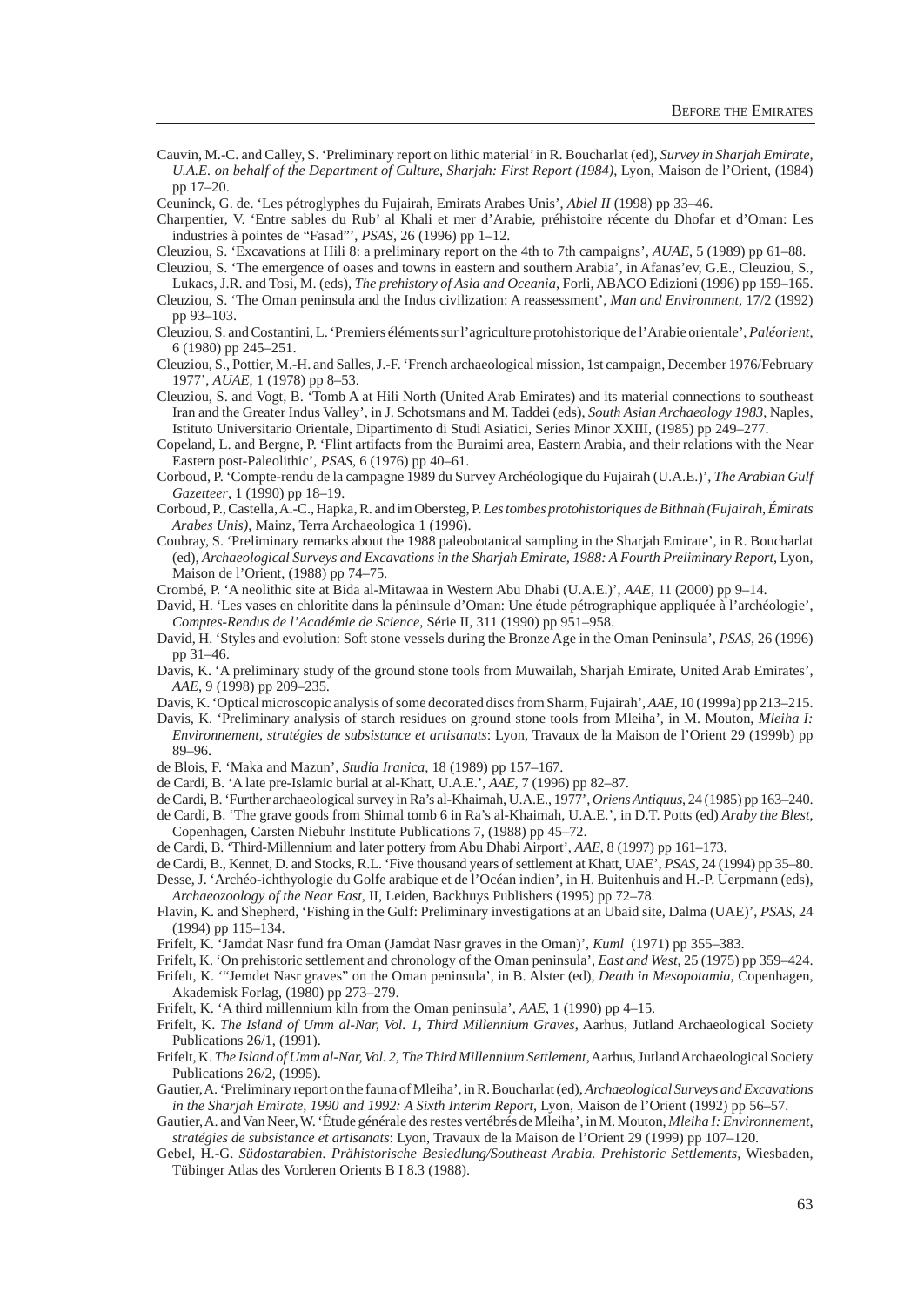Cauvin, M.-C. and Calley, S. 'Preliminary report on lithic material' in R. Boucharlat (ed), *Survey in Sharjah Emirate, U.A.E. on behalf of the Department of Culture, Sharjah: First Report (1984)*, Lyon, Maison de l'Orient, (1984) pp 17–20.

Ceuninck, G. de. 'Les pétroglyphes du Fujairah, Emirats Arabes Unis', *Abiel II* (1998) pp 33–46.

Charpentier, V. 'Entre sables du Rub' al Khali et mer d'Arabie, préhistoire récente du Dhofar et d'Oman: Les industries à pointes de "Fasad"', *PSAS*, 26 (1996) pp 1–12.

Cleuziou, S. 'Excavations at Hili 8: a preliminary report on the 4th to 7th campaigns', *AUAE*, 5 (1989) pp 61–88.

Cleuziou, S. 'The emergence of oases and towns in eastern and southern Arabia', in Afanas'ev, G.E., Cleuziou, S., Lukacs, J.R. and Tosi, M. (eds), *The prehistory of Asia and Oceania*, Forli, ABACO Edizioni (1996) pp 159–165.

Cleuziou, S. 'The Oman peninsula and the Indus civilization: A reassessment', *Man and Environment*, 17/2 (1992) pp 93–103.

Cleuziou, S. and Costantini, L. 'Premiers éléments sur l'agriculture protohistorique de l'Arabie orientale', *Paléorient*, 6 (1980) pp 245–251.

Cleuziou, S., Pottier, M.-H. and Salles, J.-F. 'French archaeological mission, 1st campaign, December 1976/February 1977', *AUAE*, 1 (1978) pp 8–53.

Cleuziou, S. and Vogt, B. 'Tomb A at Hili North (United Arab Emirates) and its material connections to southeast Iran and the Greater Indus Valley', in J. Schotsmans and M. Taddei (eds), *South Asian Archaeology 1983*, Naples, Istituto Universitario Orientale, Dipartimento di Studi Asiatici, Series Minor XXIII, (1985) pp 249–277.

Copeland, L. and Bergne, P. 'Flint artifacts from the Buraimi area, Eastern Arabia, and their relations with the Near Eastern post-Paleolithic', *PSAS*, 6 (1976) pp 40–61.

Corboud, P. 'Compte-rendu de la campagne 1989 du Survey Archéologique du Fujairah (U.A.E.)', *The Arabian Gulf Gazetteer*, 1 (1990) pp 18–19.

Corboud, P., Castella, A.-C., Hapka, R. and im Obersteg, P. *Les tombes protohistoriques de Bithnah (Fujairah, Émirats Arabes Unis)*, Mainz, Terra Archaeologica 1 (1996).

Coubray, S. 'Preliminary remarks about the 1988 paleobotanical sampling in the Sharjah Emirate', in R. Boucharlat (ed), *Archaeological Surveys and Excavations in the Sharjah Emirate, 1988: A Fourth Preliminary Report*, Lyon, Maison de l'Orient, (1988) pp 74–75.

Crombé, P. 'A neolithic site at Bida al-Mitawaa in Western Abu Dhabi (U.A.E.)', *AAE*, 11 (2000) pp 9–14.

David, H. 'Les vases en chloritite dans la péninsule d'Oman: Une étude pétrographique appliquée à l'archéologie', *Comptes-Rendus de l'Académie de Science*, Série II, 311 (1990) pp 951–958.

David, H. 'Styles and evolution: Soft stone vessels during the Bronze Age in the Oman Peninsula', *PSAS*, 26 (1996) pp 31–46.

Davis, K. 'A preliminary study of the ground stone tools from Muwailah, Sharjah Emirate, United Arab Emirates', *AAE*, 9 (1998) pp 209–235.

Davis, K. 'Optical microscopic analysis of some decorated discs from Sharm, Fujairah', *AAE*, 10 (1999a) pp 213–215.

Davis, K. 'Preliminary analysis of starch residues on ground stone tools from Mleiha', in M. Mouton, *Mleiha I: Environnement, stratégies de subsistance et artisanats*: Lyon, Travaux de la Maison de l'Orient 29 (1999b) pp 89–96.

de Blois, F. 'Maka and Mazun', *Studia Iranica*, 18 (1989) pp 157–167.

de Cardi, B. 'A late pre-Islamic burial at al-Khatt, U.A.E.', *AAE*, 7 (1996) pp 82–87.

de Cardi, B. 'Further archaeological survey in Ra's al-Khaimah, U.A.E., 1977', *Oriens Antiquus*, 24 (1985) pp 163–240.

de Cardi, B. 'The grave goods from Shimal tomb 6 in Ra's al-Khaimah, U.A.E.', in D.T. Potts (ed) *Araby the Blest*, Copenhagen, Carsten Niebuhr Institute Publications 7, (1988) pp 45–72.

de Cardi, B. 'Third-Millennium and later pottery from Abu Dhabi Airport', *AAE*, 8 (1997) pp 161–173.

de Cardi, B., Kennet, D. and Stocks, R.L. 'Five thousand years of settlement at Khatt, UAE', *PSAS*, 24 (1994) pp 35–80.

Desse, J. 'Archéo-ichthyologie du Golfe arabique et de l'Océan indien', in H. Buitenhuis and H.-P. Uerpmann (eds), *Archaeozoology of the Near East*, II, Leiden, Backhuys Publishers (1995) pp 72–78.

Flavin, K. and Shepherd, 'Fishing in the Gulf: Preliminary investigations at an Ubaid site, Dalma (UAE)', *PSAS*, 24 (1994) pp 115–134.

Frifelt, K. 'Jamdat Nasr fund fra Oman (Jamdat Nasr graves in the Oman)', *Kuml* (1971) pp 355–383.

Frifelt, K. 'On prehistoric settlement and chronology of the Oman peninsula', *East and West*, 25 (1975) pp 359–424.

Frifelt, K. '"Jemdet Nasr graves" on the Oman peninsula', in B. Alster (ed), *Death in Mesopotamia*, Copenhagen, Akademisk Forlag, (1980) pp 273–279.

Frifelt, K. 'A third millennium kiln from the Oman peninsula', *AAE*, 1 (1990) pp 4–15.

Frifelt, K. *The Island of Umm al-Nar, Vol. 1, Third Millennium Graves*, Aarhus, Jutland Archaeological Society Publications 26/1, (1991).

Frifelt, K. *The Island of Umm al-Nar, Vol. 2, The Third Millennium Settlement*, Aarhus, Jutland Archaeological Society Publications 26/2, (1995).

Gautier, A. 'Preliminary report on the fauna of Mleiha', in R. Boucharlat (ed), *Archaeological Surveys and Excavations in the Sharjah Emirate, 1990 and 1992: A Sixth Interim Report*, Lyon, Maison de l'Orient (1992) pp 56–57.

Gautier, A. and Van Neer, W. 'Étude générale des restes vertébrés de Mleiha', in M. Mouton, *Mleiha I: Environnement, stratégies de subsistance et artisanats*: Lyon, Travaux de la Maison de l'Orient 29 (1999) pp 107–120.

Gebel, H.-G. *Südostarabien. Prähistorische Besiedlung/Southeast Arabia. Prehistoric Settlements*, Wiesbaden, Tübinger Atlas des Vorderen Orients B I 8.3 (1988).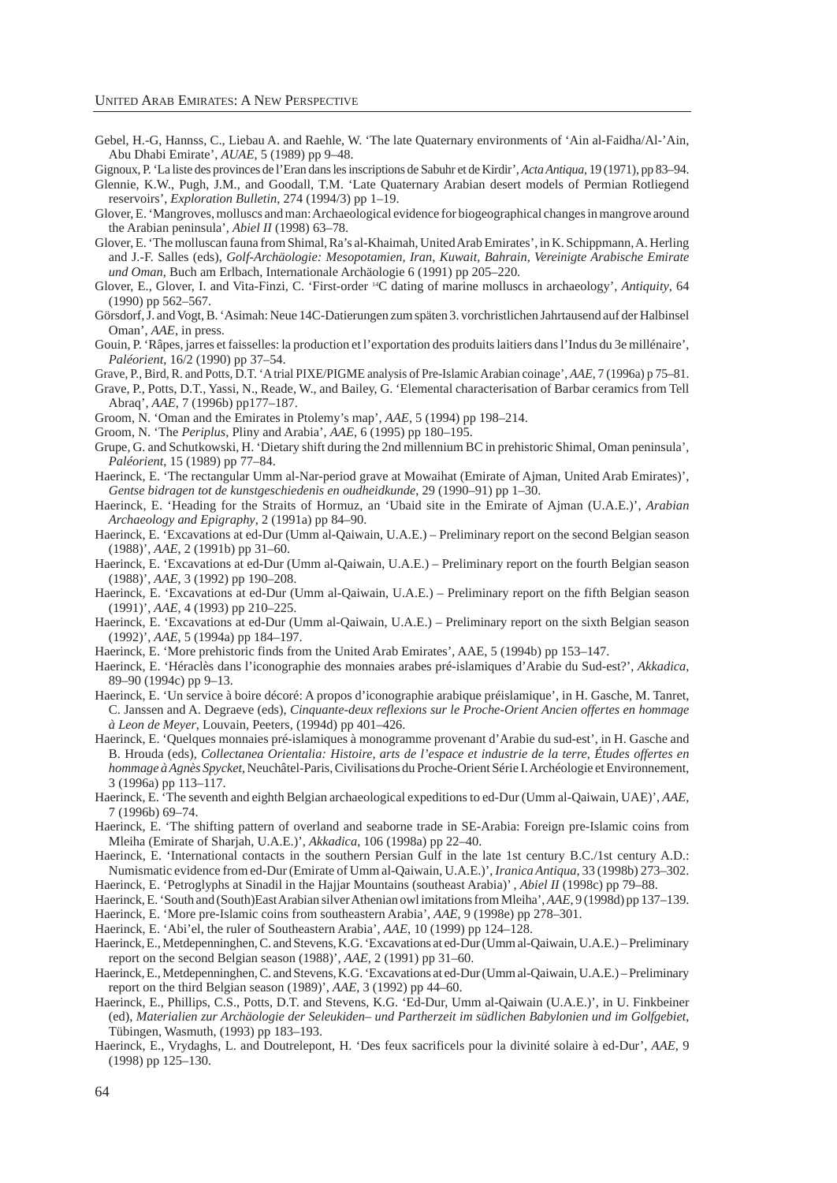Gebel, H.-G, Hannss, C., Liebau A. and Raehle, W. 'The late Quaternary environments of 'Ain al-Faidha/Al-'Ain, Abu Dhabi Emirate', *AUAE*, 5 (1989) pp 9–48.

Gignoux, P. 'La liste des provinces de l'Eran dans les inscriptions de Sabuhr et de Kirdir', *Acta Antiqua*, 19 (1971), pp 83–94.

Glennie, K.W., Pugh, J.M., and Goodall, T.M. 'Late Quaternary Arabian desert models of Permian Rotliegend reservoirs', *Exploration Bulletin*, 274 (1994/3) pp 1–19.

Glover, E. 'Mangroves, molluscs and man: Archaeological evidence for biogeographical changes in mangrove around the Arabian peninsula', *Abiel II* (1998) 63–78.

Glover, E. 'The molluscan fauna from Shimal, Ra's al-Khaimah, United Arab Emirates', in K. Schippmann, A. Herling and J.-F. Salles (eds), *Golf-Archäologie: Mesopotamien, Iran, Kuwait, Bahrain, Vereinigte Arabische Emirate und Oman*, Buch am Erlbach, Internationale Archäologie 6 (1991) pp 205–220.

Glover, E., Glover, I. and Vita-Finzi, C. 'First-order $^{14}$C dating of marine molluscs in archaeology', *Antiquity*, 64 (1990) pp 562–567.

Görsdorf, J. and Vogt, B. 'Asimah: Neue 14C-Datierungen zum späten 3. vorchristlichen Jahrtausend auf der Halbinsel Oman', *AAE*, in press.

Gouin, P. 'Râpes, jarres et faisselles: la production et l'exportation des produits laitiers dans l'Indus du 3e millénaire', *Paléorient*, 16/2 (1990) pp 37–54.

Grave, P., Bird, R. and Potts, D.T. 'A trial PIXE/PIGME analysis of Pre-Islamic Arabian coinage', *AAE*, 7 (1996a) p 75–81.

Grave, P., Potts, D.T., Yassi, N., Reade, W., and Bailey, G. 'Elemental characterisation of Barbar ceramics from Tell Abraq', *AAE*, 7 (1996b) pp177–187.

Groom, N. 'Oman and the Emirates in Ptolemy's map', *AAE*, 5 (1994) pp 198–214.

Groom, N. 'The *Periplus*, Pliny and Arabia', *AAE*, 6 (1995) pp 180–195.

Grupe, G. and Schutkowski, H. 'Dietary shift during the 2nd millennium BC in prehistoric Shimal, Oman peninsula', *Paléorient*, 15 (1989) pp 77–84.

Haerinck, E. 'The rectangular Umm al-Nar-period grave at Mowaihat (Emirate of Ajman, United Arab Emirates)', *Gentse bidragen tot de kunstgeschiedenis en oudheidkunde*, 29 (1990–91) pp 1–30.

Haerinck, E. 'Heading for the Straits of Hormuz, an 'Ubaid site in the Emirate of Ajman (U.A.E.)', *Arabian Archaeology and Epigraphy*, 2 (1991a) pp 84–90.

Haerinck, E. 'Excavations at ed-Dur (Umm al-Qaiwain, U.A.E.) – Preliminary report on the second Belgian season (1988)', *AAE*, 2 (1991b) pp 31–60.

Haerinck, E. 'Excavations at ed-Dur (Umm al-Qaiwain, U.A.E.) – Preliminary report on the fourth Belgian season (1988)', *AAE*, 3 (1992) pp 190–208.

Haerinck, E. 'Excavations at ed-Dur (Umm al-Qaiwain, U.A.E.) – Preliminary report on the fifth Belgian season (1991)', *AAE*, 4 (1993) pp 210–225.

Haerinck, E. 'Excavations at ed-Dur (Umm al-Qaiwain, U.A.E.) – Preliminary report on the sixth Belgian season (1992)', *AAE*, 5 (1994a) pp 184–197.

Haerinck, E. 'More prehistoric finds from the United Arab Emirates', AAE, 5 (1994b) pp 153–147.

Haerinck, E. 'Héraclès dans l'iconographie des monnaies arabes pré-islamiques d'Arabie du Sud-est?', *Akkadica*, 89–90 (1994c) pp 9–13.

Haerinck, E. 'Un service à boire décoré: A propos d'iconographie arabique préislamique', in H. Gasche, M. Tanret, C. Janssen and A. Degraeve (eds), *Cinquante-deux reflexions sur le Proche-Orient Ancien offertes en hommage à Leon de Meyer*, Louvain, Peeters, (1994d) pp 401–426.

Haerinck, E. 'Quelques monnaies pré-islamiques à monogramme provenant d'Arabie du sud-est', in H. Gasche and B. Hrouda (eds), *Collectanea Orientalia: Histoire, arts de l'espace et industrie de la terre, Études offertes en hommage à Agnès Spycket*, Neuchâtel-Paris, Civilisations du Proche-Orient Série I. Archéologie et Environnement, 3 (1996a) pp 113–117.

Haerinck, E. 'The seventh and eighth Belgian archaeological expeditions to ed-Dur (Umm al-Qaiwain, UAE)', *AAE*, 7 (1996b) 69–74.

Haerinck, E. 'The shifting pattern of overland and seaborne trade in SE-Arabia: Foreign pre-Islamic coins from Mleiha (Emirate of Sharjah, U.A.E.)', *Akkadica*, 106 (1998a) pp 22–40.

Haerinck, E. 'International contacts in the southern Persian Gulf in the late 1st century B.C./1st century A.D.: Numismatic evidence from ed-Dur (Emirate of Umm al-Qaiwain, U.A.E.)', *Iranica Antiqua*, 33 (1998b) 273–302.

Haerinck, E. 'Petroglyphs at Sinadil in the Hajjar Mountains (southeast Arabia)' , *Abiel II* (1998c) pp 79–88.

Haerinck, E. 'South and (South)East Arabian silver Athenian owl imitations from Mleiha', *AAE*, 9 (1998d) pp 137–139.

Haerinck, E. 'More pre-Islamic coins from southeastern Arabia', *AAE*, 9 (1998e) pp 278–301.

Haerinck, E. 'Abi'el, the ruler of Southeastern Arabia', *AAE*, 10 (1999) pp 124–128.

Haerinck, E., Metdepenninghen, C. and Stevens, K.G. 'Excavations at ed-Dur (Umm al-Qaiwain, U.A.E.) – Preliminary report on the second Belgian season (1988)', *AAE*, 2 (1991) pp 31–60.

Haerinck, E., Metdepenninghen, C. and Stevens, K.G. 'Excavations at ed-Dur (Umm al-Qaiwain, U.A.E.) – Preliminary report on the third Belgian season (1989)', *AAE*, 3 (1992) pp 44–60.

Haerinck, E., Phillips, C.S., Potts, D.T. and Stevens, K.G. 'Ed-Dur, Umm al-Qaiwain (U.A.E.)', in U. Finkbeiner (ed), *Materialien zur Archäologie der Seleukiden– und Partherzeit im südlichen Babylonien und im Golfgebiet*, Tübingen, Wasmuth, (1993) pp 183–193.

Haerinck, E., Vrydaghs, L. and Doutrelepont, H. 'Des feux sacrificels pour la divinité solaire à ed-Dur', *AAE*, 9 (1998) pp 125–130.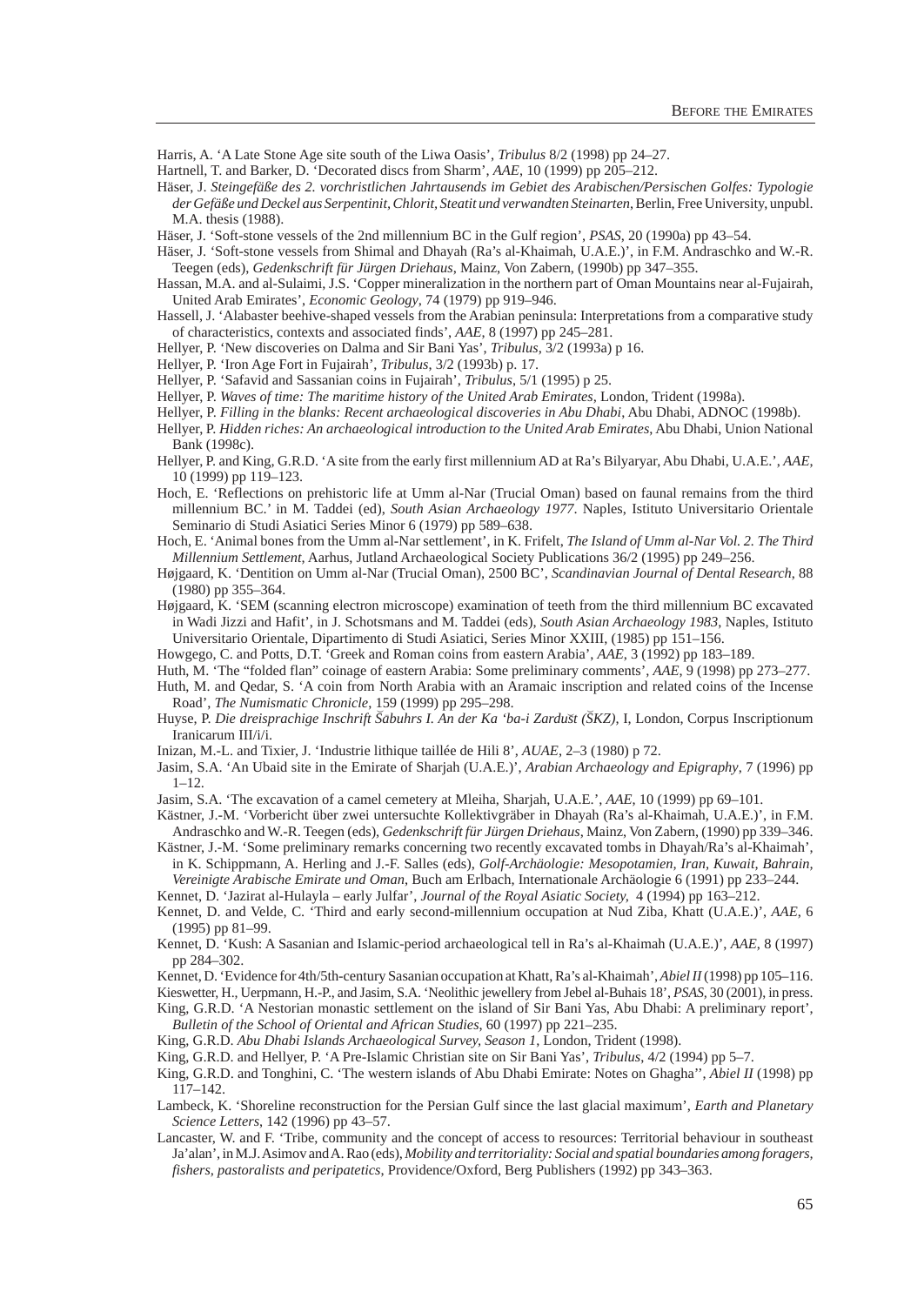Harris, A. 'A Late Stone Age site south of the Liwa Oasis', *Tribulus* 8/2 (1998) pp 24–27.

Hartnell, T. and Barker, D. 'Decorated discs from Sharm', *AAE*, 10 (1999) pp 205–212.

Häser, J. *Steingefäße des 2. vorchristlichen Jahrtausends im Gebiet des Arabischen/Persischen Golfes: Typologie der Gefäße und Deckel aus Serpentinit, Chlorit, Steatit und verwandten Steinarten*, Berlin, Free University, unpubl. M.A. thesis (1988).

Häser, J. 'Soft-stone vessels of the 2nd millennium BC in the Gulf region', *PSAS*, 20 (1990a) pp 43–54.

Häser, J. 'Soft-stone vessels from Shimal and Dhayah (Ra's al-Khaimah, U.A.E.)', in F.M. Andraschko and W.-R. Teegen (eds), *Gedenkschrift für Jürgen Driehaus*, Mainz, Von Zabern, (1990b) pp 347–355.

Hassan, M.A. and al-Sulaimi, J.S. 'Copper mineralization in the northern part of Oman Mountains near al-Fujairah, United Arab Emirates', *Economic Geology*, 74 (1979) pp 919–946.

Hassell, J. 'Alabaster beehive-shaped vessels from the Arabian peninsula: Interpretations from a comparative study of characteristics, contexts and associated finds', *AAE*, 8 (1997) pp 245–281.

Hellyer, P. 'New discoveries on Dalma and Sir Bani Yas', *Tribulus*, 3/2 (1993a) p 16.

Hellyer, P. 'Iron Age Fort in Fujairah', *Tribulus*, 3/2 (1993b) p. 17.

Hellyer, P. 'Safavid and Sassanian coins in Fujairah', *Tribulus*, 5/1 (1995) p 25.

Hellyer, P. *Waves of time: The maritime history of the United Arab Emirates*, London, Trident (1998a).

Hellyer, P. *Filling in the blanks: Recent archaeological discoveries in Abu Dhabi*, Abu Dhabi, ADNOC (1998b).

Hellyer, P. *Hidden riches: An archaeological introduction to the United Arab Emirates*, Abu Dhabi, Union National Bank (1998c).

Hellyer, P. and King, G.R.D. 'A site from the early first millennium AD at Ra's Bilyaryar, Abu Dhabi, U.A.E.', *AAE*, 10 (1999) pp 119–123.

Hoch, E. 'Reflections on prehistoric life at Umm al-Nar (Trucial Oman) based on faunal remains from the third millennium BC.' in M. Taddei (ed), *South Asian Archaeology 1977*. Naples, Istituto Universitario Orientale Seminario di Studi Asiatici Series Minor 6 (1979) pp 589–638.

Hoch, E. 'Animal bones from the Umm al-Nar settlement', in K. Frifelt, *The Island of Umm al-Nar Vol. 2. The Third Millennium Settlement*, Aarhus, Jutland Archaeological Society Publications 36/2 (1995) pp 249–256.

Højgaard, K. 'Dentition on Umm al-Nar (Trucial Oman), 2500 BC', *Scandinavian Journal of Dental Research*, 88 (1980) pp 355–364.

Højgaard, K. 'SEM (scanning electron microscope) examination of teeth from the third millennium BC excavated in Wadi Jizzi and Hafit', in J. Schotsmans and M. Taddei (eds), *South Asian Archaeology 1983*, Naples, Istituto Universitario Orientale, Dipartimento di Studi Asiatici, Series Minor XXIII, (1985) pp 151–156.

Howgego, C. and Potts, D.T. 'Greek and Roman coins from eastern Arabia', *AAE*, 3 (1992) pp 183–189.

Huth, M. 'The "folded flan" coinage of eastern Arabia: Some preliminary comments', *AAE*, 9 (1998) pp 273–277.

Huth, M. and Qedar, S. 'A coin from North Arabia with an Aramaic inscription and related coins of the Incense Road', *The Numismatic Chronicle*, 159 (1999) pp 295–298.

Huyse, P. *Die dreisprachige Inschrift Šabuhrs I. An der Ka 'ba-i Zardušt (ŠKZ)*, I, London, Corpus Inscriptionum Iranicarum III/i/i.

Inizan, M.-L. and Tixier, J. 'Industrie lithique taillée de Hili 8', *AUAE*, 2–3 (1980) p 72.

Jasim, S.A. 'An Ubaid site in the Emirate of Sharjah (U.A.E.)', *Arabian Archaeology and Epigraphy*, 7 (1996) pp 1–12.

Jasim, S.A. 'The excavation of a camel cemetery at Mleiha, Sharjah, U.A.E.', *AAE*, 10 (1999) pp 69–101.

Kästner, J.-M. 'Vorbericht über zwei untersuchte Kollektivgräber in Dhayah (Ra's al-Khaimah, U.A.E.)', in F.M. Andraschko and W.-R. Teegen (eds), *Gedenkschrift für Jürgen Driehaus*, Mainz, Von Zabern, (1990) pp 339–346.

Kästner, J.-M. 'Some preliminary remarks concerning two recently excavated tombs in Dhayah/Ra's al-Khaimah', in K. Schippmann, A. Herling and J.-F. Salles (eds), *Golf-Archäologie: Mesopotamien, Iran, Kuwait, Bahrain, Vereinigte Arabische Emirate und Oman*, Buch am Erlbach, Internationale Archäologie 6 (1991) pp 233–244.

Kennet, D. 'Jazirat al-Hulayla – early Julfar', *Journal of the Royal Asiatic Society*, 4 (1994) pp 163–212.

Kennet, D. and Velde, C. 'Third and early second-millennium occupation at Nud Ziba, Khatt (U.A.E.)', *AAE*, 6 (1995) pp 81–99.

Kennet, D. 'Kush: A Sasanian and Islamic-period archaeological tell in Ra's al-Khaimah (U.A.E.)', *AAE*, 8 (1997) pp 284–302.

Kennet, D. 'Evidence for 4th/5th-century Sasanian occupation at Khatt, Ra's al-Khaimah', *Abiel II* (1998) pp 105–116.

Kieswetter, H., Uerpmann, H.-P., and Jasim, S.A. 'Neolithic jewellery from Jebel al-Buhais 18', *PSAS*, 30 (2001), in press.

King, G.R.D. 'A Nestorian monastic settlement on the island of Sir Bani Yas, Abu Dhabi: A preliminary report', *Bulletin of the School of Oriental and African Studies*, 60 (1997) pp 221–235.

King, G.R.D. *Abu Dhabi Islands Archaeological Survey, Season 1*, London, Trident (1998).

King, G.R.D. and Hellyer, P. 'A Pre-Islamic Christian site on Sir Bani Yas', *Tribulus*, 4/2 (1994) pp 5–7.

King, G.R.D. and Tonghini, C. 'The western islands of Abu Dhabi Emirate: Notes on Ghagha'', *Abiel II* (1998) pp 117–142.

Lambeck, K. 'Shoreline reconstruction for the Persian Gulf since the last glacial maximum', *Earth and Planetary Science Letters*, 142 (1996) pp 43–57.

Lancaster, W. and F. 'Tribe, community and the concept of access to resources: Territorial behaviour in southeast Ja'alan', in M.J. Asimov and A. Rao (eds), *Mobility and territoriality: Social and spatial boundaries among foragers, fishers, pastoralists and peripatetics*, Providence/Oxford, Berg Publishers (1992) pp 343–363.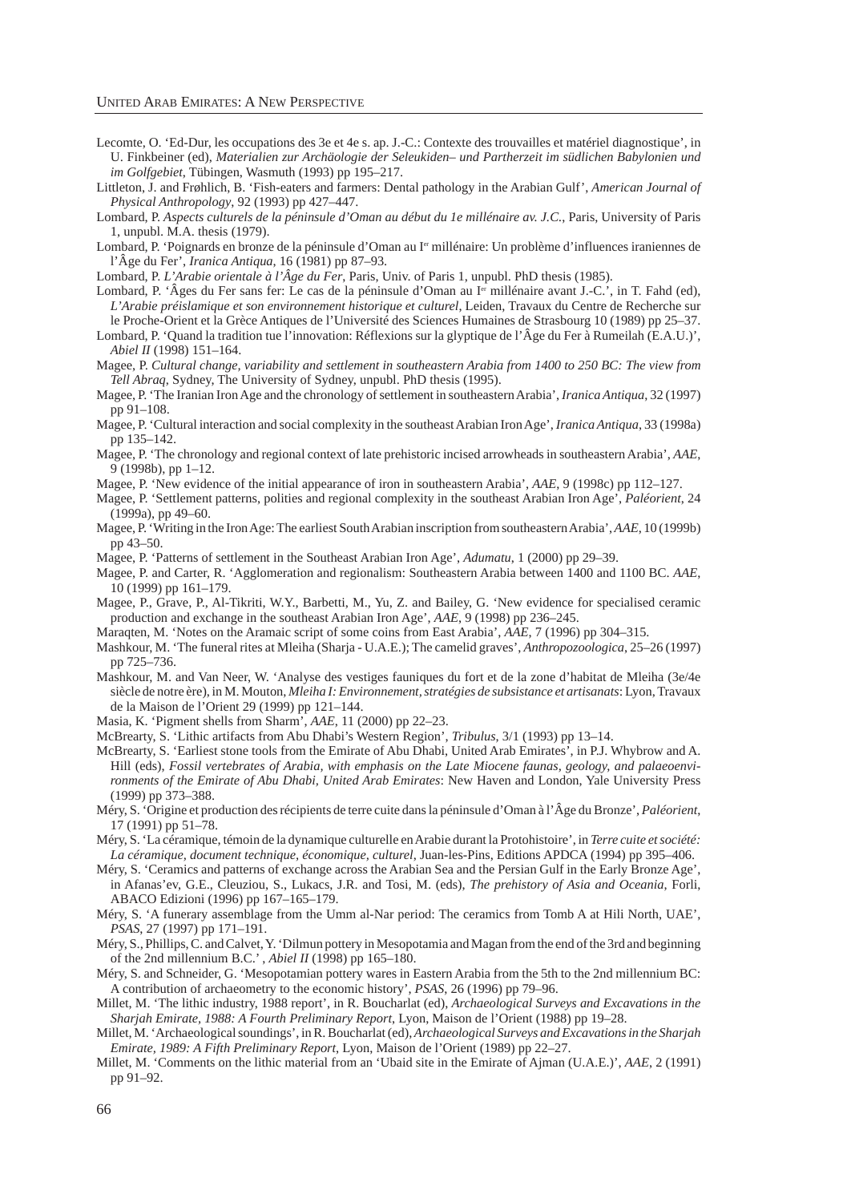Lecomte, O. 'Ed-Dur, les occupations des 3e et 4e s. ap. J.-C.: Contexte des trouvailles et matériel diagnostique', in U. Finkbeiner (ed), *Materialien zur Archäologie der Seleukiden– und Partherzeit im südlichen Babylonien und im Golfgebiet*, Tübingen, Wasmuth (1993) pp 195–217.

Littleton, J. and Frøhlich, B. 'Fish-eaters and farmers: Dental pathology in the Arabian Gulf', *American Journal of Physical Anthropology*, 92 (1993) pp 427–447.

Lombard, P. *Aspects culturels de la péninsule d'Oman au début du 1e millénaire av. J.C.*, Paris, University of Paris 1, unpubl. M.A. thesis (1979).

Lombard, P. 'Poignards en bronze de la péninsule d'Oman au Ier millénaire: Un problème d'influences iraniennes de l'Âge du Fer', *Iranica Antiqua*, 16 (1981) pp 87–93.

Lombard, P. *L'Arabie orientale à l'Âge du Fer*, Paris, Univ. of Paris 1, unpubl. PhD thesis (1985).

Lombard, P. 'Âges du Fer sans fer: Le cas de la péninsule d'Oman au Ier millénaire avant J.-C.', in T. Fahd (ed), *L'Arabie préislamique et son environnement historique et culturel*, Leiden, Travaux du Centre de Recherche sur le Proche-Orient et la Grèce Antiques de l'Université des Sciences Humaines de Strasbourg 10 (1989) pp 25–37.

Lombard, P. 'Quand la tradition tue l'innovation: Réflexions sur la glyptique de l'Âge du Fer à Rumeilah (E.A.U.)', *Abiel II* (1998) 151–164.

Magee, P. *Cultural change, variability and settlement in southeastern Arabia from 1400 to 250 BC: The view from Tell Abraq*, Sydney, The University of Sydney, unpubl. PhD thesis (1995).

Magee, P. 'The Iranian Iron Age and the chronology of settlement in southeastern Arabia', *Iranica Antiqua*, 32 (1997) pp 91–108.

Magee, P. 'Cultural interaction and social complexity in the southeast Arabian Iron Age', *Iranica Antiqua*, 33 (1998a) pp 135–142.

Magee, P. 'The chronology and regional context of late prehistoric incised arrowheads in southeastern Arabia', *AAE*, 9 (1998b), pp 1–12.

Magee, P. 'New evidence of the initial appearance of iron in southeastern Arabia', *AAE*, 9 (1998c) pp 112–127.

Magee, P. 'Settlement patterns, polities and regional complexity in the southeast Arabian Iron Age', *Paléorient*, 24 (1999a), pp 49–60.

Magee, P. 'Writing in the Iron Age: The earliest South Arabian inscription from southeastern Arabia', *AAE*, 10 (1999b) pp 43–50.

Magee, P. 'Patterns of settlement in the Southeast Arabian Iron Age', *Adumatu*, 1 (2000) pp 29–39.

Magee, P. and Carter, R. 'Agglomeration and regionalism: Southeastern Arabia between 1400 and 1100 BC. *AAE*, 10 (1999) pp 161–179.

Magee, P., Grave, P., Al-Tikriti, W.Y., Barbetti, M., Yu, Z. and Bailey, G. 'New evidence for specialised ceramic production and exchange in the southeast Arabian Iron Age', *AAE*, 9 (1998) pp 236–245.

Maraqten, M. 'Notes on the Aramaic script of some coins from East Arabia', *AAE*, 7 (1996) pp 304–315.

Mashkour, M. 'The funeral rites at Mleiha (Sharja - U.A.E.); The camelid graves', *Anthropozoologica*, 25–26 (1997) pp 725–736.

Mashkour, M. and Van Neer, W. 'Analyse des vestiges fauniques du fort et de la zone d'habitat de Mleiha (3e/4e siècle de notre ère), in M. Mouton, *Mleiha I: Environnement, stratégies de subsistance et artisanats*: Lyon, Travaux de la Maison de l'Orient 29 (1999) pp 121–144.

Masia, K. 'Pigment shells from Sharm', *AAE*, 11 (2000) pp 22–23.

McBrearty, S. 'Lithic artifacts from Abu Dhabi's Western Region', *Tribulus*, 3/1 (1993) pp 13–14.

McBrearty, S. 'Earliest stone tools from the Emirate of Abu Dhabi, United Arab Emirates', in P.J. Whybrow and A. Hill (eds), *Fossil vertebrates of Arabia, with emphasis on the Late Miocene faunas, geology, and palaeoenvironments of the Emirate of Abu Dhabi, United Arab Emirates*: New Haven and London, Yale University Press (1999) pp 373–388.

Méry, S. 'Origine et production des récipients de terre cuite dans la péninsule d'Oman à l'Âge du Bronze', *Paléorient*, 17 (1991) pp 51–78.

Méry, S. 'La céramique, témoin de la dynamique culturelle en Arabie durant la Protohistoire', in *Terre cuite et société: La céramique, document technique, économique, culturel*, Juan-les-Pins, Editions APDCA (1994) pp 395–406.

Méry, S. 'Ceramics and patterns of exchange across the Arabian Sea and the Persian Gulf in the Early Bronze Age', in Afanas'ev, G.E., Cleuziou, S., Lukacs, J.R. and Tosi, M. (eds), *The prehistory of Asia and Oceania*, Forli, ABACO Edizioni (1996) pp 167–165–179.

Méry, S. 'A funerary assemblage from the Umm al-Nar period: The ceramics from Tomb A at Hili North, UAE', *PSAS*, 27 (1997) pp 171–191.

Méry, S., Phillips, C. and Calvet, Y. 'Dilmun pottery in Mesopotamia and Magan from the end of the 3rd and beginning of the 2nd millennium B.C.', *Abiel II* (1998) pp 165–180.

Méry, S. and Schneider, G. 'Mesopotamian pottery wares in Eastern Arabia from the 5th to the 2nd millennium BC: A contribution of archaeometry to the economic history', *PSAS*, 26 (1996) pp 79–96.

Millet, M. 'The lithic industry, 1988 report', in R. Boucharlat (ed), *Archaeological Surveys and Excavations in the Sharjah Emirate, 1988: A Fourth Preliminary Report*, Lyon, Maison de l'Orient (1988) pp 19–28.

Millet, M. 'Archaeological soundings', in R. Boucharlat (ed), *Archaeological Surveys and Excavations in the Sharjah Emirate, 1989: A Fifth Preliminary Report*, Lyon, Maison de l'Orient (1989) pp 22–27.

Millet, M. 'Comments on the lithic material from an 'Ubaid site in the Emirate of Ajman (U.A.E.)', *AAE*, 2 (1991) pp 91–92.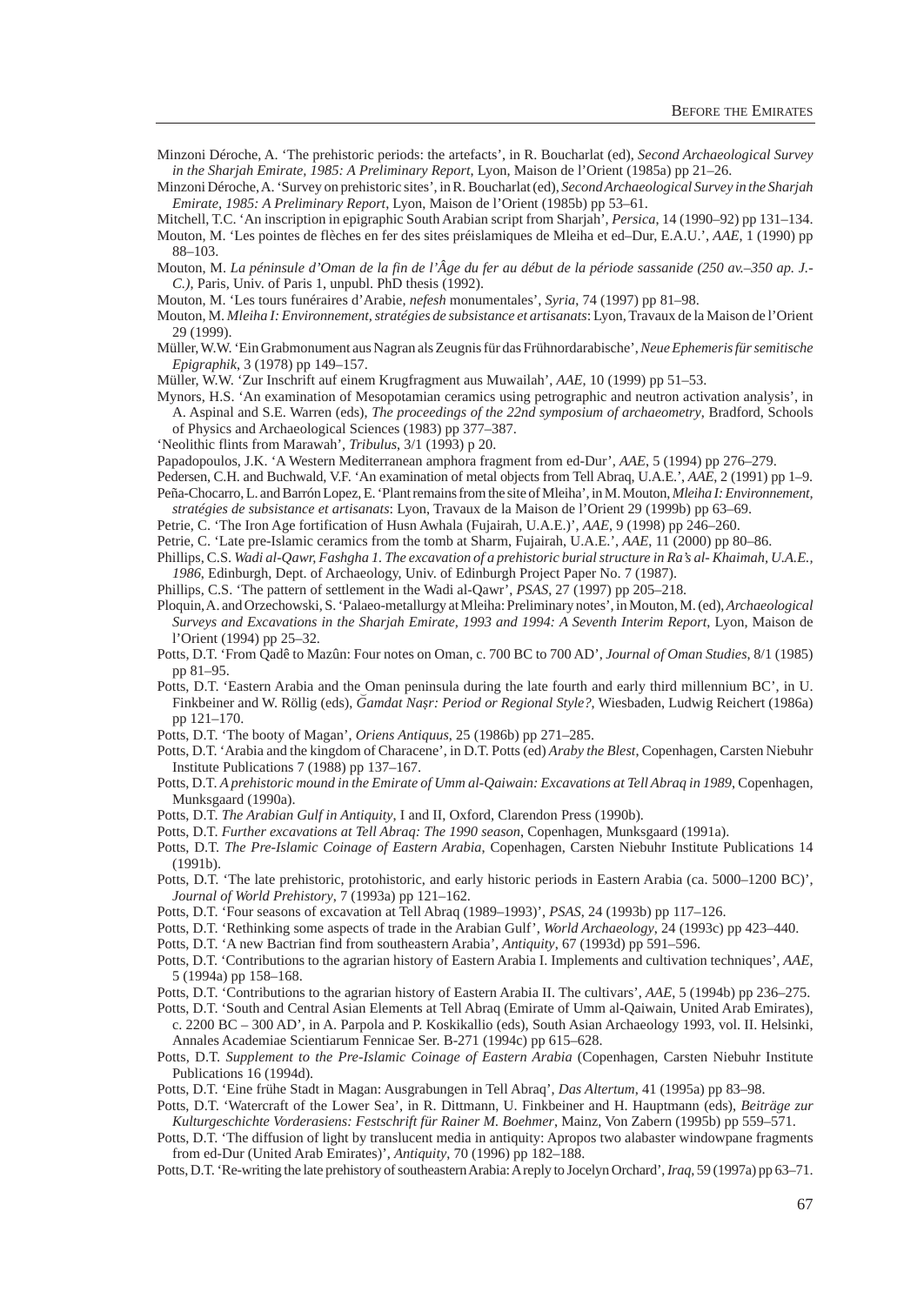Minzoni Déroche, A. 'The prehistoric periods: the artefacts', in R. Boucharlat (ed), *Second Archaeological Survey in the Sharjah Emirate, 1985: A Preliminary Report*, Lyon, Maison de l'Orient (1985a) pp 21–26.

Minzoni Déroche, A. 'Survey on prehistoric sites', in R. Boucharlat (ed), *Second Archaeological Survey in the Sharjah Emirate, 1985: A Preliminary Report*, Lyon, Maison de l'Orient (1985b) pp 53–61.

Mitchell, T.C. 'An inscription in epigraphic South Arabian script from Sharjah', *Persica*, 14 (1990–92) pp 131–134.

Mouton, M. 'Les pointes de flèches en fer des sites préislamiques de Mleiha et ed–Dur, E.A.U.', *AAE*, 1 (1990) pp 88–103.

Mouton, M. *La péninsule d'Oman de la fin de l'Âge du fer au début de la période sassanide (250 av.–350 ap. J.-C.)*, Paris, Univ. of Paris 1, unpubl. PhD thesis (1992).

Mouton, M. 'Les tours funéraires d'Arabie, *nefesh* monumentales', *Syria*, 74 (1997) pp 81–98.

Mouton, M. *Mleiha I: Environnement, stratégies de subsistance et artisanats*: Lyon, Travaux de la Maison de l'Orient 29 (1999).

Müller, W.W. 'Ein Grabmonument aus Nagran als Zeugnis für das Frühnordarabische', *Neue Ephemeris für semitische Epigraphik*, 3 (1978) pp 149–157.

Müller, W.W. 'Zur Inschrift auf einem Krugfragment aus Muwailah', *AAE*, 10 (1999) pp 51–53.

Mynors, H.S. 'An examination of Mesopotamian ceramics using petrographic and neutron activation analysis', in A. Aspinal and S.E. Warren (eds), *The proceedings of the 22nd symposium of archaeometry*, Bradford, Schools of Physics and Archaeological Sciences (1983) pp 377–387.

'Neolithic flints from Marawah', *Tribulus*, 3/1 (1993) p 20.

Papadopoulos, J.K. 'A Western Mediterranean amphora fragment from ed-Dur', *AAE*, 5 (1994) pp 276–279.

Pedersen, C.H. and Buchwald, V.F. 'An examination of metal objects from Tell Abraq, U.A.E.', *AAE*, 2 (1991) pp 1–9.

Peña-Chocarro, L. and Barrón Lopez, E. 'Plant remains from the site of Mleiha', in M. Mouton, *Mleiha I: Environnement, stratégies de subsistance et artisanats*: Lyon, Travaux de la Maison de l'Orient 29 (1999b) pp 63–69.

Petrie, C. 'The Iron Age fortification of Husn Awhala (Fujairah, U.A.E.)', *AAE*, 9 (1998) pp 246–260.

Petrie, C. 'Late pre-Islamic ceramics from the tomb at Sharm, Fujairah, U.A.E.', *AAE*, 11 (2000) pp 80–86.

Phillips, C.S. *Wadi al-Qawr, Fashgha 1. The excavation of a prehistoric burial structure in Ra's al- Khaimah, U.A.E., 1986*, Edinburgh, Dept. of Archaeology, Univ. of Edinburgh Project Paper No. 7 (1987).

Phillips, C.S. 'The pattern of settlement in the Wadi al-Qawr', *PSAS*, 27 (1997) pp 205–218.

Ploquin, A. and Orzechowski, S. 'Palaeo-metallurgy at Mleiha: Preliminary notes', in Mouton, M. (ed), *Archaeological Surveys and Excavations in the Sharjah Emirate, 1993 and 1994: A Seventh Interim Report*, Lyon, Maison de l'Orient (1994) pp 25–32.

Potts, D.T. 'From Qadê to Mazûn: Four notes on Oman, c. 700 BC to 700 AD', *Journal of Oman Studies*, 8/1 (1985) pp 81–95.

Potts, D.T. 'Eastern Arabia and the Oman peninsula during the late fourth and early third millennium BC', in U. Finkbeiner and W. Röllig (eds), *Ǧamdat Naṣr: Period or Regional Style?*, Wiesbaden, Ludwig Reichert (1986a) pp 121–170.

Potts, D.T. 'The booty of Magan', *Oriens Antiquus*, 25 (1986b) pp 271–285.

Potts, D.T. 'Arabia and the kingdom of Characene', in D.T. Potts (ed) *Araby the Blest*, Copenhagen, Carsten Niebuhr Institute Publications 7 (1988) pp 137–167.

Potts, D.T. *A prehistoric mound in the Emirate of Umm al-Qaiwain: Excavations at Tell Abraq in 1989*, Copenhagen, Munksgaard (1990a).

Potts, D.T. *The Arabian Gulf in Antiquity*, I and II, Oxford, Clarendon Press (1990b).

Potts, D.T. *Further excavations at Tell Abraq: The 1990 season*, Copenhagen, Munksgaard (1991a).

Potts, D.T. *The Pre-Islamic Coinage of Eastern Arabia*, Copenhagen, Carsten Niebuhr Institute Publications 14 (1991b).

Potts, D.T. 'The late prehistoric, protohistoric, and early historic periods in Eastern Arabia (ca. 5000–1200 BC)', *Journal of World Prehistory*, 7 (1993a) pp 121–162.

Potts, D.T. 'Four seasons of excavation at Tell Abraq (1989–1993)', *PSAS*, 24 (1993b) pp 117–126.

Potts, D.T. 'Rethinking some aspects of trade in the Arabian Gulf', *World Archaeology*, 24 (1993c) pp 423–440.

Potts, D.T. 'A new Bactrian find from southeastern Arabia', *Antiquity*, 67 (1993d) pp 591–596.

Potts, D.T. 'Contributions to the agrarian history of Eastern Arabia I. Implements and cultivation techniques', *AAE*, 5 (1994a) pp 158–168.

Potts, D.T. 'Contributions to the agrarian history of Eastern Arabia II. The cultivars', *AAE*, 5 (1994b) pp 236–275.

Potts, D.T. 'South and Central Asian Elements at Tell Abraq (Emirate of Umm al-Qaiwain, United Arab Emirates), c. 2200 BC – 300 AD', in A. Parpola and P. Koskikallio (eds), South Asian Archaeology 1993, vol. II. Helsinki, Annales Academiae Scientiarum Fennicae Ser. B-271 (1994c) pp 615–628.

Potts, D.T. *Supplement to the Pre-Islamic Coinage of Eastern Arabia* (Copenhagen, Carsten Niebuhr Institute Publications 16 (1994d).

Potts, D.T. 'Eine frühe Stadt in Magan: Ausgrabungen in Tell Abraq', *Das Altertum*, 41 (1995a) pp 83–98.

Potts, D.T. 'Watercraft of the Lower Sea', in R. Dittmann, U. Finkbeiner and H. Hauptmann (eds), *Beiträge zur Kulturgeschichte Vorderasiens: Festschrift für Rainer M. Boehmer*, Mainz, Von Zabern (1995b) pp 559–571.

Potts, D.T. 'The diffusion of light by translucent media in antiquity: Apropos two alabaster windowpane fragments from ed-Dur (United Arab Emirates)', *Antiquity*, 70 (1996) pp 182–188.

Potts, D.T. 'Re-writing the late prehistory of southeastern Arabia: A reply to Jocelyn Orchard', *Iraq*, 59 (1997a) pp 63–71.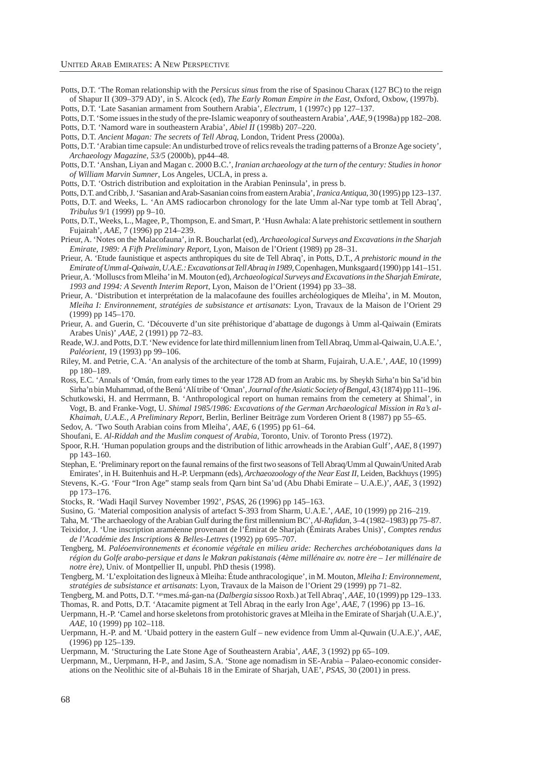Potts, D.T. 'The Roman relationship with the *Persicus sinus* from the rise of Spasinou Charax (127 BC) to the reign of Shapur II (309–379 AD)', in S. Alcock (ed), *The Early Roman Empire in the East*, Oxford, Oxbow, (1997b).

Potts, D.T. 'Late Sasanian armament from Southern Arabia', *Electrum*, 1 (1997c) pp 127–137.

Potts, D.T. 'Some issues in the study of the pre-Islamic weaponry of southeastern Arabia', *AAE*, 9 (1998a) pp 182–208.

Potts, D.T. 'Namord ware in southeastern Arabia', *Abiel II* (1998b) 207–220.

Potts, D.T. *Ancient Magan: The secrets of Tell Abraq*, London, Trident Press (2000a).

Potts, D.T. 'Arabian time capsule: An undisturbed trove of relics reveals the trading patterns of a Bronze Age society', *Archaeology Magazine, 53/5* (2000b), pp44–48.

Potts, D.T. 'Anshan, Liyan and Magan c. 2000 B.C.', *Iranian archaeology at the turn of the century: Studies in honor of William Marvin Sumner*, Los Angeles, UCLA, in press a.

Potts, D.T. 'Ostrich distribution and exploitation in the Arabian Peninsula', in press b.

Potts, D.T. and Cribb, J. 'Sasanian and Arab-Sasanian coins from eastern Arabia', *Iranica Antiqua*, 30 (1995) pp 123–137.

Potts, D.T. and Weeks, L. 'An AMS radiocarbon chronology for the late Umm al-Nar type tomb at Tell Abraq', *Tribulus* 9/1 (1999) pp 9–10.

Potts, D.T., Weeks, L., Magee, P., Thompson, E. and Smart, P. 'Husn Awhala: A late prehistoric settlement in southern Fujairah', *AAE*, 7 (1996) pp 214–239.

Prieur, A. 'Notes on the Malacofauna', in R. Boucharlat (ed), *Archaeological Surveys and Excavations in the Sharjah Emirate, 1989: A Fifh Preliminary Report*, Lyon, Maison de l'Orient (1989) pp 28–31.

Prieur, A. 'Etude faunistique et aspects anthropiques du site de Tell Abraq', in Potts, D.T., *A prehistoric mound in the Emirate of Umm al-Qaiwain, U.A.E.: Excavations at Tell Abraq in 1989*, Copenhagen, Munksgaard (1990) pp 141–151.

Prieur, A. 'Molluscs from Mleiha' in M. Mouton (ed), *Archaeological Surveys and Excavations in the Sharjah Emirate, 1993 and 1994: A Seventh Interim Report*, Lyon, Maison de l'Orient (1994) pp 33–38.

Prieur, A. 'Distribution et interprétation de la malacofaune des fouilles archéologiques de Mleiha', in M. Mouton, *Mleiha I: Environnement, stratégies de subsistance et artisanats*: Lyon, Travaux de la Maison de l'Orient 29 (1999) pp 145–170.

Prieur, A. and Guerin, C. 'Découverte d'un site préhistorique d'abattage de dugongs à Umm al-Qaiwain (Emirats Arabes Unis)' ,*AAE*, 2 (1991) pp 72–83.

Reade, W.J. and Potts, D.T. 'New evidence for late third millennium linen from Tell Abraq, Umm al-Qaiwain, U.A.E.', *Paléorient*, 19 (1993) pp 99–106.

Riley, M. and Petrie, C.A. 'An analysis of the architecture of the tomb at Sharm, Fujairah, U.A.E.', *AAE*, 10 (1999) pp 180–189.

Ross, E.C. 'Annals of 'Omán, from early times to the year 1728 AD from an Arabic ms. by Sheykh Sirha'n bin Sa'id bin Sirha'n bin Muhammad, of the Benú 'Alí tribe of 'Oman', *Journal of the Asiatic Society of Bengal*, 43 (1874) pp 111–196.

Schutkowski, H. and Herrmann, B. 'Anthropological report on human remains from the cemetery at Shimal', in Vogt, B. and Franke-Vogt, U. *Shimal 1985/1986: Excavations of the German Archaeological Mission in Ra's al-Khaimah, U.A.E., A Preliminary Report*, Berlin, Berliner Beiträge zum Vorderen Orient 8 (1987) pp 55–65.

Sedov, A. 'Two South Arabian coins from Mleiha', *AAE*, 6 (1995) pp 61–64.

Shoufani, E. *Al-Riddah and the Muslim conquest of Arabia*, Toronto, Univ. of Toronto Press (1972).

Spoor, R.H. 'Human population groups and the distribution of lithic arrowheads in the Arabian Gulf', *AAE*, 8 (1997) pp 143–160.

Stephan, E. 'Preliminary report on the faunal remains of the first two seasons of Tell Abraq/Umm al Quwain/United Arab Emirates', in H. Buitenhuis and H.-P. Uerpmann (eds), *Archaeozoology of the Near East II*, Leiden, Backhuys (1995)

Stevens, K.-G. 'Four "Iron Age" stamp seals from Qarn bint Sa'ud (Abu Dhabi Emirate – U.A.E.)', *AAE*, 3 (1992) pp 173–176.

Stocks, R. 'Wadi Haqil Survey November 1992', *PSAS*, 26 (1996) pp 145–163.

Susino, G. 'Material composition analysis of artefact S-393 from Sharm, U.A.E.', *AAE*, 10 (1999) pp 216–219.

Taha, M. 'The archaeology of the Arabian Gulf during the first millennium BC', *Al-Rafidan*, 3–4 (1982–1983) pp 75–87.

Teixidor, J. 'Une inscription araméenne provenant de l'Émirat de Sharjah (Émirats Arabes Unis)', *Comptes rendus de l'Académie des Inscriptions & Belles-Lettres* (1992) pp 695–707.

Tengberg, M. *Paléoenvironnements et économie végétale en milieu aride: Recherches archéobotaniques dans la région du Golfe arabo-persique et dans le Makran pakistanais (4ème millénaire av. notre ère – 1er millénaire de notre ère)*, Univ. of Montpellier II, unpubl. PhD thesis (1998).

Tengberg, M. 'L'exploitation des ligneux à Mleiha: Étude anthracologique', in M. Mouton, *Mleiha I: Environnement, stratégies de subsistance et artisanats*: Lyon, Travaux de la Maison de l'Orient 29 (1999) pp 71–82.

Tengberg, M. and Potts, D.T. '[gis]mes.má-gan-na (*Dalbergia sissoo* Roxb.) at Tell Abraq', *AAE*, 10 (1999) pp 129–133.

Thomas, R. and Potts, D.T. 'Atacamite pigment at Tell Abraq in the early Iron Age', *AAE*, 7 (1996) pp 13–16.

Uerpmann, H.-P. 'Camel and horse skeletons from protohistoric graves at Mleiha in the Emirate of Sharjah (U.A.E.)', *AAE*, 10 (1999) pp 102–118.

Uerpmann, H.-P. and M. 'Ubaid pottery in the eastern Gulf – new evidence from Umm al-Quwain (U.A.E.)', *AAE*, (1996) pp 125–139.

Uerpmann, M. 'Structuring the Late Stone Age of Southeastern Arabia', *AAE*, 3 (1992) pp 65–109.

Uerpmann, M., Uerpmann, H-P., and Jasim, S.A. 'Stone age nomadism in SE-Arabia – Palaeo-economic considerations on the Neolithic site of al-Buhais 18 in the Emirate of Sharjah, UAE', *PSAS*, 30 (2001) in press.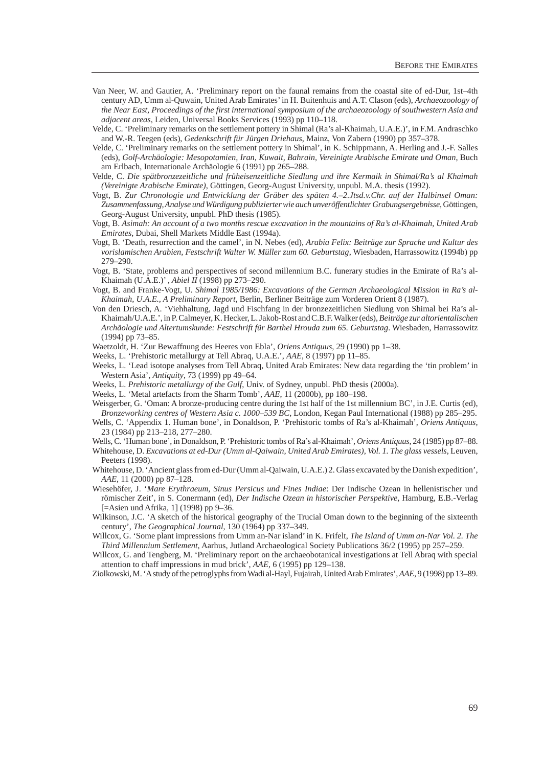Van Neer, W. and Gautier, A. 'Preliminary report on the faunal remains from the coastal site of ed-Dur, 1st–4th century AD, Umm al-Quwain, United Arab Emirates' in H. Buitenhuis and A.T. Clason (eds), *Archaeozoology of the Near East, Proceedings of the first international symposium of the archaeozoology of southwestern Asia and adjacent areas*, Leiden, Universal Books Services (1993) pp 110–118.

Velde, C. 'Preliminary remarks on the settlement pottery in Shimal (Ra's al-Khaimah, U.A.E.)', in F.M. Andraschko and W.-R. Teegen (eds), *Gedenkschrift für Jürgen Driehaus*, Mainz, Von Zabern (1990) pp 357–378.

Velde, C. 'Preliminary remarks on the settlement pottery in Shimal', in K. Schippmann, A. Herling and J.-F. Salles (eds), *Golf-Archäologie: Mesopotamien, Iran, Kuwait, Bahrain, Vereinigte Arabische Emirate und Oman*, Buch am Erlbach, Internationale Archäologie 6 (1991) pp 265–288.

Velde, C. *Die spätbronzezeitliche und früheisenzeitliche Siedlung und ihre Kermaik in Shimal/Ra's al Khaimah (Vereinigte Arabische Emirate)*, Göttingen, Georg-August University, unpubl. M.A. thesis (1992).

Vogt, B. *Zur Chronologie und Entwicklung der Gräber des späten 4.–2.Jtsd.v.Chr. auf der Halbinsel Oman: Zusammenfassung, Analyse und Würdigung publizierter wie auch unveröffentlichter Grabungsergebnisse*, Göttingen, Georg-August University, unpubl. PhD thesis (1985).

Vogt, B. *Asimah: An account of a two months rescue excavation in the mountains of Ra's al-Khaimah, United Arab Emirates*, Dubai, Shell Markets Middle East (1994a).

Vogt, B. 'Death, resurrection and the camel', in N. Nebes (ed), *Arabia Felix: Beiträge zur Sprache und Kultur des vorislamischen Arabien, Festschrift Walter W. Müller zum 60. Geburtstag*, Wiesbaden, Harrassowitz (1994b) pp 279–290.

Vogt, B. 'State, problems and perspectives of second millennium B.C. funerary studies in the Emirate of Ra's al-Khaimah (U.A.E.)' , *Abiel II* (1998) pp 273–290.

Vogt, B. and Franke-Vogt, U. *Shimal 1985/1986: Excavations of the German Archaeological Mission in Ra's al-Khaimah, U.A.E., A Preliminary Report*, Berlin, Berliner Beiträge zum Vorderen Orient 8 (1987).

Von den Driesch, A. 'Viehhaltung, Jagd und Fischfang in der bronzezeitlichen Siedlung von Shimal bei Ra's al-Khaimah/U.A.E.', in P. Calmeyer, K. Hecker, L. Jakob-Rost and C.B.F. Walker (eds), *Beiträge zur altorientalischen Archäologie und Altertumskunde: Festschrift für Barthel Hrouda zum 65. Geburtstag*. Wiesbaden, Harrassowitz (1994) pp 73–85.

Waetzoldt, H. 'Zur Bewaffnung des Heeres von Ebla', *Oriens Antiquus*, 29 (1990) pp 1–38.

Weeks, L. 'Prehistoric metallurgy at Tell Abraq, U.A.E.', *AAE*, 8 (1997) pp 11–85.

Weeks, L. 'Lead isotope analyses from Tell Abraq, United Arab Emirates: New data regarding the 'tin problem' in Western Asia', *Antiquity*, 73 (1999) pp 49–64.

Weeks, L. *Prehistoric metallurgy of the Gulf*, Univ. of Sydney, unpubl. PhD thesis (2000a).

Weeks, L. 'Metal artefacts from the Sharm Tomb', *AAE*, 11 (2000b), pp 180–198.

Weisgerber, G. 'Oman: A bronze-producing centre during the 1st half of the 1st millennium BC', in J.E. Curtis (ed), *Bronzeworking centres of Western Asia c. 1000–539 BC*, London, Kegan Paul International (1988) pp 285–295.

Wells, C. 'Appendix 1. Human bone', in Donaldson, P. 'Prehistoric tombs of Ra's al-Khaimah', *Oriens Antiquus*, 23 (1984) pp 213–218, 277–280.

Wells, C. 'Human bone', in Donaldson, P. 'Prehistoric tombs of Ra's al-Khaimah', *Oriens Antiquus*, 24 (1985) pp 87–88.

Whitehouse, D. *Excavations at ed-Dur (Umm al-Qaiwain, United Arab Emirates), Vol. 1. The glass vessels*, Leuven, Peeters (1998).

Whitehouse, D. 'Ancient glass from ed-Dur (Umm al-Qaiwain, U.A.E.) 2. Glass excavated by the Danish expedition', *AAE*, 11 (2000) pp 87–128.

Wiesehöfer, J. '*Mare Erythraeum, Sinus Persicus und Fines Indiae*: Der Indische Ozean in hellenistischer und römischer Zeit', in S. Conermann (ed), *Der Indische Ozean in historischer Perspektive*, Hamburg, E.B.-Verlag [=Asien und Afrika, 1] (1998) pp 9–36.

Wilkinson, J.C. 'A sketch of the historical geography of the Trucial Oman down to the beginning of the sixteenth century', *The Geographical Journal*, 130 (1964) pp 337–349.

Willcox, G. 'Some plant impressions from Umm an-Nar island' in K. Frifelt, *The Island of Umm an-Nar Vol. 2. The Third Millennium Settlement*, Aarhus, Jutland Archaeological Society Publications 36/2 (1995) pp 257–259.

Willcox, G. and Tengberg, M. 'Preliminary report on the archaeobotanical investigations at Tell Abraq with special attention to chaff impressions in mud brick', *AAE*, 6 (1995) pp 129–138.

Ziolkowski, M. 'A study of the petroglyphs from Wadi al-Hayl, Fujairah, United Arab Emirates', *AAE*, 9 (1998) pp 13–89.